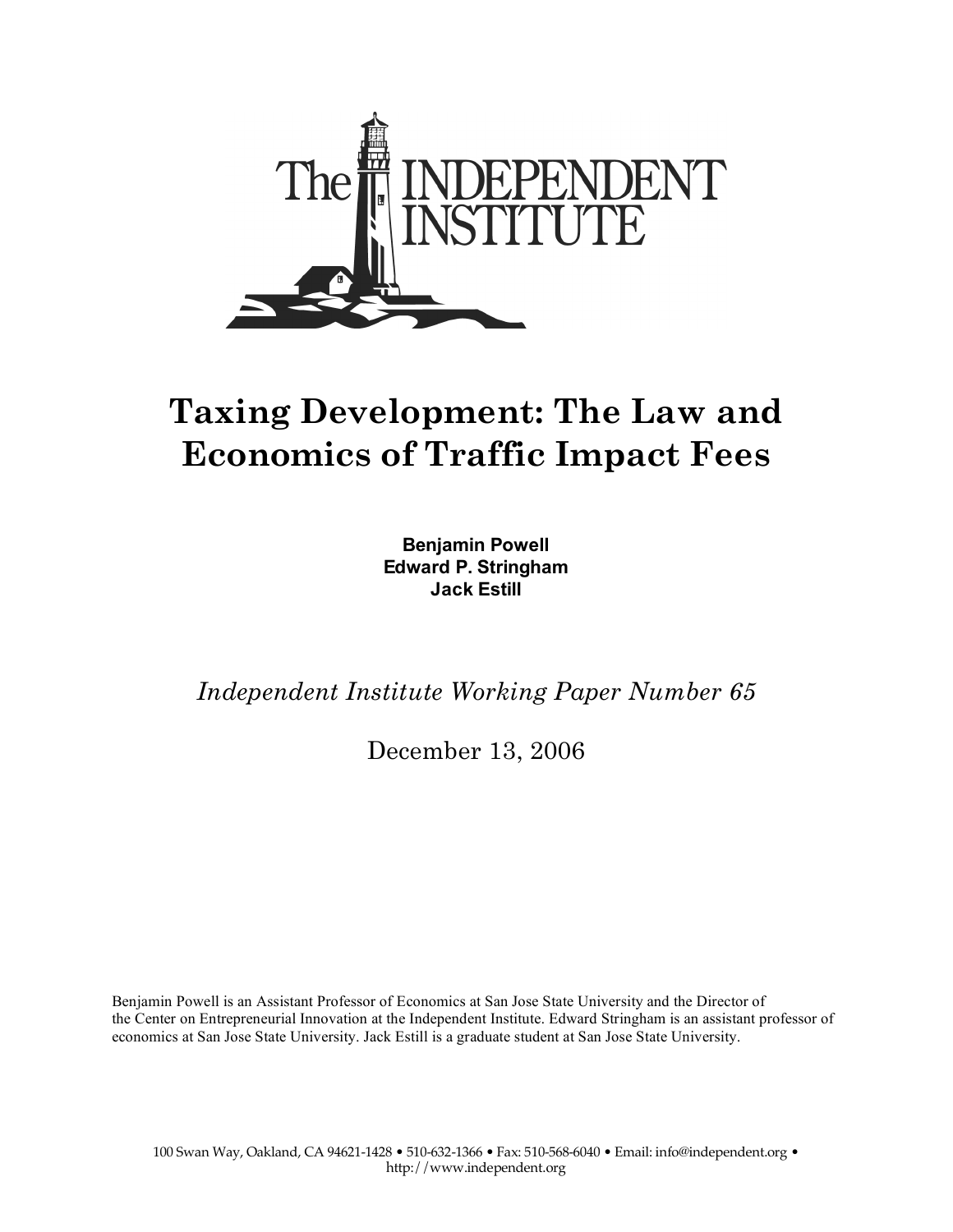The INDEPENDENT INSTITUTE

# Taxing Development: The Law and Economics of Traffic Impact Fees

**Benjamin Powell**
**Edward P. Stringham**
**Jack Estill**

*Independent Institute Working Paper Number 65*

December 13, 2006

Benjamin Powell is an Assistant Professor of Economics at San Jose State University and the Director of the Center on Entrepreneurial Innovation at the Independent Institute. Edward Stringham is an assistant professor of economics at San Jose State University. Jack Estill is a graduate student at San Jose State University.

100 Swan Way, Oakland, CA 94621-1428 • 510-632-1366 • Fax: 510-568-6040 • Email: info@independent.org • http://www.independent.org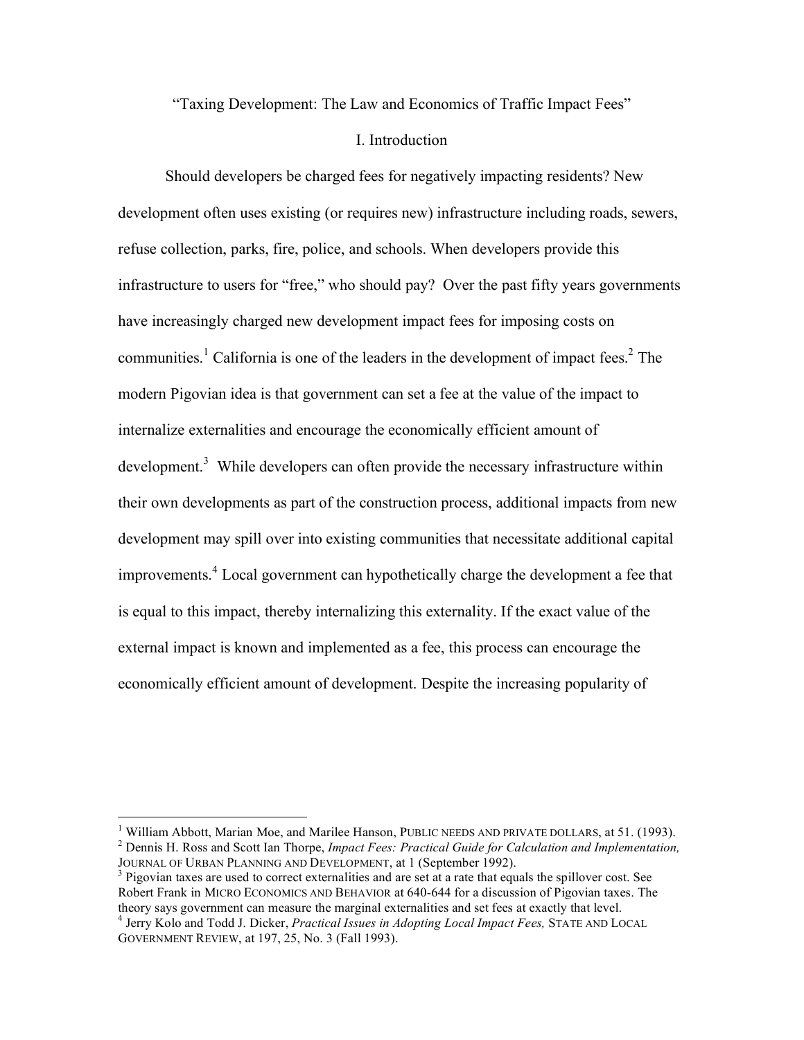"Taxing Development: The Law and Economics of Traffic Impact Fees"

# I. Introduction

Should developers be charged fees for negatively impacting residents? New development often uses existing (or requires new) infrastructure including roads, sewers, refuse collection, parks, fire, police, and schools. When developers provide this infrastructure to users for "free," who should pay? Over the past fifty years governments have increasingly charged new development impact fees for imposing costs on communities.[1] California is one of the leaders in the development of impact fees.[2] The modern Pigovian idea is that government can set a fee at the value of the impact to internalize externalities and encourage the economically efficient amount of development.[3] While developers can often provide the necessary infrastructure within their own developments as part of the construction process, additional impacts from new development may spill over into existing communities that necessitate additional capital improvements.[4] Local government can hypothetically charge the development a fee that is equal to this impact, thereby internalizing this externality. If the exact value of the external impact is known and implemented as a fee, this process can encourage the economically efficient amount of development. Despite the increasing popularity of

---

[1] William Abbott, Marian Moe, and Marilee Hanson, PUBLIC NEEDS AND PRIVATE DOLLARS, at 51. (1993).

[2] Dennis H. Ross and Scott Ian Thorpe, *Impact Fees: Practical Guide for Calculation and Implementation,* JOURNAL OF URBAN PLANNING AND DEVELOPMENT, at 1 (September 1992).

[3] Pigovian taxes are used to correct externalities and are set at a rate that equals the spillover cost. See Robert Frank in MICRO ECONOMICS AND BEHAVIOR at 640-644 for a discussion of Pigovian taxes. The theory says government can measure the marginal externalities and set fees at exactly that level.

[4] Jerry Kolo and Todd J. Dicker, *Practical Issues in Adopting Local Impact Fees,* STATE AND LOCAL GOVERNMENT REVIEW, at 197, 25, No. 3 (Fall 1993).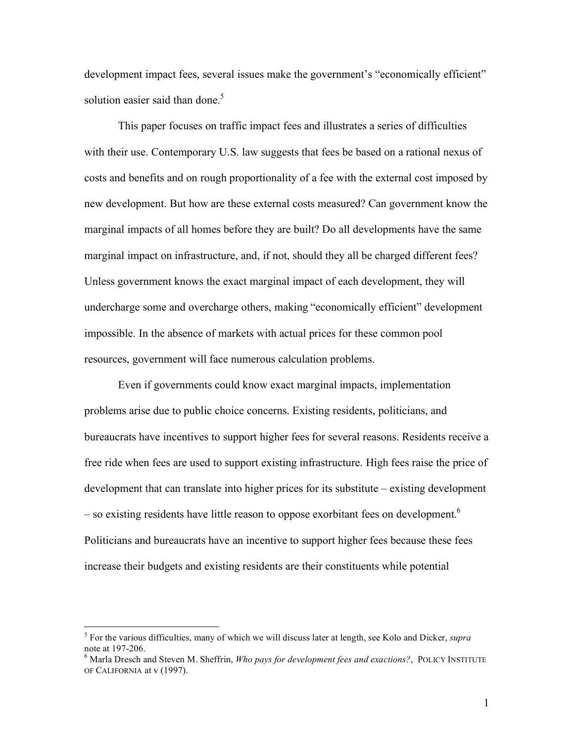development impact fees, several issues make the government's "economically efficient" solution easier said than done.[5]

This paper focuses on traffic impact fees and illustrates a series of difficulties with their use. Contemporary U.S. law suggests that fees be based on a rational nexus of costs and benefits and on rough proportionality of a fee with the external cost imposed by new development. But how are these external costs measured? Can government know the marginal impacts of all homes before they are built? Do all developments have the same marginal impact on infrastructure, and, if not, should they all be charged different fees? Unless government knows the exact marginal impact of each development, they will undercharge some and overcharge others, making "economically efficient" development impossible. In the absence of markets with actual prices for these common pool resources, government will face numerous calculation problems.

Even if governments could know exact marginal impacts, implementation problems arise due to public choice concerns. Existing residents, politicians, and bureaucrats have incentives to support higher fees for several reasons. Residents receive a free ride when fees are used to support existing infrastructure. High fees raise the price of development that can translate into higher prices for its substitute – existing development – so existing residents have little reason to oppose exorbitant fees on development.[6] Politicians and bureaucrats have an incentive to support higher fees because these fees increase their budgets and existing residents are their constituents while potential

---

[5] For the various difficulties, many of which we will discuss later at length, see Kolo and Dicker, *supra* note at 197-206.

[6] Marla Dresch and Steven M. Sheffrin, *Who pays for development fees and exactions?*, POLICY INSTITUTE OF CALIFORNIA at v (1997).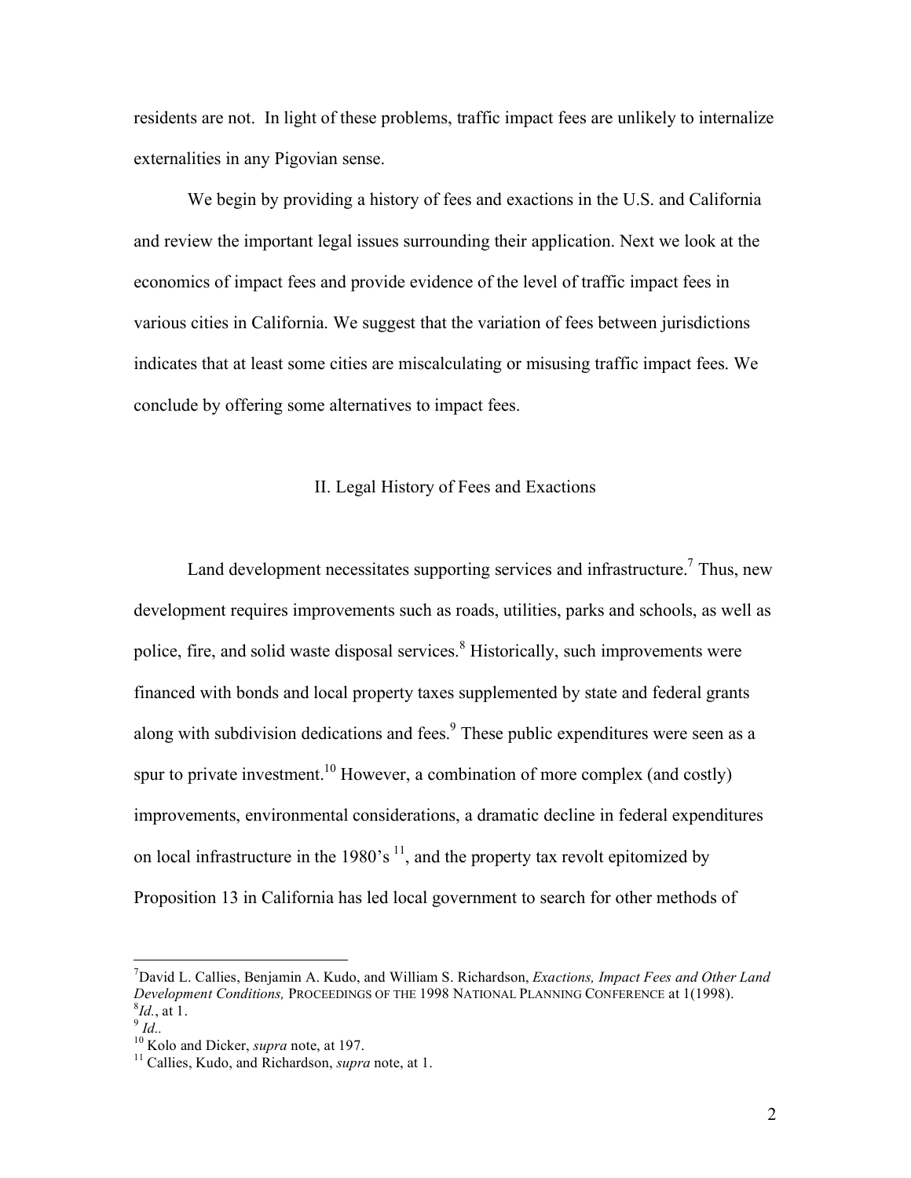residents are not. In light of these problems, traffic impact fees are unlikely to internalize externalities in any Pigovian sense.

We begin by providing a history of fees and exactions in the U.S. and California and review the important legal issues surrounding their application. Next we look at the economics of impact fees and provide evidence of the level of traffic impact fees in various cities in California. We suggest that the variation of fees between jurisdictions indicates that at least some cities are miscalculating or misusing traffic impact fees. We conclude by offering some alternatives to impact fees.

## II. Legal History of Fees and Exactions

Land development necessitates supporting services and infrastructure.[7] Thus, new development requires improvements such as roads, utilities, parks and schools, as well as police, fire, and solid waste disposal services.[8] Historically, such improvements were financed with bonds and local property taxes supplemented by state and federal grants along with subdivision dedications and fees.[9] These public expenditures were seen as a spur to private investment.[10] However, a combination of more complex (and costly) improvements, environmental considerations, a dramatic decline in federal expenditures on local infrastructure in the 1980's [11], and the property tax revolt epitomized by Proposition 13 in California has led local government to search for other methods of

---

[7] David L. Callies, Benjamin A. Kudo, and William S. Richardson, *Exactions, Impact Fees and Other Land Development Conditions,* PROCEEDINGS OF THE 1998 NATIONAL PLANNING CONFERENCE at 1(1998).

[8] *Id.*, at 1.

[9] *Id.*.

[10] Kolo and Dicker, *supra* note, at 197.

[11] Callies, Kudo, and Richardson, *supra* note, at 1.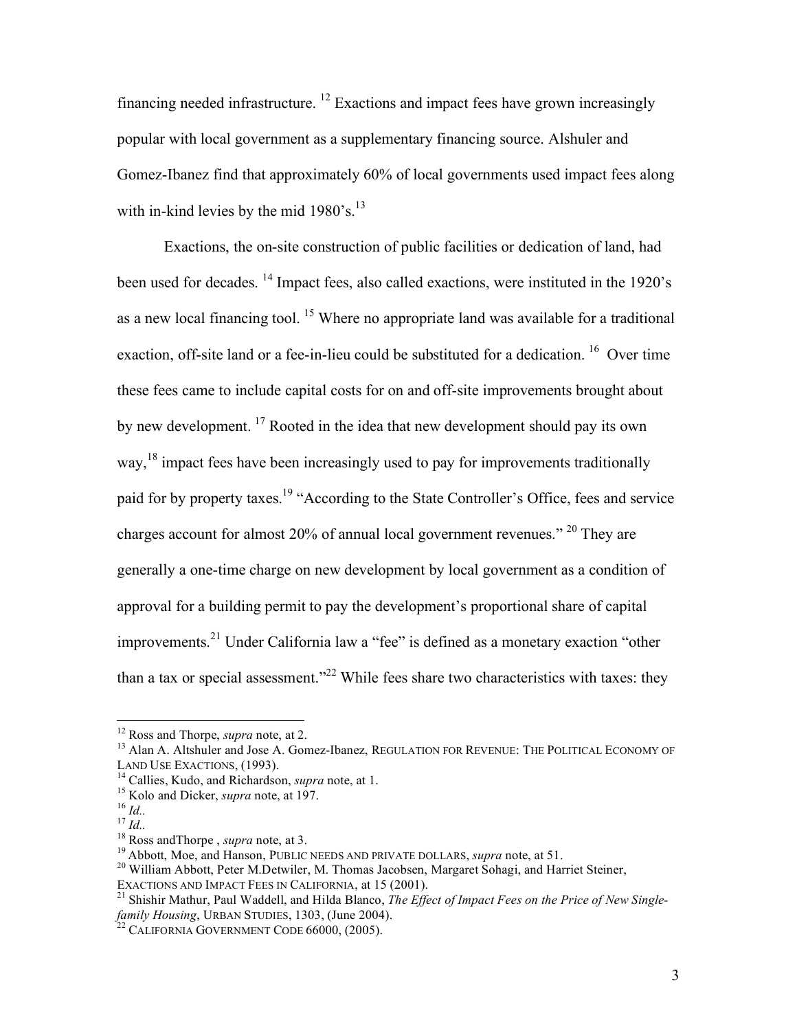financing needed infrastructure. [12] Exactions and impact fees have grown increasingly popular with local government as a supplementary financing source. Alshuler and Gomez-Ibanez find that approximately 60% of local governments used impact fees along with in-kind levies by the mid 1980's.[13]

Exactions, the on-site construction of public facilities or dedication of land, had been used for decades. [14] Impact fees, also called exactions, were instituted in the 1920's as a new local financing tool. [15] Where no appropriate land was available for a traditional exaction, off-site land or a fee-in-lieu could be substituted for a dedication. [16] Over time these fees came to include capital costs for on and off-site improvements brought about by new development. [17] Rooted in the idea that new development should pay its own way,[18] impact fees have been increasingly used to pay for improvements traditionally paid for by property taxes.[19] "According to the State Controller's Office, fees and service charges account for almost 20% of annual local government revenues." [20] They are generally a one-time charge on new development by local government as a condition of approval for a building permit to pay the development's proportional share of capital improvements.[21] Under California law a "fee" is defined as a monetary exaction "other than a tax or special assessment."[22] While fees share two characteristics with taxes: they

---

[12] Ross and Thorpe, *supra* note, at 2.

[13] Alan A. Altshuler and Jose A. Gomez-Ibanez, REGULATION FOR REVENUE: THE POLITICAL ECONOMY OF LAND USE EXACTIONS, (1993).

[14] Callies, Kudo, and Richardson, *supra* note, at 1.

[15] Kolo and Dicker, *supra* note, at 197.

[16] *Id.*.

[17] *Id.*.

[18] Ross andThorpe , *supra* note, at 3.

[19] Abbott, Moe, and Hanson, PUBLIC NEEDS AND PRIVATE DOLLARS, *supra* note, at 51.

[20] William Abbott, Peter M.Detwiler, M. Thomas Jacobsen, Margaret Sohagi, and Harriet Steiner, EXACTIONS AND IMPACT FEES IN CALIFORNIA, at 15 (2001).

[21] Shishir Mathur, Paul Waddell, and Hilda Blanco, *The Effect of Impact Fees on the Price of New Single-family Housing*, URBAN STUDIES, 1303, (June 2004).

[22] CALIFORNIA GOVERNMENT CODE 66000, (2005).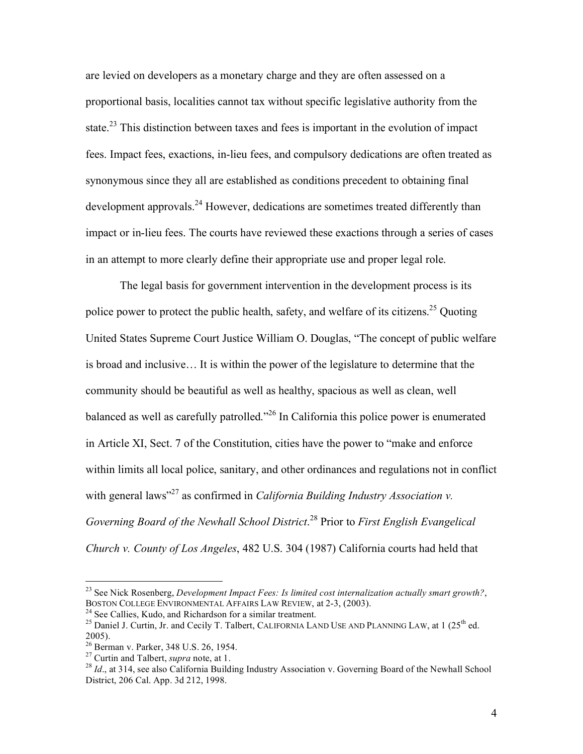are levied on developers as a monetary charge and they are often assessed on a proportional basis, localities cannot tax without specific legislative authority from the state.[23] This distinction between taxes and fees is important in the evolution of impact fees. Impact fees, exactions, in-lieu fees, and compulsory dedications are often treated as synonymous since they all are established as conditions precedent to obtaining final development approvals.[24] However, dedications are sometimes treated differently than impact or in-lieu fees. The courts have reviewed these exactions through a series of cases in an attempt to more clearly define their appropriate use and proper legal role.

The legal basis for government intervention in the development process is its police power to protect the public health, safety, and welfare of its citizens.[25] Quoting United States Supreme Court Justice William O. Douglas, "The concept of public welfare is broad and inclusive… It is within the power of the legislature to determine that the community should be beautiful as well as healthy, spacious as well as clean, well balanced as well as carefully patrolled."[26] In California this police power is enumerated in Article XI, Sect. 7 of the Constitution, cities have the power to "make and enforce within limits all local police, sanitary, and other ordinances and regulations not in conflict with general laws"[27] as confirmed in *California Building Industry Association v. Governing Board of the Newhall School District*.[28] Prior to *First English Evangelical Church v. County of Los Angeles*, 482 U.S. 304 (1987) California courts had held that

---

[23] See Nick Rosenberg, *Development Impact Fees: Is limited cost internalization actually smart growth?*, BOSTON COLLEGE ENVIRONMENTAL AFFAIRS LAW REVIEW, at 2-3, (2003).

[24] See Callies, Kudo, and Richardson for a similar treatment.

[25] Daniel J. Curtin, Jr. and Cecily T. Talbert, CALIFORNIA LAND USE AND PLANNING LAW, at 1 (25th ed. 2005).

[26] Berman v. Parker, 348 U.S. 26, 1954.

[27] Curtin and Talbert, *supra* note, at 1.

[28] *Id*., at 314, see also California Building Industry Association v. Governing Board of the Newhall School District, 206 Cal. App. 3d 212, 1998.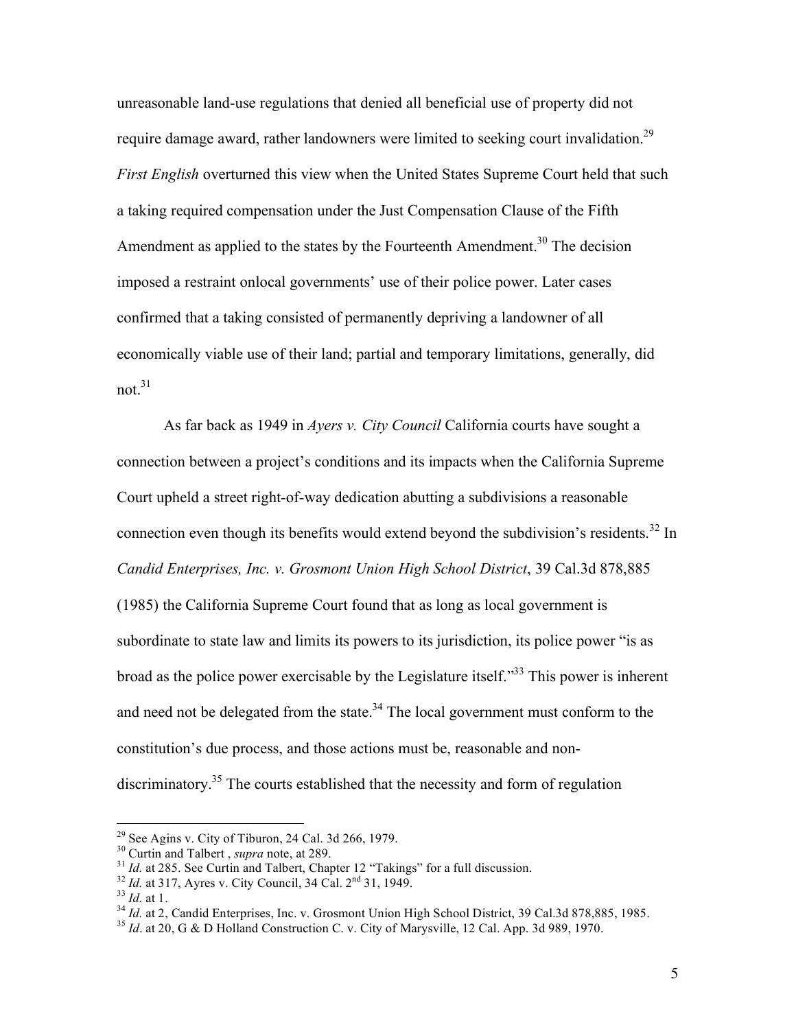unreasonable land-use regulations that denied all beneficial use of property did not require damage award, rather landowners were limited to seeking court invalidation.[29] *First English* overturned this view when the United States Supreme Court held that such a taking required compensation under the Just Compensation Clause of the Fifth Amendment as applied to the states by the Fourteenth Amendment.[30] The decision imposed a restraint onlocal governments' use of their police power. Later cases confirmed that a taking consisted of permanently depriving a landowner of all economically viable use of their land; partial and temporary limitations, generally, did not.[31]

As far back as 1949 in *Ayers v. City Council* California courts have sought a connection between a project's conditions and its impacts when the California Supreme Court upheld a street right-of-way dedication abutting a subdivisions a reasonable connection even though its benefits would extend beyond the subdivision's residents.[32] In *Candid Enterprises, Inc. v. Grosmont Union High School District*, 39 Cal.3d 878,885 (1985) the California Supreme Court found that as long as local government is subordinate to state law and limits its powers to its jurisdiction, its police power "is as broad as the police power exercisable by the Legislature itself."[33] This power is inherent and need not be delegated from the state.[34] The local government must conform to the constitution's due process, and those actions must be, reasonable and non-discriminatory.[35] The courts established that the necessity and form of regulation

---

[29] See Agins v. City of Tiburon, 24 Cal. 3d 266, 1979.

[30] Curtin and Talbert , *supra* note, at 289.

[31] *Id.* at 285. See Curtin and Talbert, Chapter 12 "Takings" for a full discussion.

[32] *Id.* at 317, Ayres v. City Council, 34 Cal. 2nd 31, 1949.

[33] *Id.* at 1.

[34] *Id.* at 2, Candid Enterprises, Inc. v. Grosmont Union High School District, 39 Cal.3d 878,885, 1985.

[35] *Id*. at 20, G & D Holland Construction C. v. City of Marysville, 12 Cal. App. 3d 989, 1970.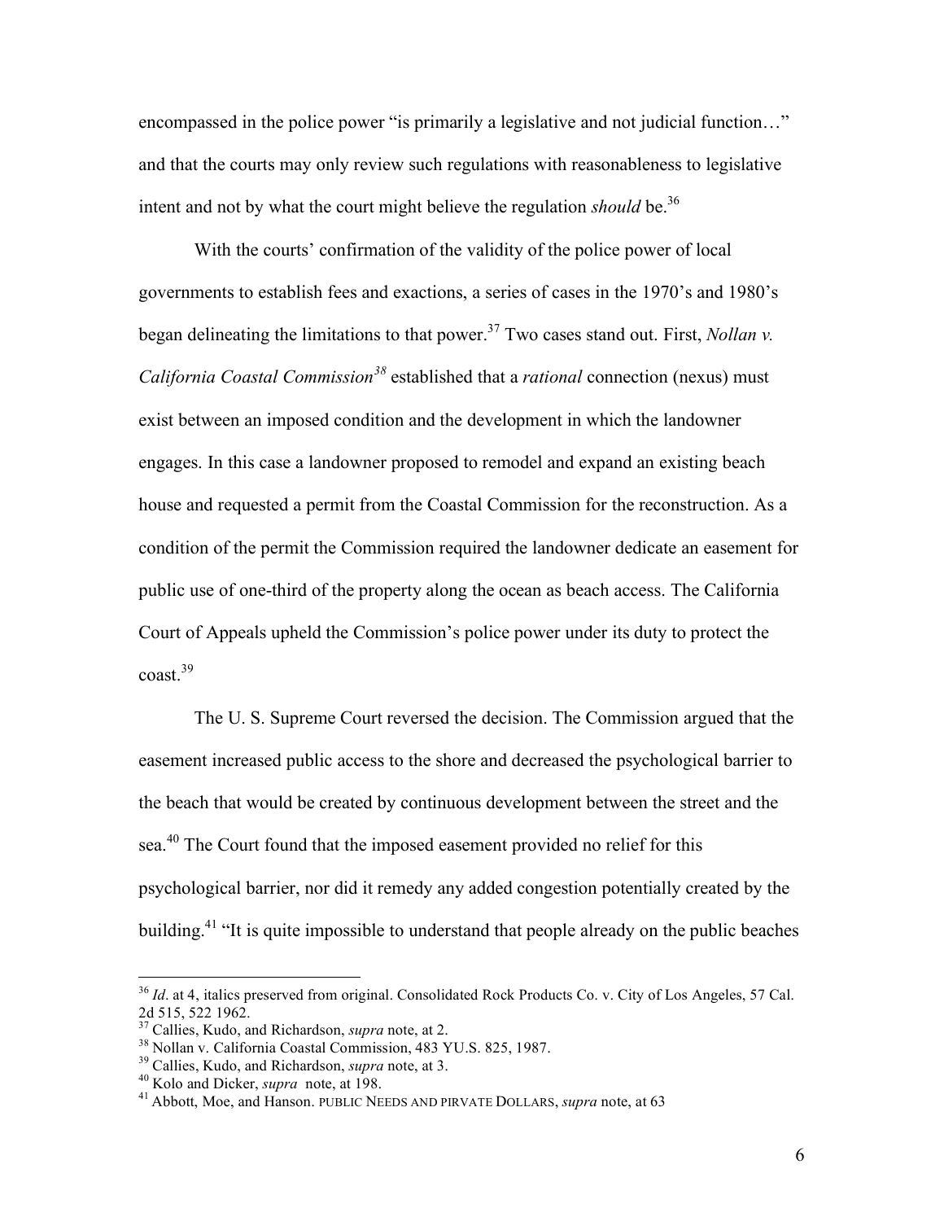encompassed in the police power "is primarily a legislative and not judicial function…" and that the courts may only review such regulations with reasonableness to legislative intent and not by what the court might believe the regulation *should* be.[36]

With the courts' confirmation of the validity of the police power of local governments to establish fees and exactions, a series of cases in the 1970's and 1980's began delineating the limitations to that power.[37] Two cases stand out. First, *Nollan v. California Coastal Commission*[38] established that a *rational* connection (nexus) must exist between an imposed condition and the development in which the landowner engages. In this case a landowner proposed to remodel and expand an existing beach house and requested a permit from the Coastal Commission for the reconstruction. As a condition of the permit the Commission required the landowner dedicate an easement for public use of one-third of the property along the ocean as beach access. The California Court of Appeals upheld the Commission's police power under its duty to protect the coast.[39]

The U. S. Supreme Court reversed the decision. The Commission argued that the easement increased public access to the shore and decreased the psychological barrier to the beach that would be created by continuous development between the street and the sea.[40] The Court found that the imposed easement provided no relief for this psychological barrier, nor did it remedy any added congestion potentially created by the building.[41] "It is quite impossible to understand that people already on the public beaches

---

[36] *Id*. at 4, italics preserved from original. Consolidated Rock Products Co. v. City of Los Angeles, 57 Cal. 2d 515, 522 1962.

[37] Callies, Kudo, and Richardson, *supra* note, at 2.

[38] Nollan v. California Coastal Commission, 483 YU.S. 825, 1987.

[39] Callies, Kudo, and Richardson, *supra* note, at 3.

[40] Kolo and Dicker, *supra* note, at 198.

[41] Abbott, Moe, and Hanson. PUBLIC NEEDS AND PIRVATE DOLLARS, *supra* note, at 63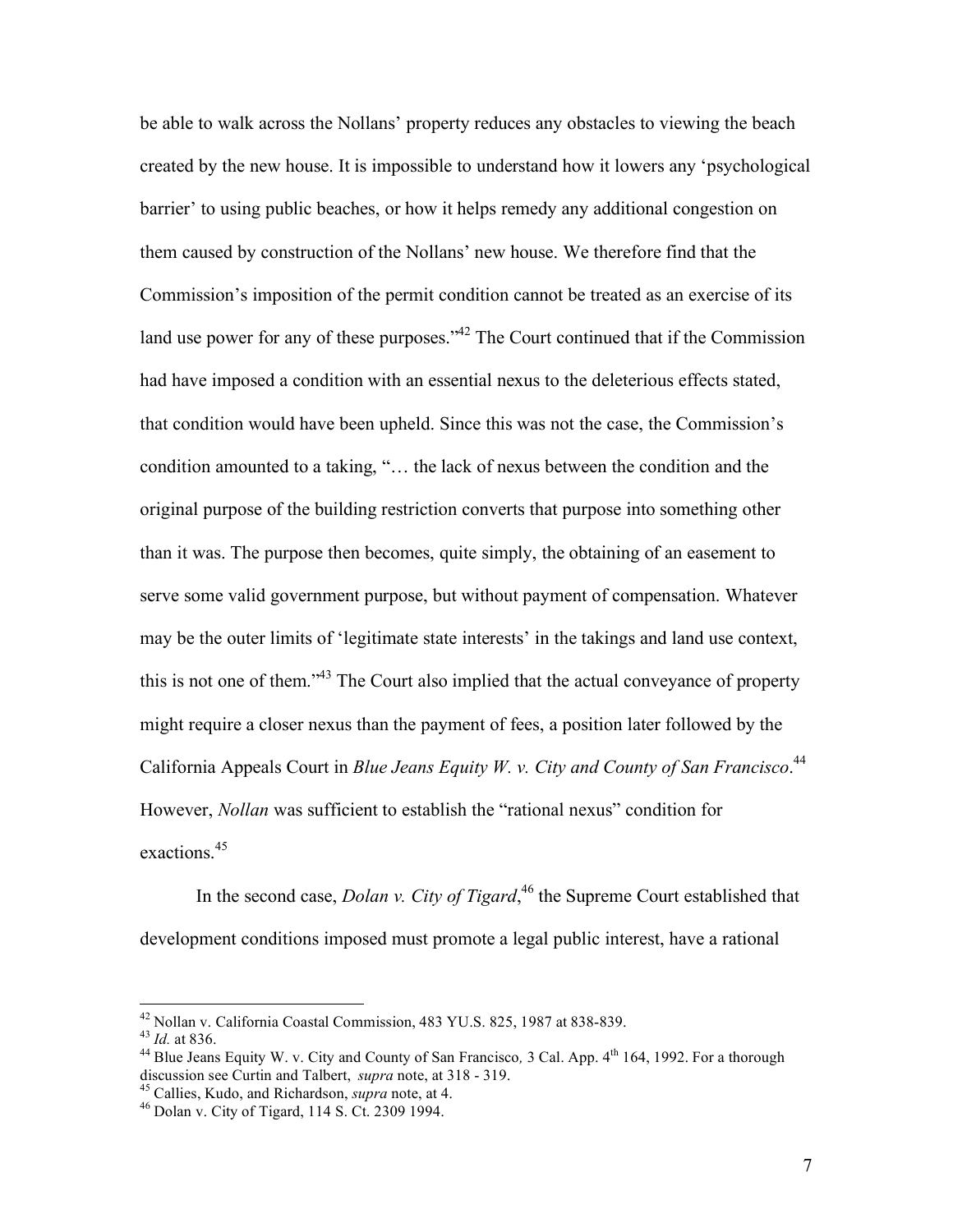be able to walk across the Nollans' property reduces any obstacles to viewing the beach created by the new house. It is impossible to understand how it lowers any 'psychological barrier' to using public beaches, or how it helps remedy any additional congestion on them caused by construction of the Nollans' new house. We therefore find that the Commission's imposition of the permit condition cannot be treated as an exercise of its land use power for any of these purposes."[42] The Court continued that if the Commission had have imposed a condition with an essential nexus to the deleterious effects stated, that condition would have been upheld. Since this was not the case, the Commission's condition amounted to a taking, "… the lack of nexus between the condition and the original purpose of the building restriction converts that purpose into something other than it was. The purpose then becomes, quite simply, the obtaining of an easement to serve some valid government purpose, but without payment of compensation. Whatever may be the outer limits of 'legitimate state interests' in the takings and land use context, this is not one of them."[43] The Court also implied that the actual conveyance of property might require a closer nexus than the payment of fees, a position later followed by the California Appeals Court in *Blue Jeans Equity W. v. City and County of San Francisco*.[44] However, *Nollan* was sufficient to establish the "rational nexus" condition for exactions.[45]

In the second case, *Dolan v. City of Tigard*,[46] the Supreme Court established that development conditions imposed must promote a legal public interest, have a rational

---

[42] Nollan v. California Coastal Commission, 483 YU.S. 825, 1987 at 838-839.

[43] *Id.* at 836.

[44] Blue Jeans Equity W. v. City and County of San Francisco*,* 3 Cal. App. 4th 164, 1992. For a thorough discussion see Curtin and Talbert, *supra* note, at 318 - 319.

[45] Callies, Kudo, and Richardson, *supra* note, at 4.

[46] Dolan v. City of Tigard, 114 S. Ct. 2309 1994.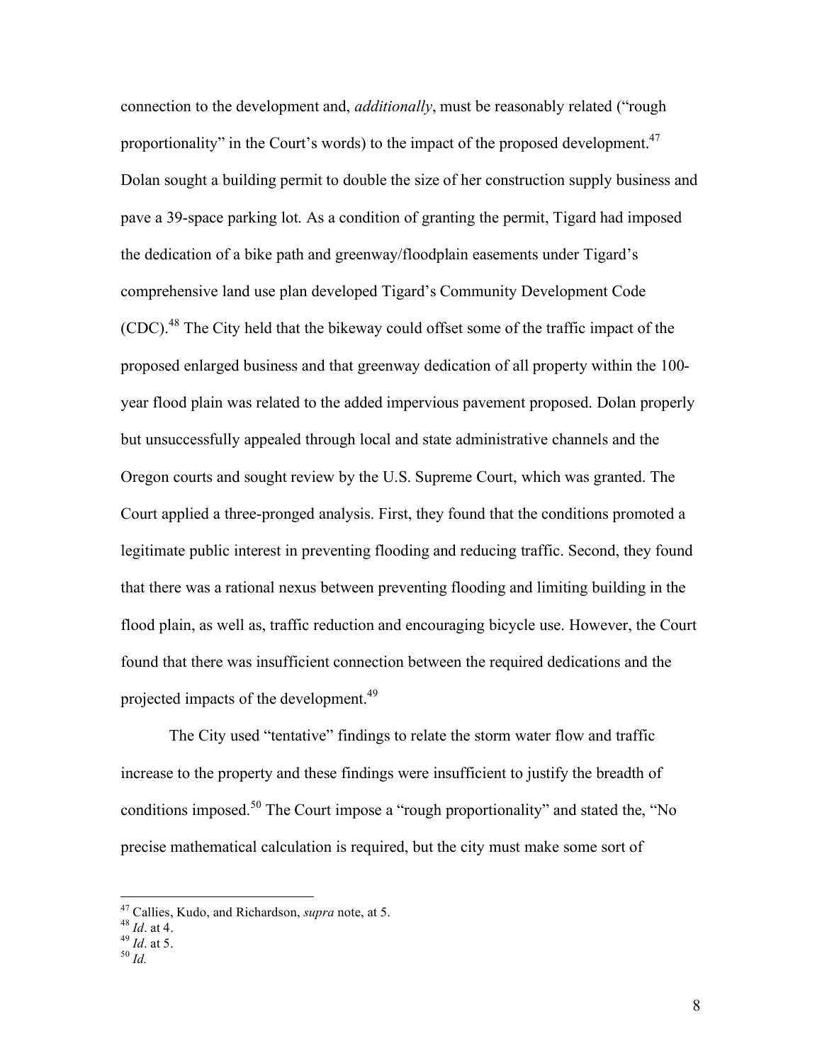connection to the development and, *additionally*, must be reasonably related ("rough proportionality" in the Court's words) to the impact of the proposed development.[47] Dolan sought a building permit to double the size of her construction supply business and pave a 39-space parking lot. As a condition of granting the permit, Tigard had imposed the dedication of a bike path and greenway/floodplain easements under Tigard's comprehensive land use plan developed Tigard's Community Development Code (CDC).[48] The City held that the bikeway could offset some of the traffic impact of the proposed enlarged business and that greenway dedication of all property within the 100-year flood plain was related to the added impervious pavement proposed. Dolan properly but unsuccessfully appealed through local and state administrative channels and the Oregon courts and sought review by the U.S. Supreme Court, which was granted. The Court applied a three-pronged analysis. First, they found that the conditions promoted a legitimate public interest in preventing flooding and reducing traffic. Second, they found that there was a rational nexus between preventing flooding and limiting building in the flood plain, as well as, traffic reduction and encouraging bicycle use. However, the Court found that there was insufficient connection between the required dedications and the projected impacts of the development.[49]

The City used "tentative" findings to relate the storm water flow and traffic increase to the property and these findings were insufficient to justify the breadth of conditions imposed.[50] The Court impose a "rough proportionality" and stated the, "No precise mathematical calculation is required, but the city must make some sort of

---

[47] Callies, Kudo, and Richardson, *supra* note, at 5.
[48] *Id*. at 4.
[49] *Id*. at 5.
[50] *Id.*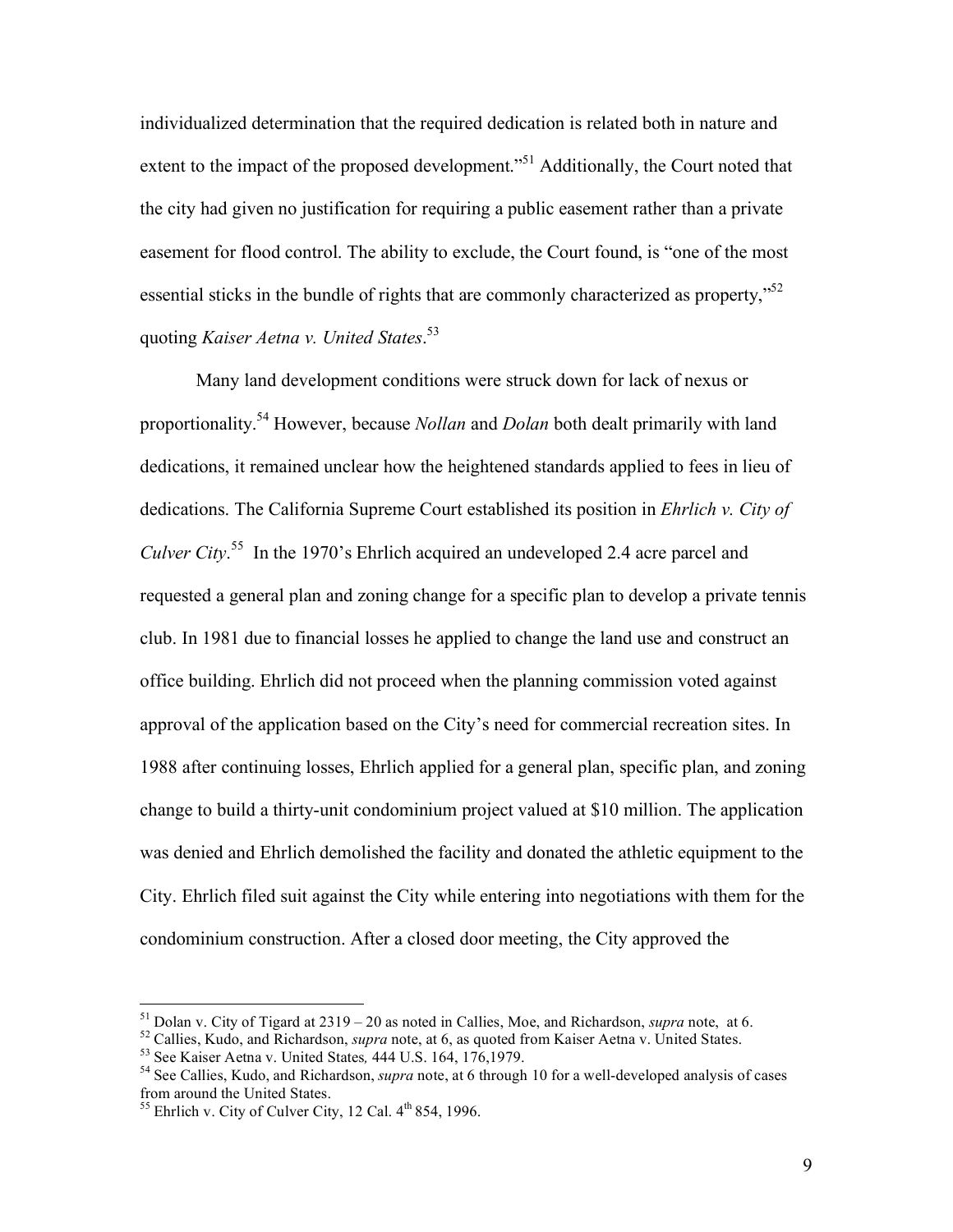individualized determination that the required dedication is related both in nature and extent to the impact of the proposed development."[51] Additionally, the Court noted that the city had given no justification for requiring a public easement rather than a private easement for flood control. The ability to exclude, the Court found, is "one of the most essential sticks in the bundle of rights that are commonly characterized as property,"[52] quoting *Kaiser Aetna v. United States*.[53]

Many land development conditions were struck down for lack of nexus or proportionality.[54] However, because *Nollan* and *Dolan* both dealt primarily with land dedications, it remained unclear how the heightened standards applied to fees in lieu of dedications. The California Supreme Court established its position in *Ehrlich v. City of Culver City*.[55] In the 1970's Ehrlich acquired an undeveloped 2.4 acre parcel and requested a general plan and zoning change for a specific plan to develop a private tennis club. In 1981 due to financial losses he applied to change the land use and construct an office building. Ehrlich did not proceed when the planning commission voted against approval of the application based on the City's need for commercial recreation sites. In 1988 after continuing losses, Ehrlich applied for a general plan, specific plan, and zoning change to build a thirty-unit condominium project valued at $10 million. The application was denied and Ehrlich demolished the facility and donated the athletic equipment to the City. Ehrlich filed suit against the City while entering into negotiations with them for the condominium construction. After a closed door meeting, the City approved the

---

[51] Dolan v. City of Tigard at 2319 – 20 as noted in Callies, Moe, and Richardson, *supra* note, at 6.

[52] Callies, Kudo, and Richardson, *supra* note, at 6, as quoted from Kaiser Aetna v. United States.

[53] See Kaiser Aetna v. United States*,* 444 U.S. 164, 176,1979.

[54] See Callies, Kudo, and Richardson, *supra* note, at 6 through 10 for a well-developed analysis of cases from around the United States.

[55] Ehrlich v. City of Culver City, 12 Cal. 4th 854, 1996.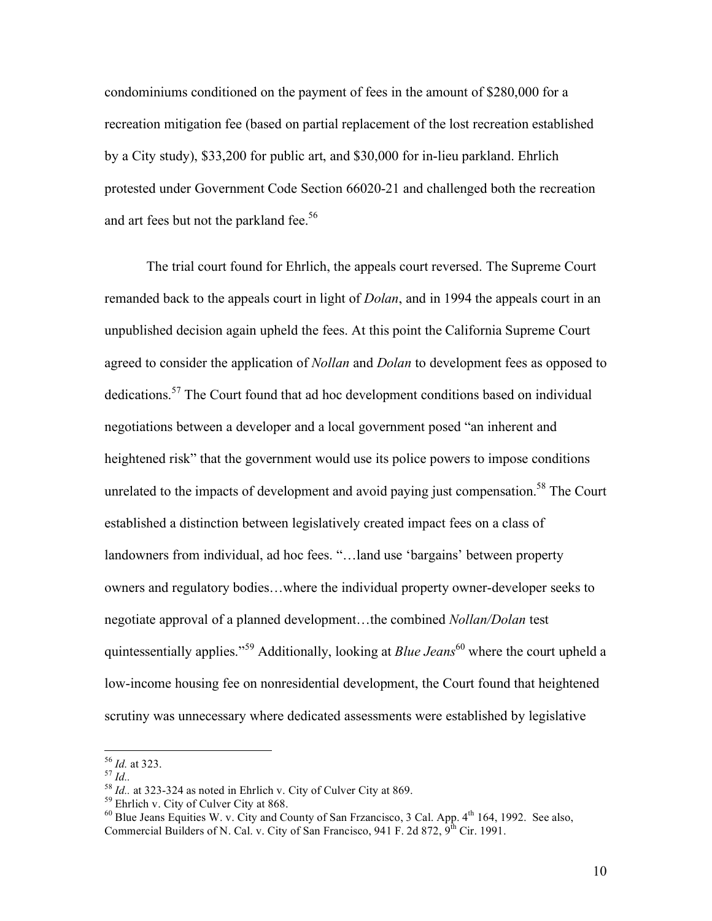condominiums conditioned on the payment of fees in the amount of $280,000 for a recreation mitigation fee (based on partial replacement of the lost recreation established by a City study), $33,200 for public art, and $30,000 for in-lieu parkland. Ehrlich protested under Government Code Section 66020-21 and challenged both the recreation and art fees but not the parkland fee.[56]

The trial court found for Ehrlich, the appeals court reversed. The Supreme Court remanded back to the appeals court in light of *Dolan*, and in 1994 the appeals court in an unpublished decision again upheld the fees. At this point the California Supreme Court agreed to consider the application of *Nollan* and *Dolan* to development fees as opposed to dedications.[57] The Court found that ad hoc development conditions based on individual negotiations between a developer and a local government posed "an inherent and heightened risk" that the government would use its police powers to impose conditions unrelated to the impacts of development and avoid paying just compensation.[58] The Court established a distinction between legislatively created impact fees on a class of landowners from individual, ad hoc fees. "…land use 'bargains' between property owners and regulatory bodies…where the individual property owner-developer seeks to negotiate approval of a planned development…the combined *Nollan/Dolan* test quintessentially applies."[59] Additionally, looking at *Blue Jeans*[60] where the court upheld a low-income housing fee on nonresidential development, the Court found that heightened scrutiny was unnecessary where dedicated assessments were established by legislative

---

[56] *Id.* at 323.

[57] *Id.*.

[58] *Id.*. at 323-324 as noted in Ehrlich v. City of Culver City at 869.

[59] Ehrlich v. City of Culver City at 868.

[60] Blue Jeans Equities W. v. City and County of San Frzancisco, 3 Cal. App. 4th 164, 1992. See also, Commercial Builders of N. Cal. v. City of San Francisco, 941 F. 2d 872, 9th Cir. 1991.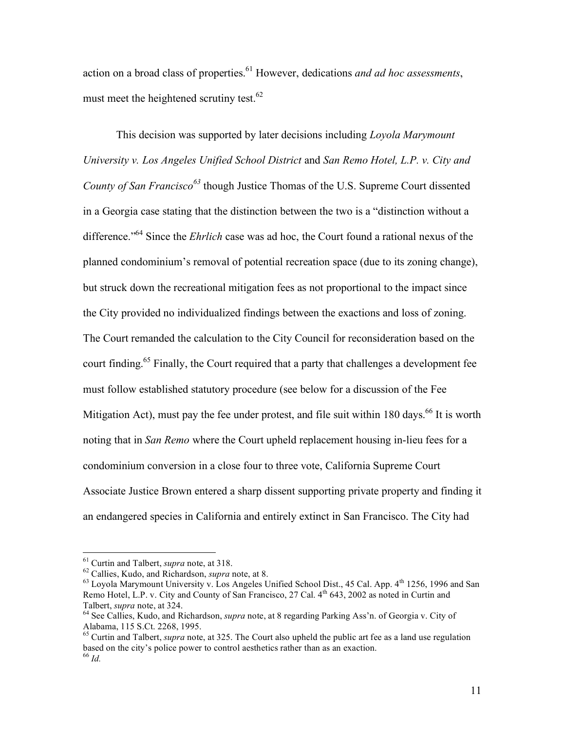action on a broad class of properties.[61] However, dedications *and ad hoc assessments*, must meet the heightened scrutiny test.[62]

This decision was supported by later decisions including *Loyola Marymount University v. Los Angeles Unified School District* and *San Remo Hotel, L.P. v. City and County of San Francisco*[63] though Justice Thomas of the U.S. Supreme Court dissented in a Georgia case stating that the distinction between the two is a "distinction without a difference."[64] Since the *Ehrlich* case was ad hoc, the Court found a rational nexus of the planned condominium's removal of potential recreation space (due to its zoning change), but struck down the recreational mitigation fees as not proportional to the impact since the City provided no individualized findings between the exactions and loss of zoning. The Court remanded the calculation to the City Council for reconsideration based on the court finding.[65] Finally, the Court required that a party that challenges a development fee must follow established statutory procedure (see below for a discussion of the Fee Mitigation Act), must pay the fee under protest, and file suit within 180 days.[66] It is worth noting that in *San Remo* where the Court upheld replacement housing in-lieu fees for a condominium conversion in a close four to three vote, California Supreme Court Associate Justice Brown entered a sharp dissent supporting private property and finding it an endangered species in California and entirely extinct in San Francisco. The City had

---

[61] Curtin and Talbert, *supra* note, at 318.

[62] Callies, Kudo, and Richardson, *supra* note, at 8.

[63] Loyola Marymount University v. Los Angeles Unified School Dist., 45 Cal. App. 4th 1256, 1996 and San Remo Hotel, L.P. v. City and County of San Francisco, 27 Cal. 4th 643, 2002 as noted in Curtin and Talbert, *supra* note, at 324.

[64] See Callies, Kudo, and Richardson, *supra* note, at 8 regarding Parking Ass'n. of Georgia v. City of Alabama, 115 S.Ct. 2268, 1995.

[65] Curtin and Talbert, *supra* note, at 325. The Court also upheld the public art fee as a land use regulation based on the city's police power to control aesthetics rather than as an exaction.

[66] *Id.*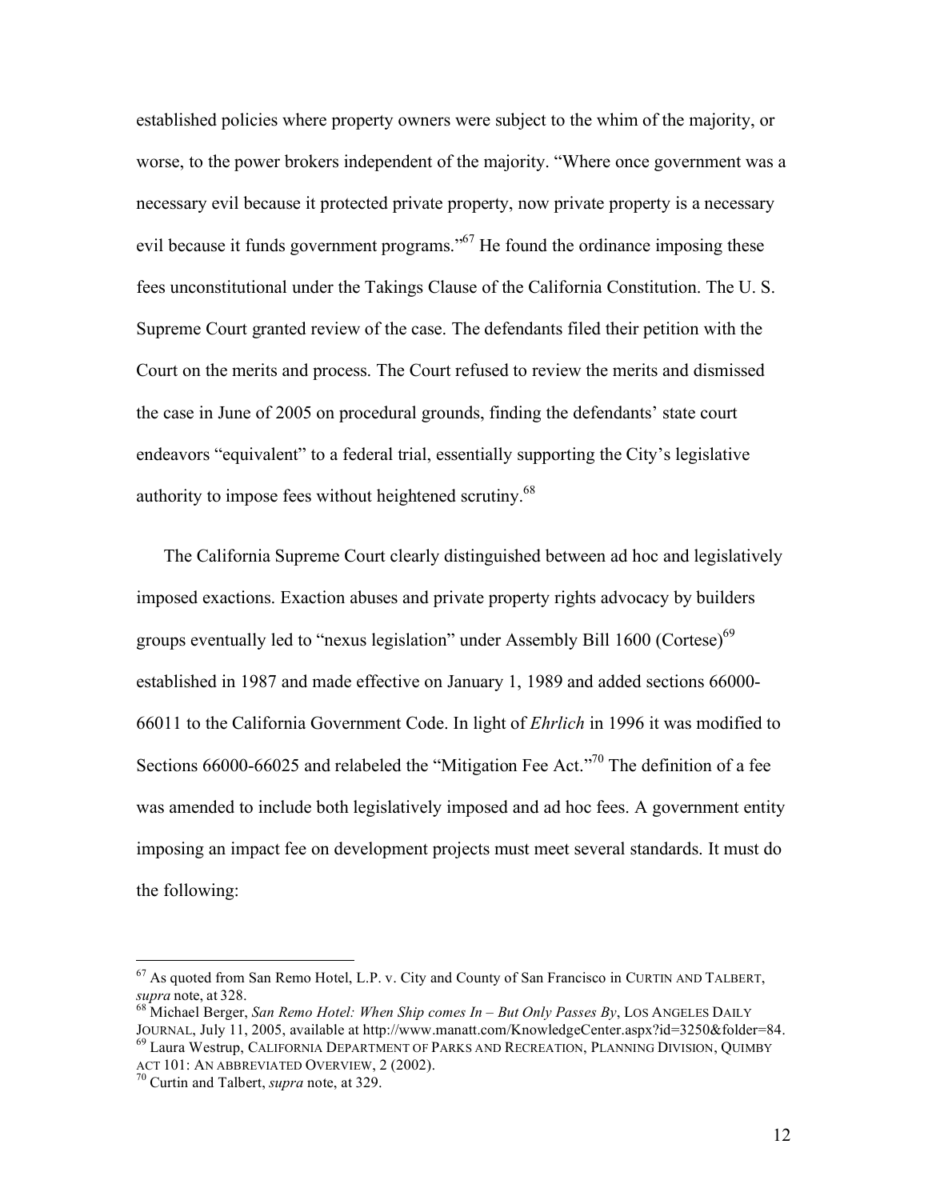established policies where property owners were subject to the whim of the majority, or worse, to the power brokers independent of the majority. "Where once government was a necessary evil because it protected private property, now private property is a necessary evil because it funds government programs."[67] He found the ordinance imposing these fees unconstitutional under the Takings Clause of the California Constitution. The U. S. Supreme Court granted review of the case. The defendants filed their petition with the Court on the merits and process. The Court refused to review the merits and dismissed the case in June of 2005 on procedural grounds, finding the defendants' state court endeavors "equivalent" to a federal trial, essentially supporting the City's legislative authority to impose fees without heightened scrutiny.[68]

The California Supreme Court clearly distinguished between ad hoc and legislatively imposed exactions. Exaction abuses and private property rights advocacy by builders groups eventually led to "nexus legislation" under Assembly Bill 1600 (Cortese)[69] established in 1987 and made effective on January 1, 1989 and added sections 66000-66011 to the California Government Code. In light of *Ehrlich* in 1996 it was modified to Sections 66000-66025 and relabeled the "Mitigation Fee Act."[70] The definition of a fee was amended to include both legislatively imposed and ad hoc fees. A government entity imposing an impact fee on development projects must meet several standards. It must do the following:

---

[67] As quoted from San Remo Hotel, L.P. v. City and County of San Francisco in CURTIN AND TALBERT, *supra* note, at 328.

[68] Michael Berger, *San Remo Hotel: When Ship comes In – But Only Passes By*, LOS ANGELES DAILY JOURNAL, July 11, 2005, available at http://www.manatt.com/KnowledgeCenter.aspx?id=3250&folder=84.

[69] Laura Westrup, CALIFORNIA DEPARTMENT OF PARKS AND RECREATION, PLANNING DIVISION, QUIMBY ACT 101: AN ABBREVIATED OVERVIEW, 2 (2002).

[70] Curtin and Talbert, *supra* note, at 329.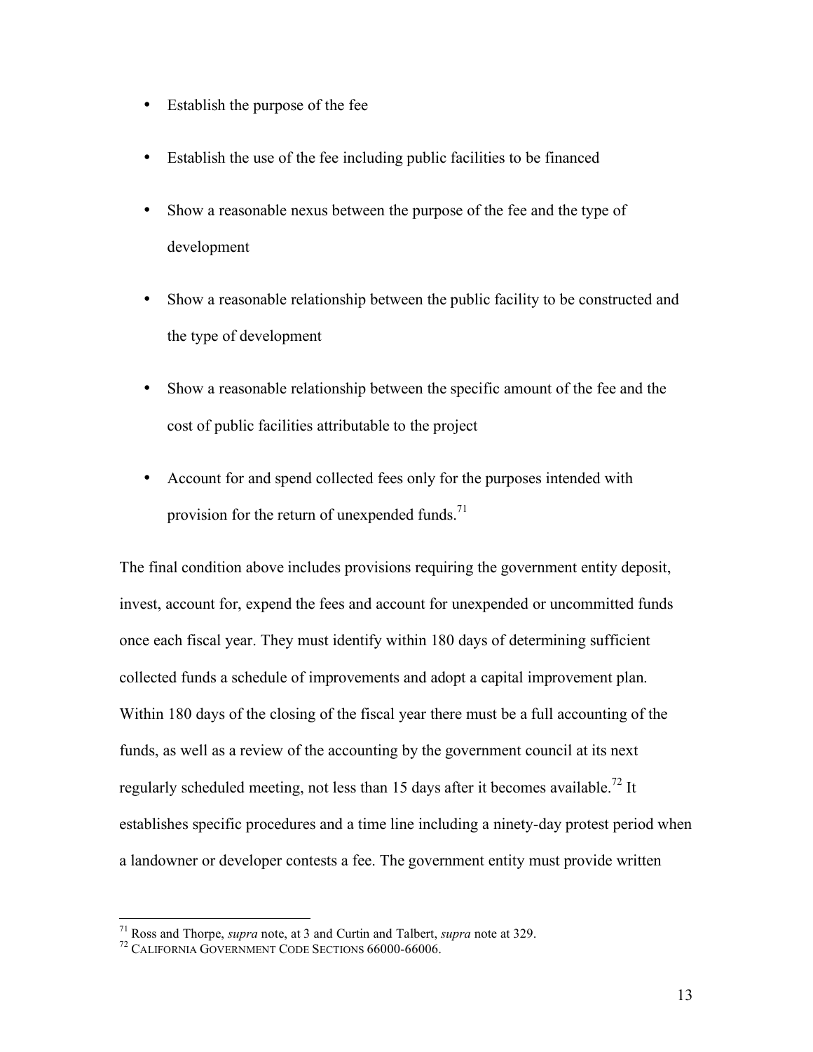- Establish the purpose of the fee
- Establish the use of the fee including public facilities to be financed
- Show a reasonable nexus between the purpose of the fee and the type of development
- Show a reasonable relationship between the public facility to be constructed and the type of development
- Show a reasonable relationship between the specific amount of the fee and the cost of public facilities attributable to the project
- Account for and spend collected fees only for the purposes intended with provision for the return of unexpended funds.[71]

The final condition above includes provisions requiring the government entity deposit, invest, account for, expend the fees and account for unexpended or uncommitted funds once each fiscal year. They must identify within 180 days of determining sufficient collected funds a schedule of improvements and adopt a capital improvement plan. Within 180 days of the closing of the fiscal year there must be a full accounting of the funds, as well as a review of the accounting by the government council at its next regularly scheduled meeting, not less than 15 days after it becomes available.[72] It establishes specific procedures and a time line including a ninety-day protest period when a landowner or developer contests a fee. The government entity must provide written

---

[71] Ross and Thorpe, *supra* note, at 3 and Curtin and Talbert, *supra* note at 329.

[72] CALIFORNIA GOVERNMENT CODE SECTIONS 66000-66006.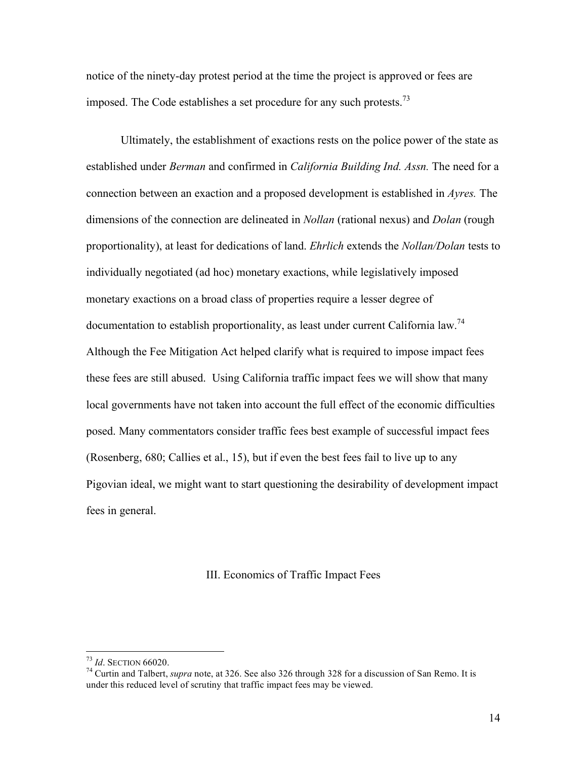notice of the ninety-day protest period at the time the project is approved or fees are imposed. The Code establishes a set procedure for any such protests.[73]

Ultimately, the establishment of exactions rests on the police power of the state as established under *Berman* and confirmed in *California Building Ind. Assn.* The need for a connection between an exaction and a proposed development is established in *Ayres.* The dimensions of the connection are delineated in *Nollan* (rational nexus) and *Dolan* (rough proportionality), at least for dedications of land. *Ehrlich* extends the *Nollan/Dolan* tests to individually negotiated (ad hoc) monetary exactions, while legislatively imposed monetary exactions on a broad class of properties require a lesser degree of documentation to establish proportionality, as least under current California law.[74] Although the Fee Mitigation Act helped clarify what is required to impose impact fees these fees are still abused. Using California traffic impact fees we will show that many local governments have not taken into account the full effect of the economic difficulties posed. Many commentators consider traffic fees best example of successful impact fees (Rosenberg, 680; Callies et al., 15), but if even the best fees fail to live up to any Pigovian ideal, we might want to start questioning the desirability of development impact fees in general.

## III. Economics of Traffic Impact Fees

---

[73] *Id*. SECTION 66020.

[74] Curtin and Talbert, *supra* note, at 326. See also 326 through 328 for a discussion of San Remo. It is under this reduced level of scrutiny that traffic impact fees may be viewed.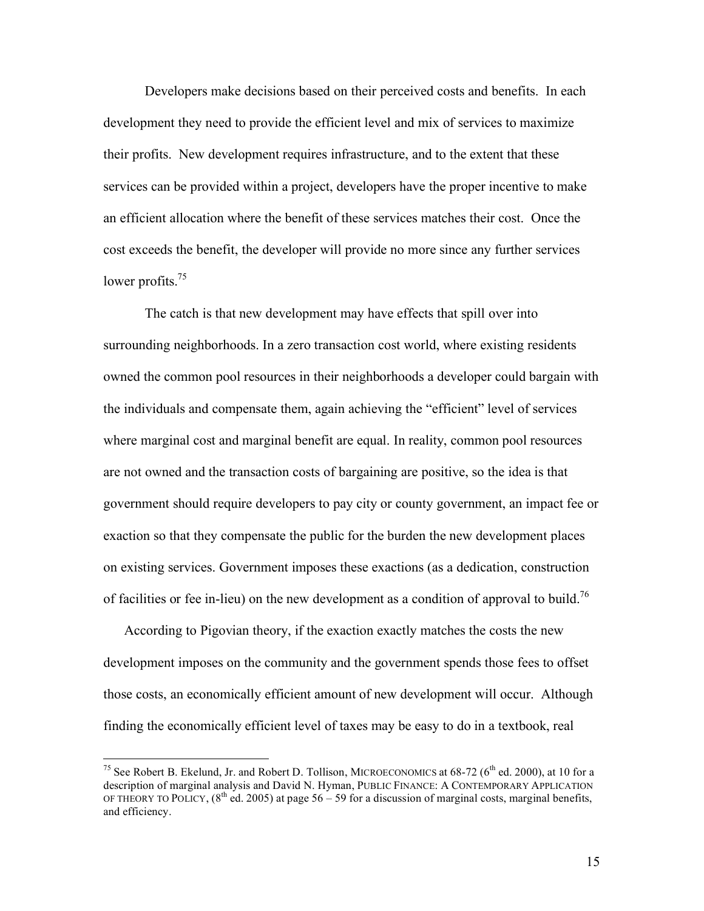Developers make decisions based on their perceived costs and benefits. In each development they need to provide the efficient level and mix of services to maximize their profits. New development requires infrastructure, and to the extent that these services can be provided within a project, developers have the proper incentive to make an efficient allocation where the benefit of these services matches their cost. Once the cost exceeds the benefit, the developer will provide no more since any further services lower profits.[75]

The catch is that new development may have effects that spill over into surrounding neighborhoods. In a zero transaction cost world, where existing residents owned the common pool resources in their neighborhoods a developer could bargain with the individuals and compensate them, again achieving the "efficient" level of services where marginal cost and marginal benefit are equal. In reality, common pool resources are not owned and the transaction costs of bargaining are positive, so the idea is that government should require developers to pay city or county government, an impact fee or exaction so that they compensate the public for the burden the new development places on existing services. Government imposes these exactions (as a dedication, construction of facilities or fee in-lieu) on the new development as a condition of approval to build.[76]

According to Pigovian theory, if the exaction exactly matches the costs the new development imposes on the community and the government spends those fees to offset those costs, an economically efficient amount of new development will occur. Although finding the economically efficient level of taxes may be easy to do in a textbook, real

---

[75] See Robert B. Ekelund, Jr. and Robert D. Tollison, MICROECONOMICS at 68-72 (6th ed. 2000), at 10 for a description of marginal analysis and David N. Hyman, PUBLIC FINANCE: A CONTEMPORARY APPLICATION OF THEORY TO POLICY, (8th ed. 2005) at page 56 – 59 for a discussion of marginal costs, marginal benefits, and efficiency.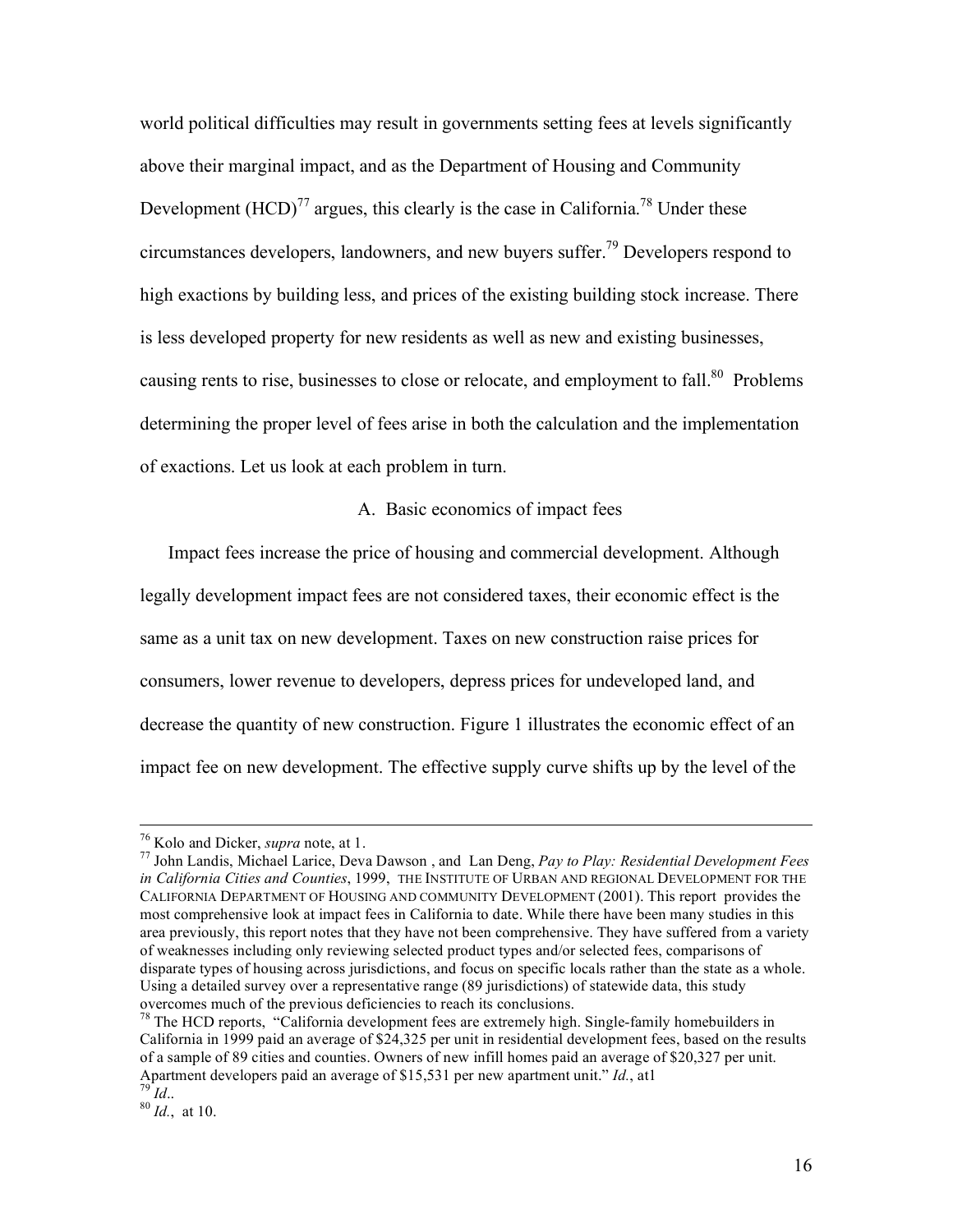world political difficulties may result in governments setting fees at levels significantly above their marginal impact, and as the Department of Housing and Community Development (HCD)[77] argues, this clearly is the case in California.[78] Under these circumstances developers, landowners, and new buyers suffer.[79] Developers respond to high exactions by building less, and prices of the existing building stock increase. There is less developed property for new residents as well as new and existing businesses, causing rents to rise, businesses to close or relocate, and employment to fall.[80] Problems determining the proper level of fees arise in both the calculation and the implementation of exactions. Let us look at each problem in turn.

## A. Basic economics of impact fees

Impact fees increase the price of housing and commercial development. Although legally development impact fees are not considered taxes, their economic effect is the same as a unit tax on new development. Taxes on new construction raise prices for consumers, lower revenue to developers, depress prices for undeveloped land, and decrease the quantity of new construction. Figure 1 illustrates the economic effect of an impact fee on new development. The effective supply curve shifts up by the level of the

---

[76] Kolo and Dicker, *supra* note, at 1.

[77] John Landis, Michael Larice, Deva Dawson , and Lan Deng, *Pay to Play: Residential Development Fees in California Cities and Counties*, 1999, THE INSTITUTE OF URBAN AND REGIONAL DEVELOPMENT FOR THE CALIFORNIA DEPARTMENT OF HOUSING AND COMMUNITY DEVELOPMENT (2001). This report provides the most comprehensive look at impact fees in California to date. While there have been many studies in this area previously, this report notes that they have not been comprehensive. They have suffered from a variety of weaknesses including only reviewing selected product types and/or selected fees, comparisons of disparate types of housing across jurisdictions, and focus on specific locals rather than the state as a whole. Using a detailed survey over a representative range (89 jurisdictions) of statewide data, this study overcomes much of the previous deficiencies to reach its conclusions.

[78] The HCD reports, "California development fees are extremely high. Single-family homebuilders in California in 1999 paid an average of $24,325 per unit in residential development fees, based on the results of a sample of 89 cities and counties. Owners of new infill homes paid an average of $20,327 per unit. Apartment developers paid an average of $15,531 per new apartment unit." *Id.*, at1

[79] *Id*..

[80] *Id.*, at 10.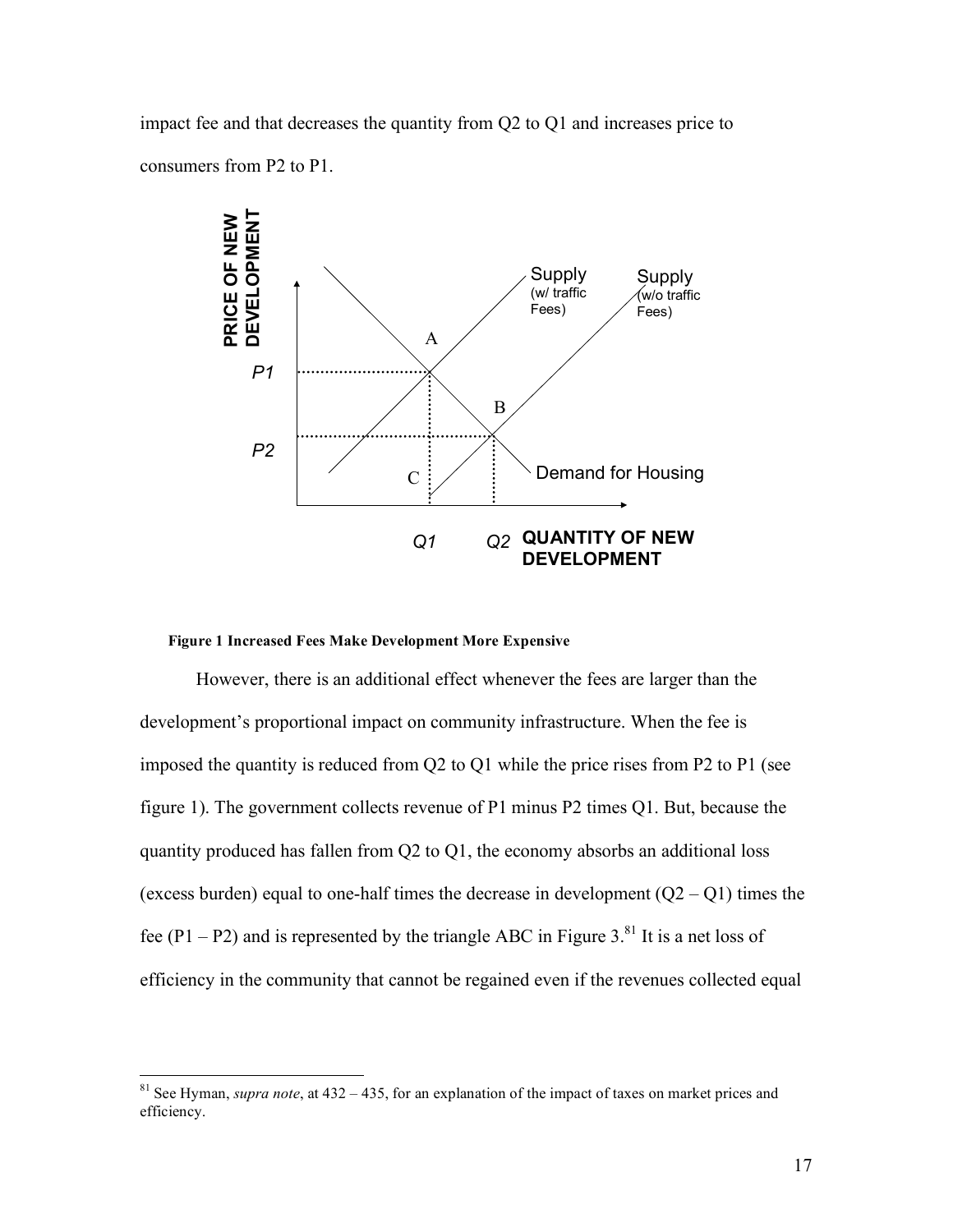impact fee and that decreases the quantity from Q2 to Q1 and increases price to consumers from P2 to P1.

**Figure 1 Increased Fees Make Development More Expensive**

However, there is an additional effect whenever the fees are larger than the development's proportional impact on community infrastructure. When the fee is imposed the quantity is reduced from Q2 to Q1 while the price rises from P2 to P1 (see figure 1). The government collects revenue of P1 minus P2 times Q1. But, because the quantity produced has fallen from Q2 to Q1, the economy absorbs an additional loss (excess burden) equal to one-half times the decrease in development (Q2 – Q1) times the fee (P1 – P2) and is represented by the triangle ABC in Figure 3.[81] It is a net loss of efficiency in the community that cannot be regained even if the revenues collected equal

[81] See Hyman, *supra note*, at 432 – 435, for an explanation of the impact of taxes on market prices and efficiency.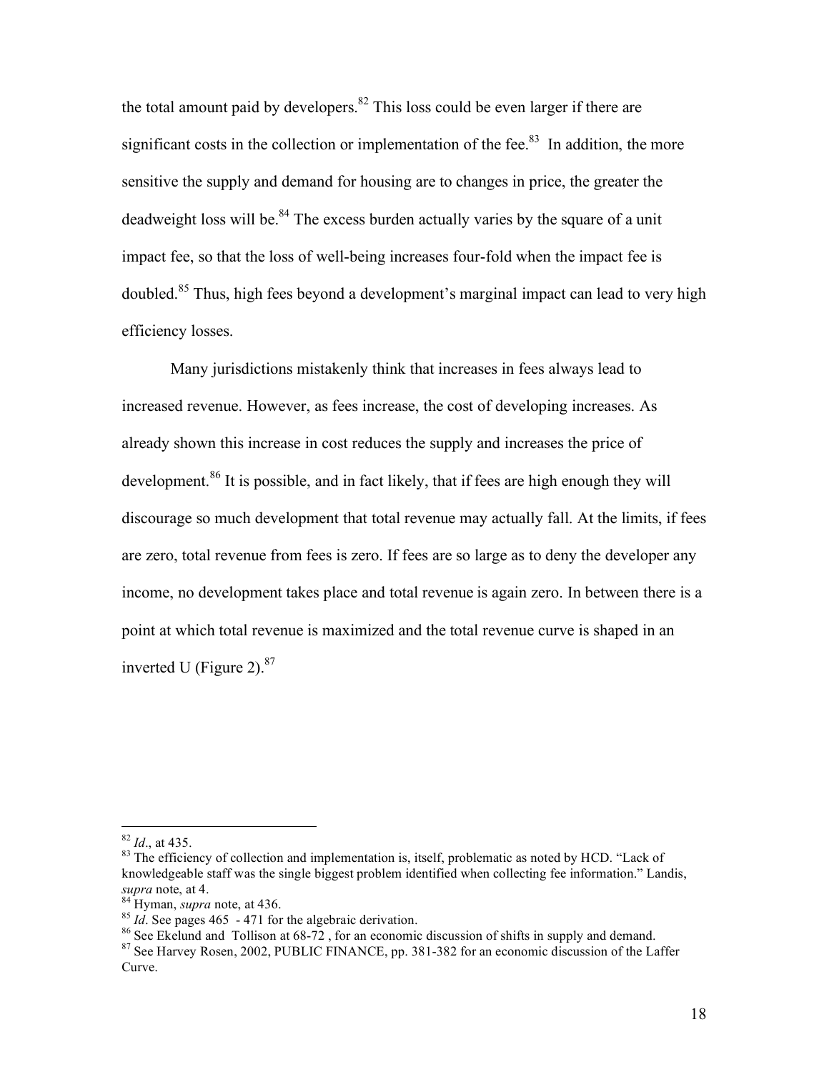the total amount paid by developers.[82] This loss could be even larger if there are significant costs in the collection or implementation of the fee.[83] In addition, the more sensitive the supply and demand for housing are to changes in price, the greater the deadweight loss will be.[84] The excess burden actually varies by the square of a unit impact fee, so that the loss of well-being increases four-fold when the impact fee is doubled.[85] Thus, high fees beyond a development's marginal impact can lead to very high efficiency losses.

Many jurisdictions mistakenly think that increases in fees always lead to increased revenue. However, as fees increase, the cost of developing increases. As already shown this increase in cost reduces the supply and increases the price of development.[86] It is possible, and in fact likely, that if fees are high enough they will discourage so much development that total revenue may actually fall. At the limits, if fees are zero, total revenue from fees is zero. If fees are so large as to deny the developer any income, no development takes place and total revenue is again zero. In between there is a point at which total revenue is maximized and the total revenue curve is shaped in an inverted U (Figure 2).[87]

---

[82] *Id*., at 435.

[83] The efficiency of collection and implementation is, itself, problematic as noted by HCD. "Lack of knowledgeable staff was the single biggest problem identified when collecting fee information." Landis, *supra* note, at 4.

[84] Hyman, *supra* note, at 436.

[85] *Id*. See pages 465 - 471 for the algebraic derivation.

[86] See Ekelund and Tollison at 68-72 , for an economic discussion of shifts in supply and demand.

[87] See Harvey Rosen, 2002, PUBLIC FINANCE, pp. 381-382 for an economic discussion of the Laffer Curve.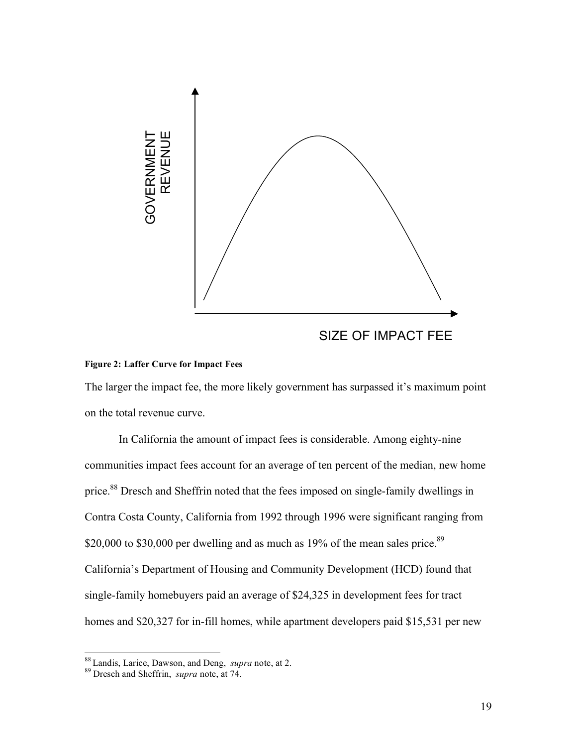**Figure 2: Laffer Curve for Impact Fees**

The larger the impact fee, the more likely government has surpassed it's maximum point on the total revenue curve.

In California the amount of impact fees is considerable. Among eighty-nine communities impact fees account for an average of ten percent of the median, new home price.[88] Dresch and Sheffrin noted that the fees imposed on single-family dwellings in Contra Costa County, California from 1992 through 1996 were significant ranging from $20,000 to $30,000 per dwelling and as much as 19% of the mean sales price.[89] California's Department of Housing and Community Development (HCD) found that single-family homebuyers paid an average of $24,325 in development fees for tract homes and $20,327 for in-fill homes, while apartment developers paid $15,531 per new

---

[88] Landis, Larice, Dawson, and Deng, *supra* note, at 2.

[89] Dresch and Sheffrin, *supra* note, at 74.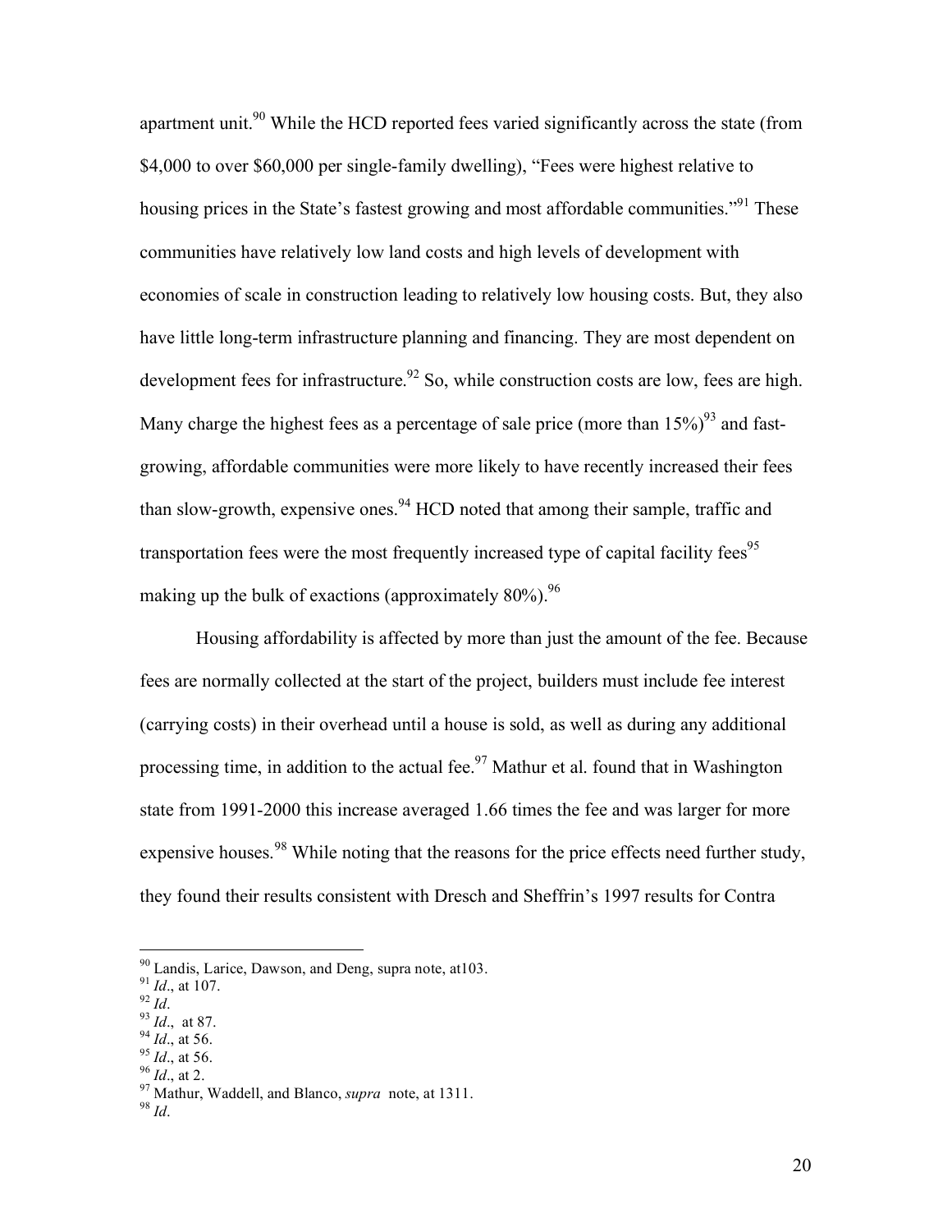apartment unit.[90] While the HCD reported fees varied significantly across the state (from $4,000 to over $60,000 per single-family dwelling), "Fees were highest relative to housing prices in the State's fastest growing and most affordable communities."[91] These communities have relatively low land costs and high levels of development with economies of scale in construction leading to relatively low housing costs. But, they also have little long-term infrastructure planning and financing. They are most dependent on development fees for infrastructure.[92] So, while construction costs are low, fees are high. Many charge the highest fees as a percentage of sale price (more than 15%)[93] and fast-growing, affordable communities were more likely to have recently increased their fees than slow-growth, expensive ones.[94] HCD noted that among their sample, traffic and transportation fees were the most frequently increased type of capital facility fees[95] making up the bulk of exactions (approximately 80%).[96]

Housing affordability is affected by more than just the amount of the fee. Because fees are normally collected at the start of the project, builders must include fee interest (carrying costs) in their overhead until a house is sold, as well as during any additional processing time, in addition to the actual fee.[97] Mathur et al. found that in Washington state from 1991-2000 this increase averaged 1.66 times the fee and was larger for more expensive houses.[98] While noting that the reasons for the price effects need further study, they found their results consistent with Dresch and Sheffrin's 1997 results for Contra

---

[90] Landis, Larice, Dawson, and Deng, supra note, at103.
[91] *Id*., at 107.
[92] *Id*.
[93] *Id*., at 87.
[94] *Id*., at 56.
[95] *Id*., at 56.
[96] *Id*., at 2.
[97] Mathur, Waddell, and Blanco, *supra* note, at 1311.
[98] *Id*.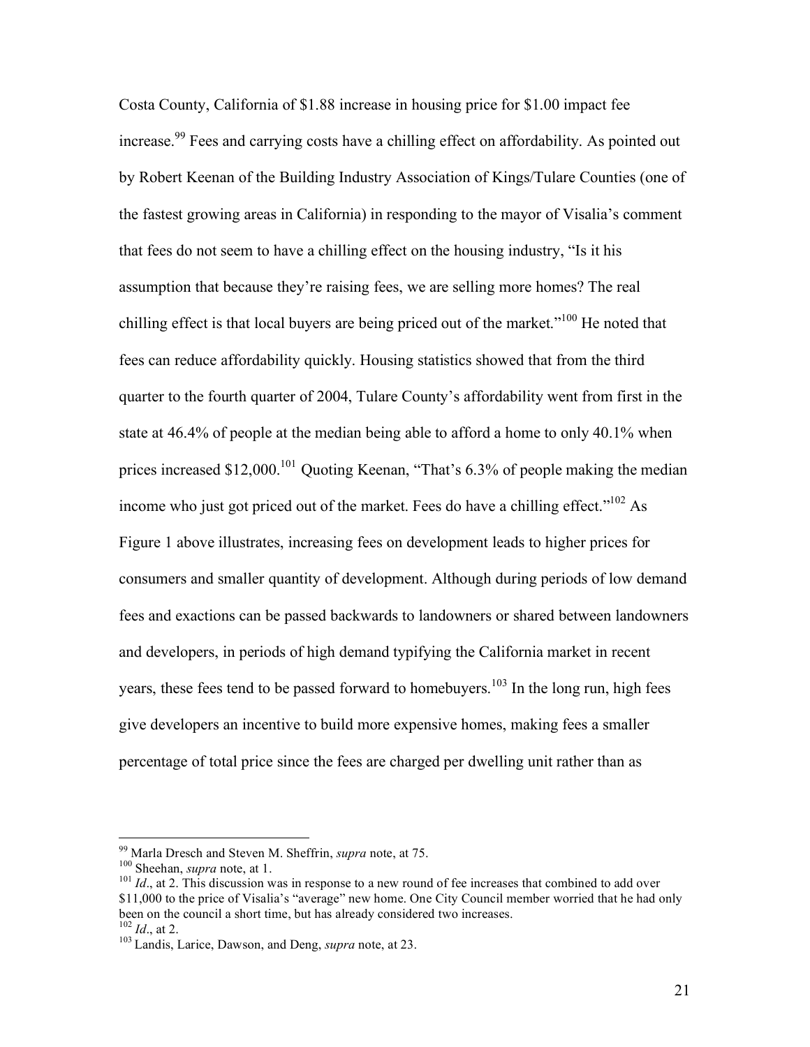Costa County, California of $1.88 increase in housing price for $1.00 impact fee increase.[99] Fees and carrying costs have a chilling effect on affordability. As pointed out by Robert Keenan of the Building Industry Association of Kings/Tulare Counties (one of the fastest growing areas in California) in responding to the mayor of Visalia's comment that fees do not seem to have a chilling effect on the housing industry, "Is it his assumption that because they're raising fees, we are selling more homes? The real chilling effect is that local buyers are being priced out of the market."[100] He noted that fees can reduce affordability quickly. Housing statistics showed that from the third quarter to the fourth quarter of 2004, Tulare County's affordability went from first in the state at 46.4% of people at the median being able to afford a home to only 40.1% when prices increased $12,000.[101] Quoting Keenan, "That's 6.3% of people making the median income who just got priced out of the market. Fees do have a chilling effect."[102] As Figure 1 above illustrates, increasing fees on development leads to higher prices for consumers and smaller quantity of development. Although during periods of low demand fees and exactions can be passed backwards to landowners or shared between landowners and developers, in periods of high demand typifying the California market in recent years, these fees tend to be passed forward to homebuyers.[103] In the long run, high fees give developers an incentive to build more expensive homes, making fees a smaller percentage of total price since the fees are charged per dwelling unit rather than as

---

[99] Marla Dresch and Steven M. Sheffrin, *supra* note, at 75.

[100] Sheehan, *supra* note, at 1.

[101] *Id*., at 2. This discussion was in response to a new round of fee increases that combined to add over $11,000 to the price of Visalia's "average" new home. One City Council member worried that he had only been on the council a short time, but has already considered two increases.

[102] *Id*., at 2.

[103] Landis, Larice, Dawson, and Deng, *supra* note, at 23.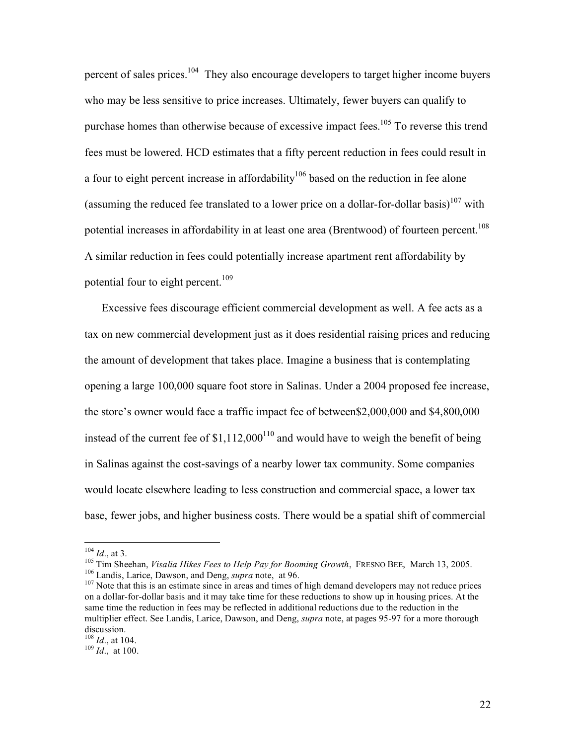percent of sales prices.[104] They also encourage developers to target higher income buyers who may be less sensitive to price increases. Ultimately, fewer buyers can qualify to purchase homes than otherwise because of excessive impact fees.[105] To reverse this trend fees must be lowered. HCD estimates that a fifty percent reduction in fees could result in a four to eight percent increase in affordability[106] based on the reduction in fee alone (assuming the reduced fee translated to a lower price on a dollar-for-dollar basis)[107] with potential increases in affordability in at least one area (Brentwood) of fourteen percent.[108] A similar reduction in fees could potentially increase apartment rent affordability by potential four to eight percent.[109]

Excessive fees discourage efficient commercial development as well. A fee acts as a tax on new commercial development just as it does residential raising prices and reducing the amount of development that takes place. Imagine a business that is contemplating opening a large 100,000 square foot store in Salinas. Under a 2004 proposed fee increase, the store's owner would face a traffic impact fee of between$2,000,000 and $4,800,000 instead of the current fee of $1,112,000[110] and would have to weigh the benefit of being in Salinas against the cost-savings of a nearby lower tax community. Some companies would locate elsewhere leading to less construction and commercial space, a lower tax base, fewer jobs, and higher business costs. There would be a spatial shift of commercial

---

[104] *Id*., at 3.

[105] Tim Sheehan, *Visalia Hikes Fees to Help Pay for Booming Growth*, FRESNO BEE, March 13, 2005.

[106] Landis, Larice, Dawson, and Deng, *supra* note, at 96.

[107] Note that this is an estimate since in areas and times of high demand developers may not reduce prices on a dollar-for-dollar basis and it may take time for these reductions to show up in housing prices. At the same time the reduction in fees may be reflected in additional reductions due to the reduction in the multiplier effect. See Landis, Larice, Dawson, and Deng, *supra* note, at pages 95-97 for a more thorough discussion.

[108] *Id*., at 104.

[109] *Id*., at 100.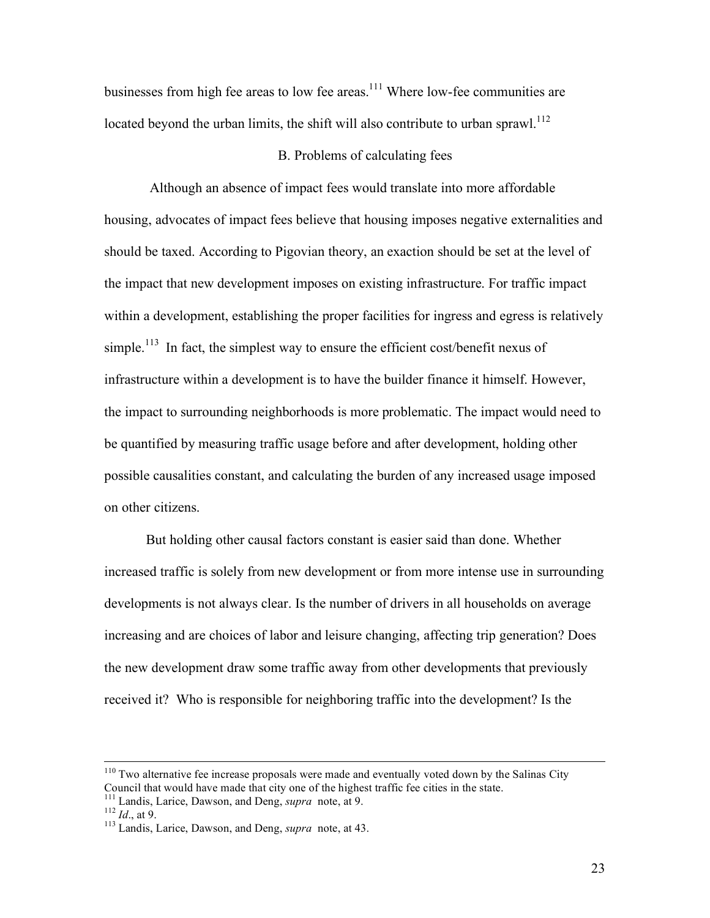businesses from high fee areas to low fee areas.[111] Where low-fee communities are located beyond the urban limits, the shift will also contribute to urban sprawl.[112]

### B. Problems of calculating fees

Although an absence of impact fees would translate into more affordable housing, advocates of impact fees believe that housing imposes negative externalities and should be taxed. According to Pigovian theory, an exaction should be set at the level of the impact that new development imposes on existing infrastructure. For traffic impact within a development, establishing the proper facilities for ingress and egress is relatively simple.[113] In fact, the simplest way to ensure the efficient cost/benefit nexus of infrastructure within a development is to have the builder finance it himself. However, the impact to surrounding neighborhoods is more problematic. The impact would need to be quantified by measuring traffic usage before and after development, holding other possible causalities constant, and calculating the burden of any increased usage imposed on other citizens.

But holding other causal factors constant is easier said than done. Whether increased traffic is solely from new development or from more intense use in surrounding developments is not always clear. Is the number of drivers in all households on average increasing and are choices of labor and leisure changing, affecting trip generation? Does the new development draw some traffic away from other developments that previously received it? Who is responsible for neighboring traffic into the development? Is the

---

[110] Two alternative fee increase proposals were made and eventually voted down by the Salinas City Council that would have made that city one of the highest traffic fee cities in the state.

[111] Landis, Larice, Dawson, and Deng, *supra* note, at 9.

[112] *Id*., at 9.

[113] Landis, Larice, Dawson, and Deng, *supra* note, at 43.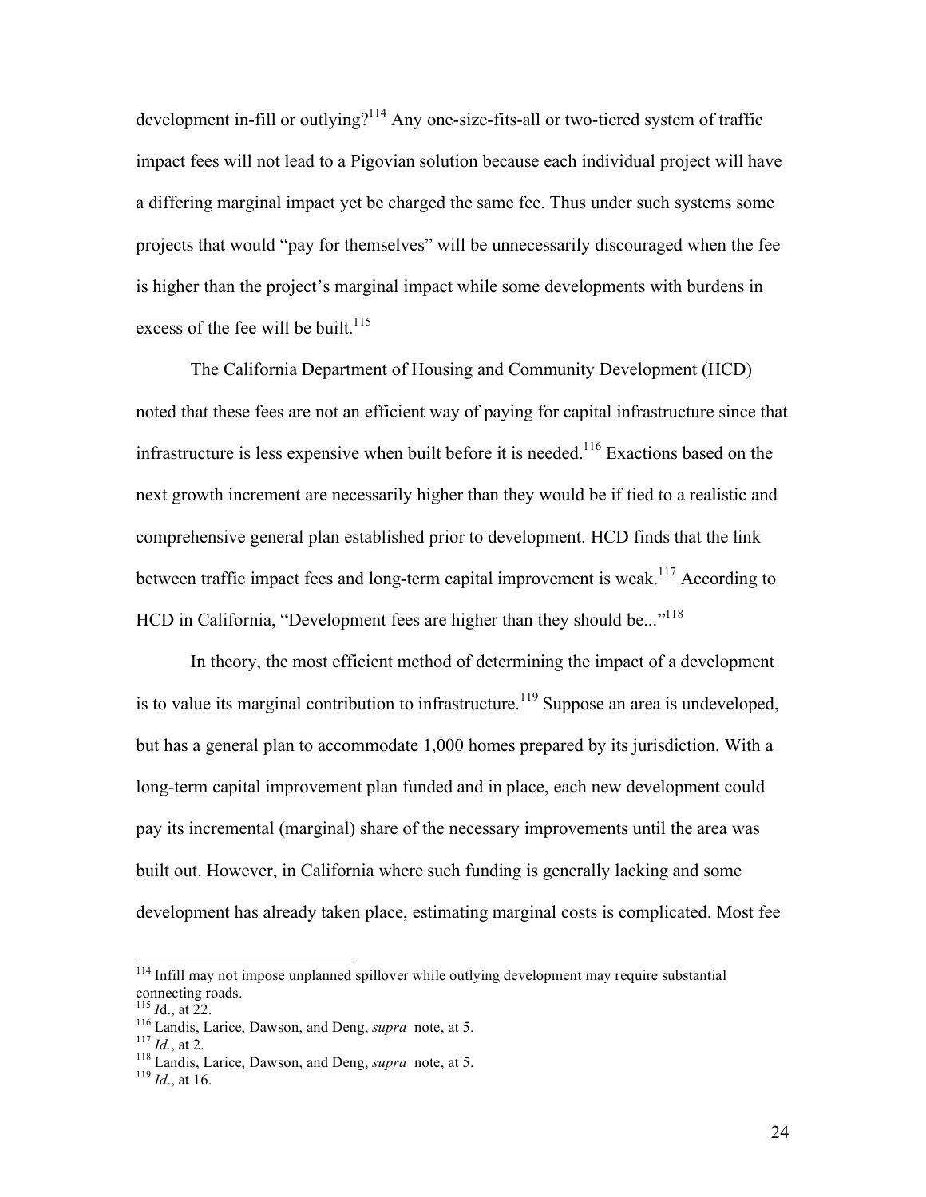development in-fill or outlying?[114] Any one-size-fits-all or two-tiered system of traffic impact fees will not lead to a Pigovian solution because each individual project will have a differing marginal impact yet be charged the same fee. Thus under such systems some projects that would "pay for themselves" will be unnecessarily discouraged when the fee is higher than the project's marginal impact while some developments with burdens in excess of the fee will be built.[115]

The California Department of Housing and Community Development (HCD) noted that these fees are not an efficient way of paying for capital infrastructure since that infrastructure is less expensive when built before it is needed.[116] Exactions based on the next growth increment are necessarily higher than they would be if tied to a realistic and comprehensive general plan established prior to development. HCD finds that the link between traffic impact fees and long-term capital improvement is weak.[117] According to HCD in California, "Development fees are higher than they should be..."[118]

In theory, the most efficient method of determining the impact of a development is to value its marginal contribution to infrastructure.[119] Suppose an area is undeveloped, but has a general plan to accommodate 1,000 homes prepared by its jurisdiction. With a long-term capital improvement plan funded and in place, each new development could pay its incremental (marginal) share of the necessary improvements until the area was built out. However, in California where such funding is generally lacking and some development has already taken place, estimating marginal costs is complicated. Most fee

---

[114] Infill may not impose unplanned spillover while outlying development may require substantial connecting roads.

[115] *I*d., at 22.

[116] Landis, Larice, Dawson, and Deng, *supra* note, at 5.

[117] *Id.*, at 2.

[118] Landis, Larice, Dawson, and Deng, *supra* note, at 5.

[119] *Id*., at 16.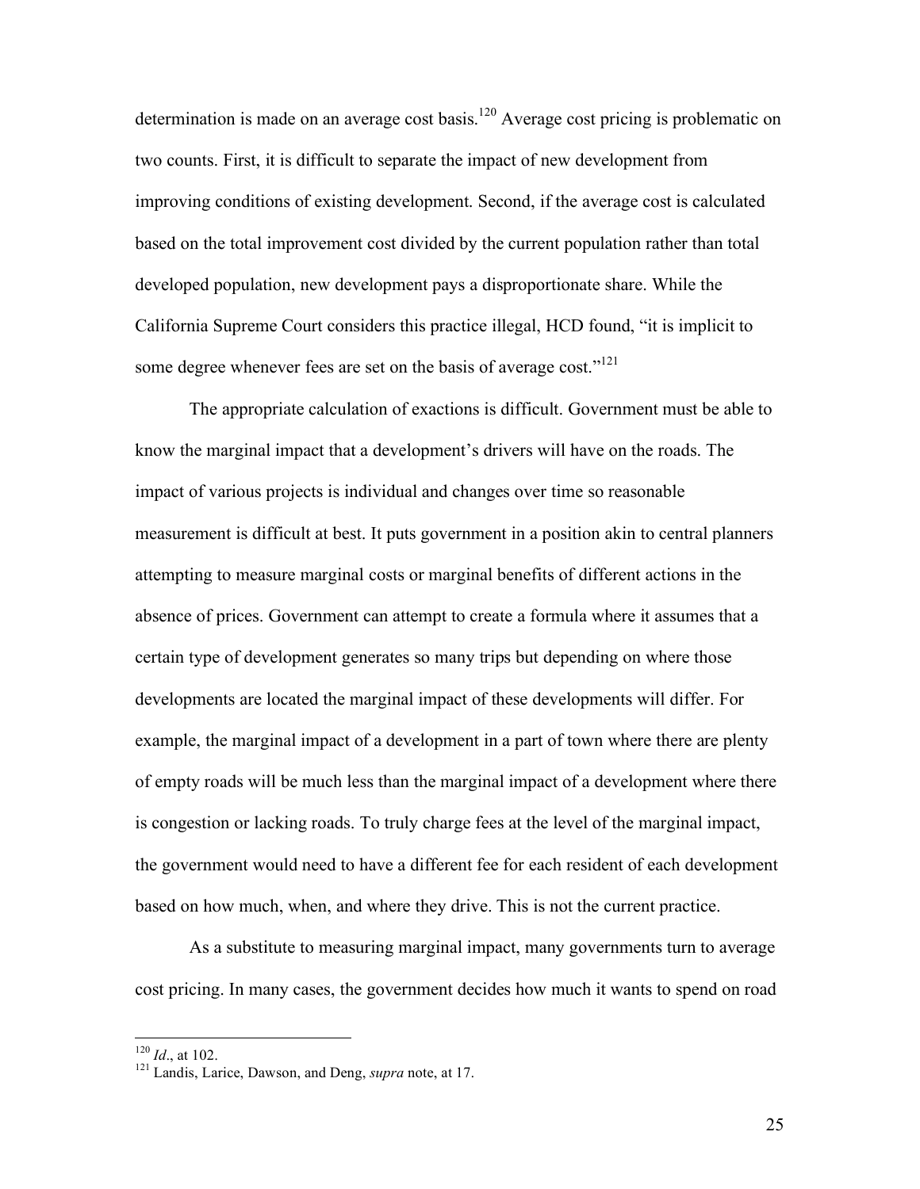determination is made on an average cost basis.[120] Average cost pricing is problematic on two counts. First, it is difficult to separate the impact of new development from improving conditions of existing development. Second, if the average cost is calculated based on the total improvement cost divided by the current population rather than total developed population, new development pays a disproportionate share. While the California Supreme Court considers this practice illegal, HCD found, "it is implicit to some degree whenever fees are set on the basis of average cost."[121]

The appropriate calculation of exactions is difficult. Government must be able to know the marginal impact that a development's drivers will have on the roads. The impact of various projects is individual and changes over time so reasonable measurement is difficult at best. It puts government in a position akin to central planners attempting to measure marginal costs or marginal benefits of different actions in the absence of prices. Government can attempt to create a formula where it assumes that a certain type of development generates so many trips but depending on where those developments are located the marginal impact of these developments will differ. For example, the marginal impact of a development in a part of town where there are plenty of empty roads will be much less than the marginal impact of a development where there is congestion or lacking roads. To truly charge fees at the level of the marginal impact, the government would need to have a different fee for each resident of each development based on how much, when, and where they drive. This is not the current practice.

As a substitute to measuring marginal impact, many governments turn to average cost pricing. In many cases, the government decides how much it wants to spend on road

---

[120] *Id*., at 102.

[121] Landis, Larice, Dawson, and Deng, *supra* note, at 17.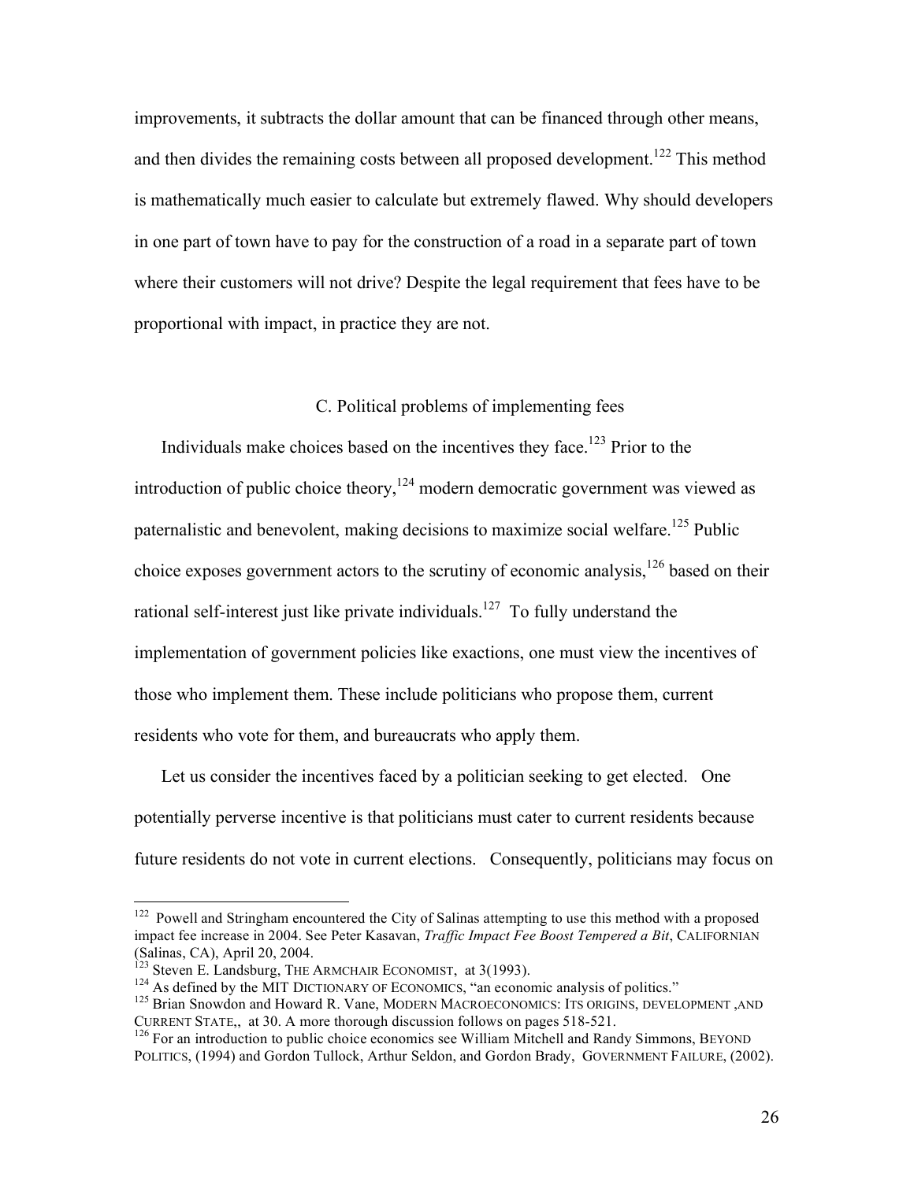improvements, it subtracts the dollar amount that can be financed through other means, and then divides the remaining costs between all proposed development.[122] This method is mathematically much easier to calculate but extremely flawed. Why should developers in one part of town have to pay for the construction of a road in a separate part of town where their customers will not drive? Despite the legal requirement that fees have to be proportional with impact, in practice they are not.

### C. Political problems of implementing fees

Individuals make choices based on the incentives they face.[123] Prior to the introduction of public choice theory,[124] modern democratic government was viewed as paternalistic and benevolent, making decisions to maximize social welfare.[125] Public choice exposes government actors to the scrutiny of economic analysis,[126] based on their rational self-interest just like private individuals.[127] To fully understand the implementation of government policies like exactions, one must view the incentives of those who implement them. These include politicians who propose them, current residents who vote for them, and bureaucrats who apply them.

Let us consider the incentives faced by a politician seeking to get elected. One potentially perverse incentive is that politicians must cater to current residents because future residents do not vote in current elections. Consequently, politicians may focus on

---

[122] Powell and Stringham encountered the City of Salinas attempting to use this method with a proposed impact fee increase in 2004. See Peter Kasavan, *Traffic Impact Fee Boost Tempered a Bit*, CALIFORNIAN (Salinas, CA), April 20, 2004.

[123] Steven E. Landsburg, THE ARMCHAIR ECONOMIST, at 3(1993).

[124] As defined by the MIT DICTIONARY OF ECONOMICS, "an economic analysis of politics."

[125] Brian Snowdon and Howard R. Vane, MODERN MACROECONOMICS: ITS ORIGINS, DEVELOPMENT ,AND CURRENT STATE,, at 30. A more thorough discussion follows on pages 518-521.

[126] For an introduction to public choice economics see William Mitchell and Randy Simmons, BEYOND POLITICS, (1994) and Gordon Tullock, Arthur Seldon, and Gordon Brady, GOVERNMENT FAILURE, (2002).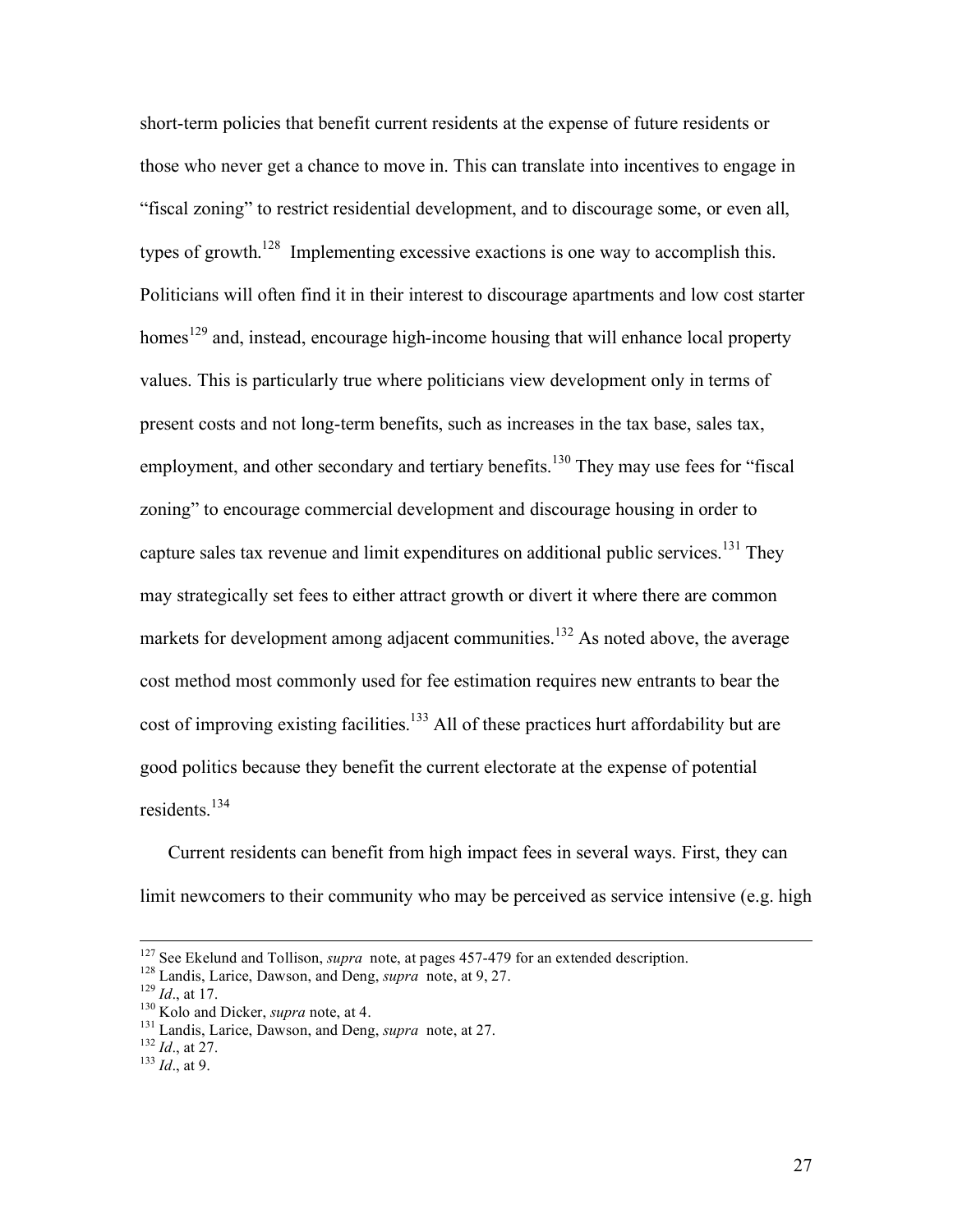short-term policies that benefit current residents at the expense of future residents or those who never get a chance to move in. This can translate into incentives to engage in "fiscal zoning" to restrict residential development, and to discourage some, or even all, types of growth.[128] Implementing excessive exactions is one way to accomplish this. Politicians will often find it in their interest to discourage apartments and low cost starter homes[129] and, instead, encourage high-income housing that will enhance local property values. This is particularly true where politicians view development only in terms of present costs and not long-term benefits, such as increases in the tax base, sales tax, employment, and other secondary and tertiary benefits.[130] They may use fees for "fiscal zoning" to encourage commercial development and discourage housing in order to capture sales tax revenue and limit expenditures on additional public services.[131] They may strategically set fees to either attract growth or divert it where there are common markets for development among adjacent communities.[132] As noted above, the average cost method most commonly used for fee estimation requires new entrants to bear the cost of improving existing facilities.[133] All of these practices hurt affordability but are good politics because they benefit the current electorate at the expense of potential residents.[134]

Current residents can benefit from high impact fees in several ways. First, they can limit newcomers to their community who may be perceived as service intensive (e.g. high

---

[127] See Ekelund and Tollison, *supra* note, at pages 457-479 for an extended description.
[128] Landis, Larice, Dawson, and Deng, *supra* note, at 9, 27.
[129] *Id*., at 17.
[130] Kolo and Dicker, *supra* note, at 4.
[131] Landis, Larice, Dawson, and Deng, *supra* note, at 27.
[132] *Id*., at 27.
[133] *Id*., at 9.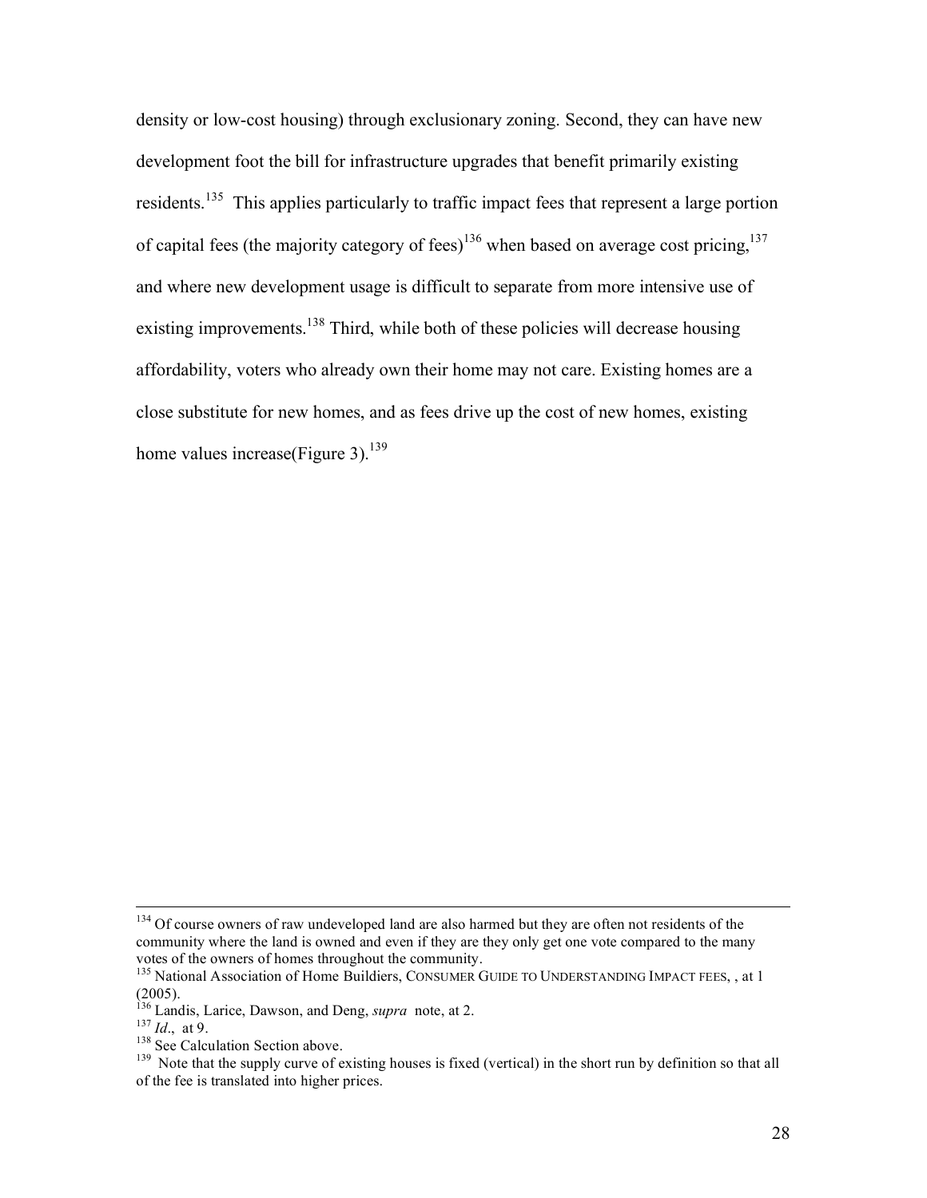density or low-cost housing) through exclusionary zoning. Second, they can have new development foot the bill for infrastructure upgrades that benefit primarily existing residents.[135] This applies particularly to traffic impact fees that represent a large portion of capital fees (the majority category of fees)[136] when based on average cost pricing,[137] and where new development usage is difficult to separate from more intensive use of existing improvements.[138] Third, while both of these policies will decrease housing affordability, voters who already own their home may not care. Existing homes are a close substitute for new homes, and as fees drive up the cost of new homes, existing home values increase(Figure 3).[139]

---

[134] Of course owners of raw undeveloped land are also harmed but they are often not residents of the community where the land is owned and even if they are they only get one vote compared to the many votes of the owners of homes throughout the community.

[135] National Association of Home Buildiers, CONSUMER GUIDE TO UNDERSTANDING IMPACT FEES, , at 1 (2005).

[136] Landis, Larice, Dawson, and Deng, *supra* note, at 2.

[137] *Id*., at 9.

[138] See Calculation Section above.

[139] Note that the supply curve of existing houses is fixed (vertical) in the short run by definition so that all of the fee is translated into higher prices.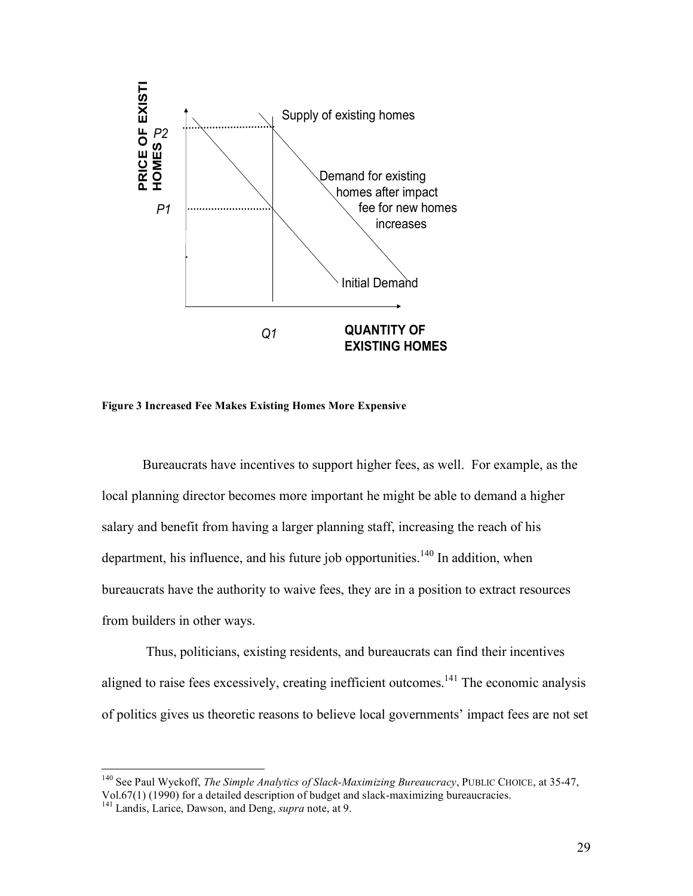**Figure 3 Increased Fee Makes Existing Homes More Expensive**

Bureaucrats have incentives to support higher fees, as well. For example, as the local planning director becomes more important he might be able to demand a higher salary and benefit from having a larger planning staff, increasing the reach of his department, his influence, and his future job opportunities.[140] In addition, when bureaucrats have the authority to waive fees, they are in a position to extract resources from builders in other ways.

Thus, politicians, existing residents, and bureaucrats can find their incentives aligned to raise fees excessively, creating inefficient outcomes.[141] The economic analysis of politics gives us theoretic reasons to believe local governments' impact fees are not set

---

[140] See Paul Wyckoff, *The Simple Analytics of Slack-Maximizing Bureaucracy*, PUBLIC CHOICE, at 35-47, Vol.67(1) (1990) for a detailed description of budget and slack-maximizing bureaucracies.

[141] Landis, Larice, Dawson, and Deng, *supra* note, at 9.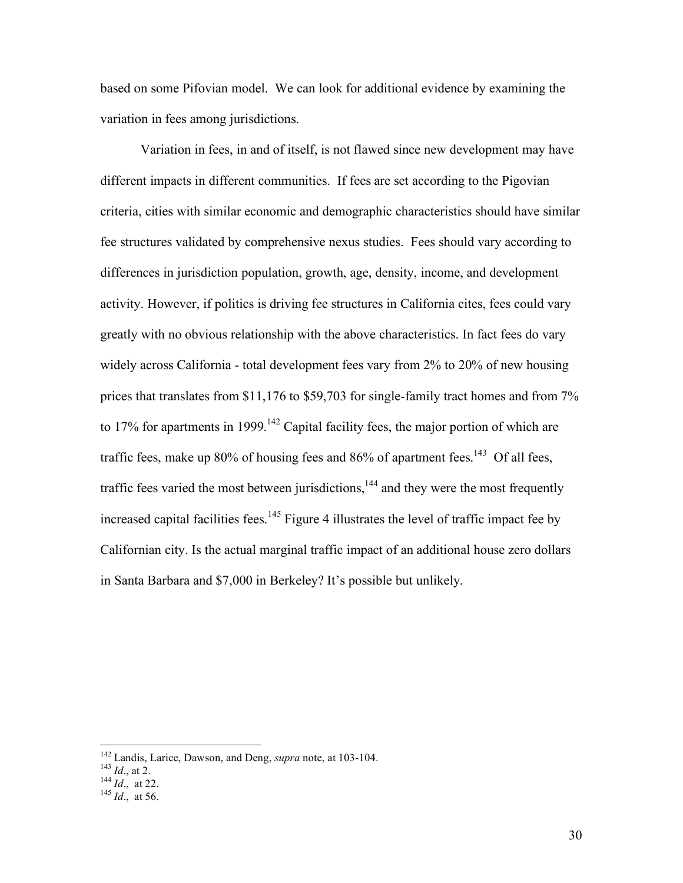based on some Pifovian model. We can look for additional evidence by examining the variation in fees among jurisdictions.

Variation in fees, in and of itself, is not flawed since new development may have different impacts in different communities. If fees are set according to the Pigovian criteria, cities with similar economic and demographic characteristics should have similar fee structures validated by comprehensive nexus studies. Fees should vary according to differences in jurisdiction population, growth, age, density, income, and development activity. However, if politics is driving fee structures in California cites, fees could vary greatly with no obvious relationship with the above characteristics. In fact fees do vary widely across California - total development fees vary from 2% to 20% of new housing prices that translates from $11,176 to $59,703 for single-family tract homes and from 7% to 17% for apartments in 1999.[142] Capital facility fees, the major portion of which are traffic fees, make up 80% of housing fees and 86% of apartment fees.[143] Of all fees, traffic fees varied the most between jurisdictions,[144] and they were the most frequently increased capital facilities fees.[145] Figure 4 illustrates the level of traffic impact fee by Californian city. Is the actual marginal traffic impact of an additional house zero dollars in Santa Barbara and $7,000 in Berkeley? It's possible but unlikely.

---

[142] Landis, Larice, Dawson, and Deng, *supra* note, at 103-104.
[143] *Id*., at 2.
[144] *Id*., at 22.
[145] *Id*., at 56.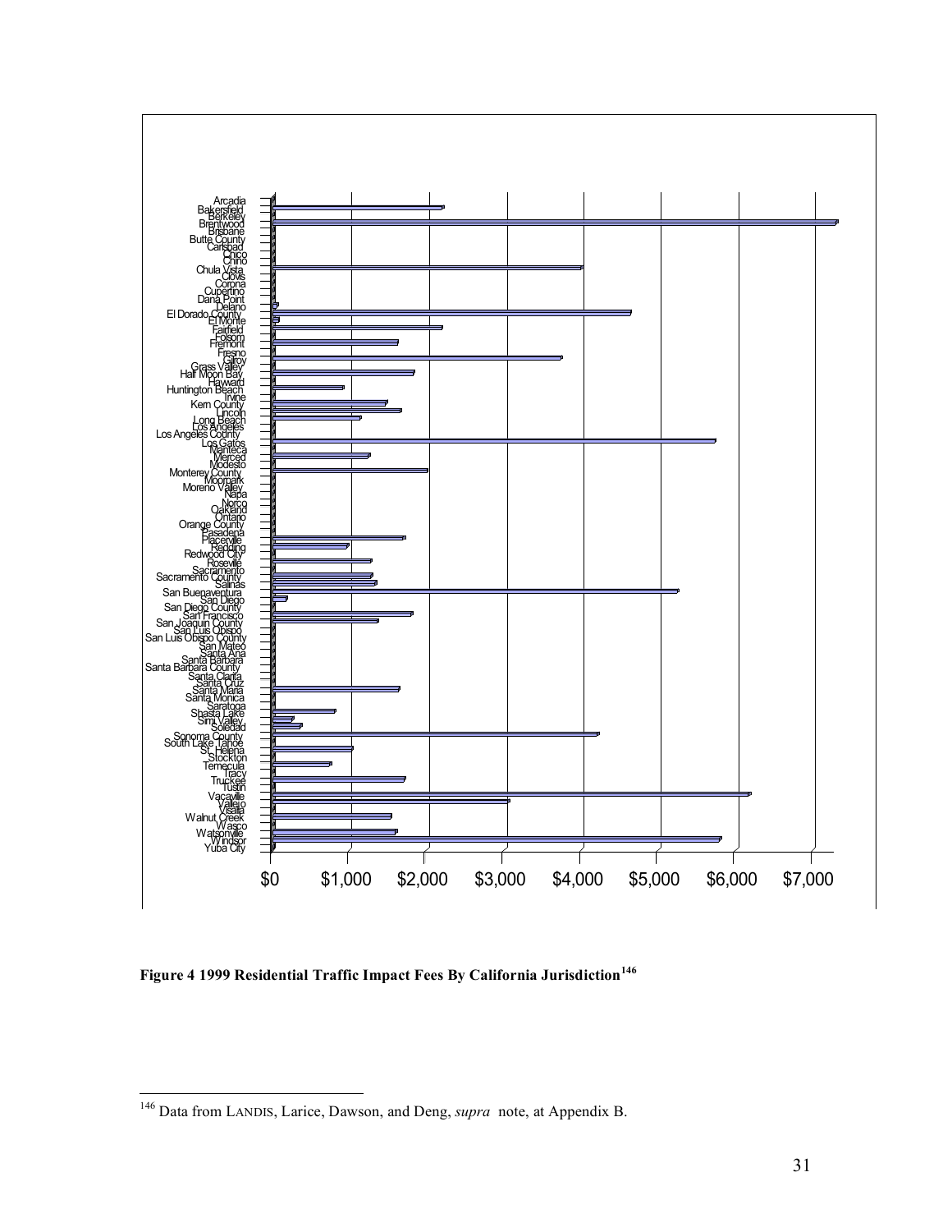Arcadia
Bakersfield
Berkeley
Brentwood
Brisbane
Butte County
Carlsbad
Chico
Chino
Chula Vista
Clovis
Corona
Cupertino
Dana Point
Delano
El Dorado County
El Monte
Fairfield
Folsom
Fremont
Fresno
Gilroy
Grass Valley
Half Moon Bay
Hayward
Huntington Beach
Irvine
Kern County
Lincoln
Long Beach
Los Angeles
Los Angeles County
Los Gatos
Manteca
Merced
Modesto
Monterey County
Moorpark
Moreno Valley
Napa
Norco
Oakland
Ontario
Orange County
Pasadena
Placerville
Redding
Redwood City
Roseville
Sacramento
Sacramento County
Salinas
San Buenaventura
San Diego
San Diego County
San Francisco
San Joaquin County
San Luis Obispo
San Luis Obispo County
San Mateo
Santa Ana
Santa Barbara
Santa Barbara County
Santa Clarita
Santa Cruz
Santa Maria
Santa Monica
Saratoga
Shasta Lake
Simi Valley
Soledad
Sonoma County
South Lake Tahoe
St. Helena
Stockton
Temecula
Tracy
Truckee
Tustin
Vacaville
Vallejo
Visalia
Walnut Creek
Wasco
Watsonville
Windsor
Yuba City

$0 $1,000 $2,000 $3,000 $4,000 $5,000 $6,000 $7,000

**Figure 4 1999 Residential Traffic Impact Fees By California Jurisdiction**[146]

[146] Data from LANDIS, Larice, Dawson, and Deng, *supra* note, at Appendix B.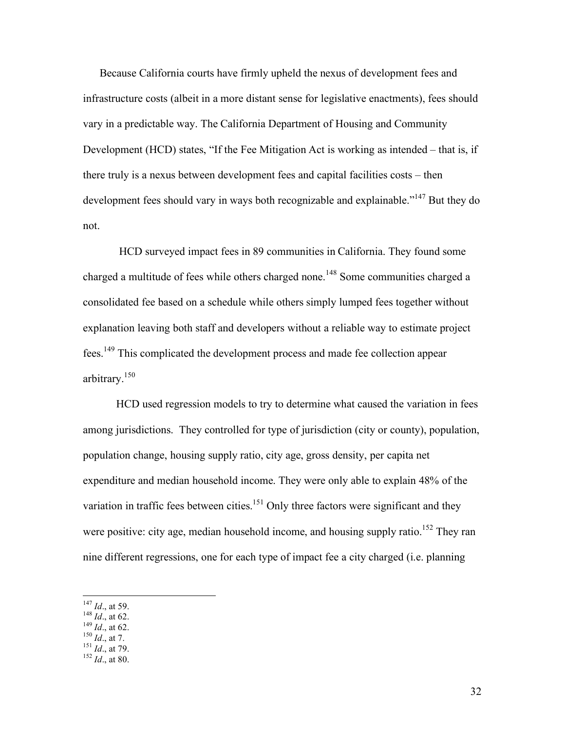Because California courts have firmly upheld the nexus of development fees and infrastructure costs (albeit in a more distant sense for legislative enactments), fees should vary in a predictable way. The California Department of Housing and Community Development (HCD) states, "If the Fee Mitigation Act is working as intended – that is, if there truly is a nexus between development fees and capital facilities costs – then development fees should vary in ways both recognizable and explainable."[147] But they do not.

HCD surveyed impact fees in 89 communities in California. They found some charged a multitude of fees while others charged none.[148] Some communities charged a consolidated fee based on a schedule while others simply lumped fees together without explanation leaving both staff and developers without a reliable way to estimate project fees.[149] This complicated the development process and made fee collection appear arbitrary.[150]

HCD used regression models to try to determine what caused the variation in fees among jurisdictions. They controlled for type of jurisdiction (city or county), population, population change, housing supply ratio, city age, gross density, per capita net expenditure and median household income. They were only able to explain 48% of the variation in traffic fees between cities.[151] Only three factors were significant and they were positive: city age, median household income, and housing supply ratio.[152] They ran nine different regressions, one for each type of impact fee a city charged (i.e. planning

---

[147] *Id*., at 59.
[148] *Id*., at 62.
[149] *Id*., at 62.
[150] *Id*., at 7.
[151] *Id*., at 79.
[152] *Id*., at 80.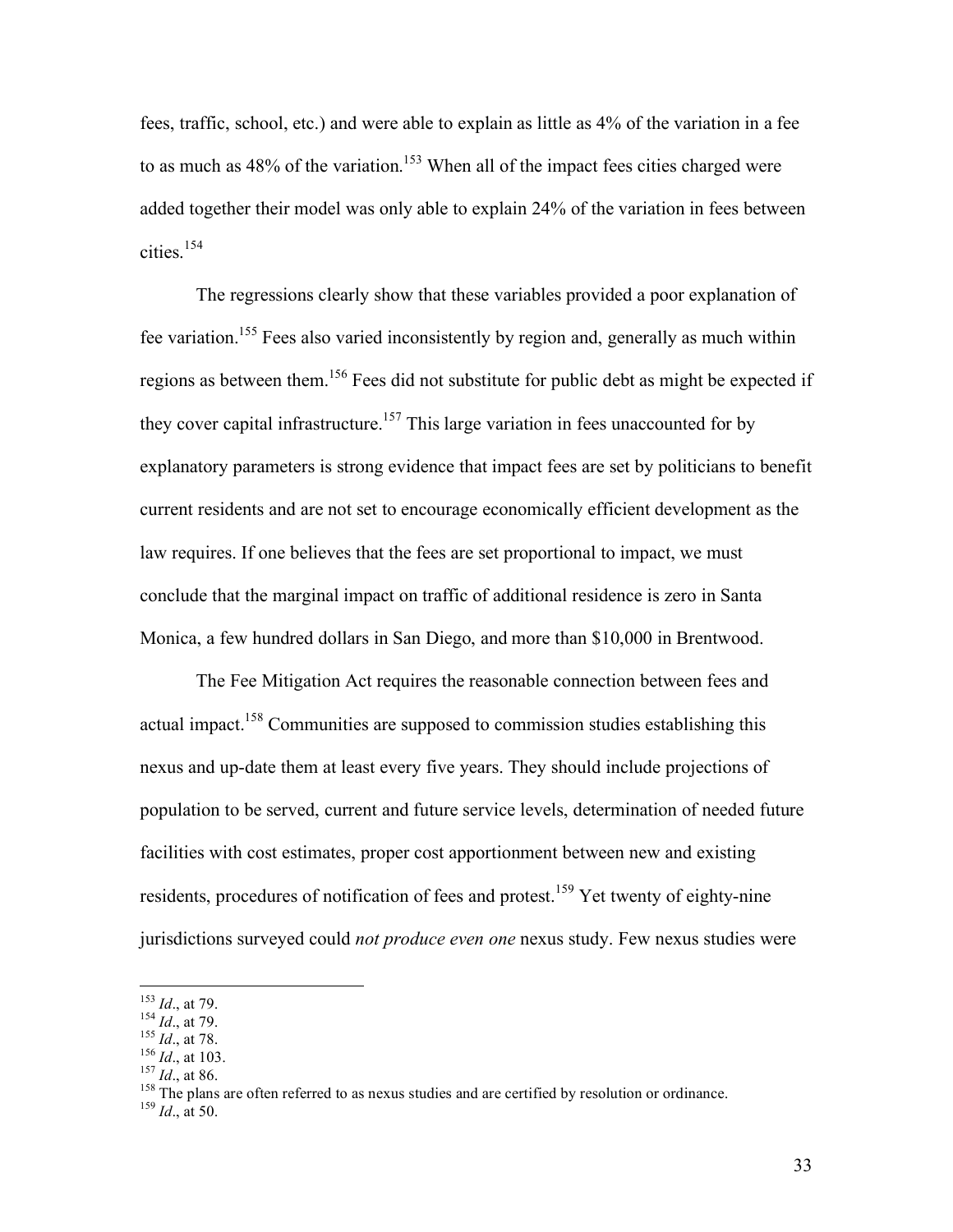fees, traffic, school, etc.) and were able to explain as little as 4% of the variation in a fee to as much as 48% of the variation.[153] When all of the impact fees cities charged were added together their model was only able to explain 24% of the variation in fees between cities.[154]

The regressions clearly show that these variables provided a poor explanation of fee variation.[155] Fees also varied inconsistently by region and, generally as much within regions as between them.[156] Fees did not substitute for public debt as might be expected if they cover capital infrastructure.[157] This large variation in fees unaccounted for by explanatory parameters is strong evidence that impact fees are set by politicians to benefit current residents and are not set to encourage economically efficient development as the law requires. If one believes that the fees are set proportional to impact, we must conclude that the marginal impact on traffic of additional residence is zero in Santa Monica, a few hundred dollars in San Diego, and more than $10,000 in Brentwood.

The Fee Mitigation Act requires the reasonable connection between fees and actual impact.[158] Communities are supposed to commission studies establishing this nexus and up-date them at least every five years. They should include projections of population to be served, current and future service levels, determination of needed future facilities with cost estimates, proper cost apportionment between new and existing residents, procedures of notification of fees and protest.[159] Yet twenty of eighty-nine jurisdictions surveyed could *not produce even one* nexus study. Few nexus studies were

---

[153] *Id*., at 79.

[154] *Id*., at 79.

[155] *Id*., at 78.

[156] *Id*., at 103.

[157] *Id*., at 86.

[158] The plans are often referred to as nexus studies and are certified by resolution or ordinance.

[159] *Id*., at 50.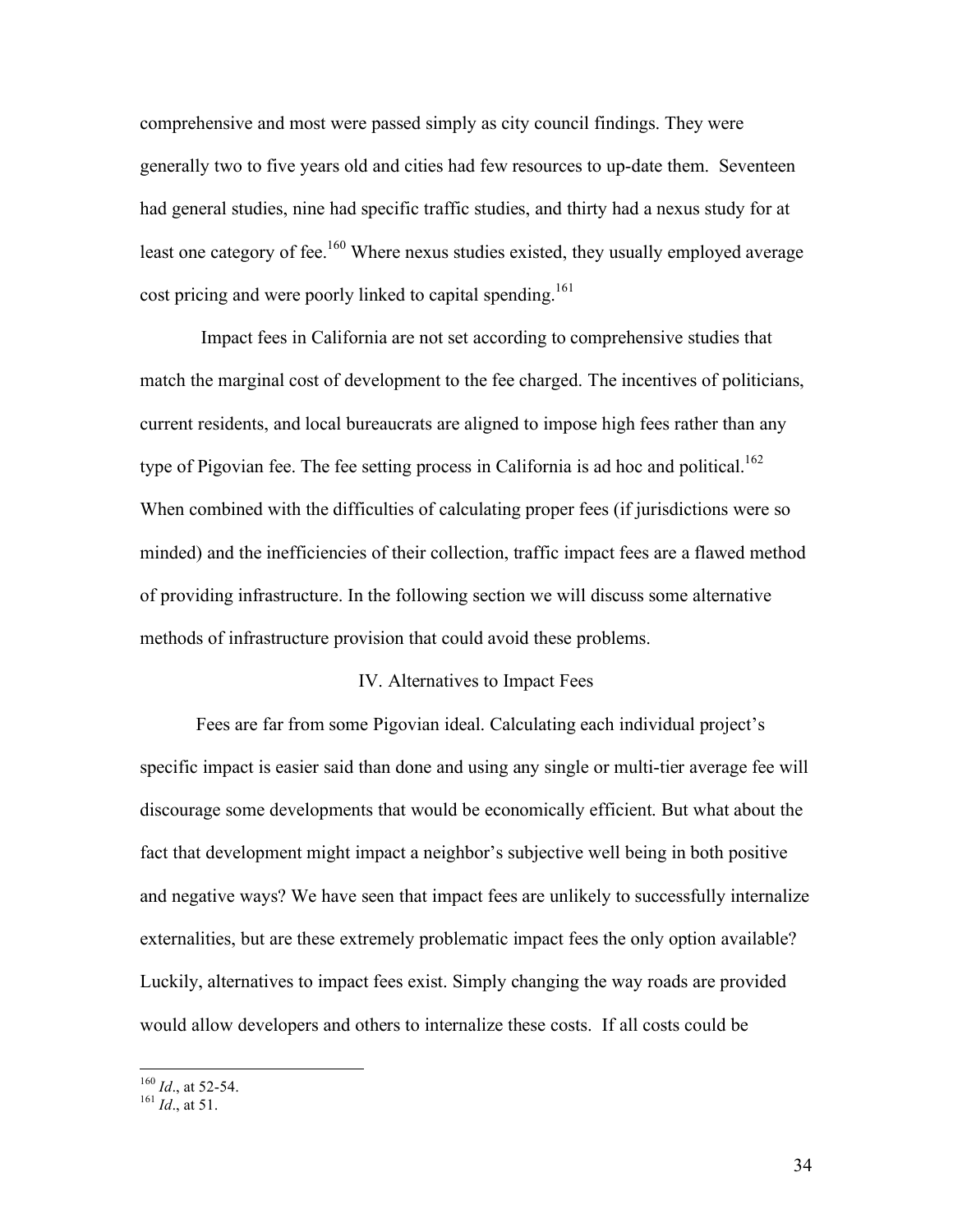comprehensive and most were passed simply as city council findings. They were generally two to five years old and cities had few resources to up-date them. Seventeen had general studies, nine had specific traffic studies, and thirty had a nexus study for at least one category of fee.[160] Where nexus studies existed, they usually employed average cost pricing and were poorly linked to capital spending.[161]

Impact fees in California are not set according to comprehensive studies that match the marginal cost of development to the fee charged. The incentives of politicians, current residents, and local bureaucrats are aligned to impose high fees rather than any type of Pigovian fee. The fee setting process in California is ad hoc and political.[162] When combined with the difficulties of calculating proper fees (if jurisdictions were so minded) and the inefficiencies of their collection, traffic impact fees are a flawed method of providing infrastructure. In the following section we will discuss some alternative methods of infrastructure provision that could avoid these problems.

## IV. Alternatives to Impact Fees

Fees are far from some Pigovian ideal. Calculating each individual project's specific impact is easier said than done and using any single or multi-tier average fee will discourage some developments that would be economically efficient. But what about the fact that development might impact a neighbor's subjective well being in both positive and negative ways? We have seen that impact fees are unlikely to successfully internalize externalities, but are these extremely problematic impact fees the only option available? Luckily, alternatives to impact fees exist. Simply changing the way roads are provided would allow developers and others to internalize these costs. If all costs could be

---

[160] *Id*., at 52-54.

[161] *Id*., at 51.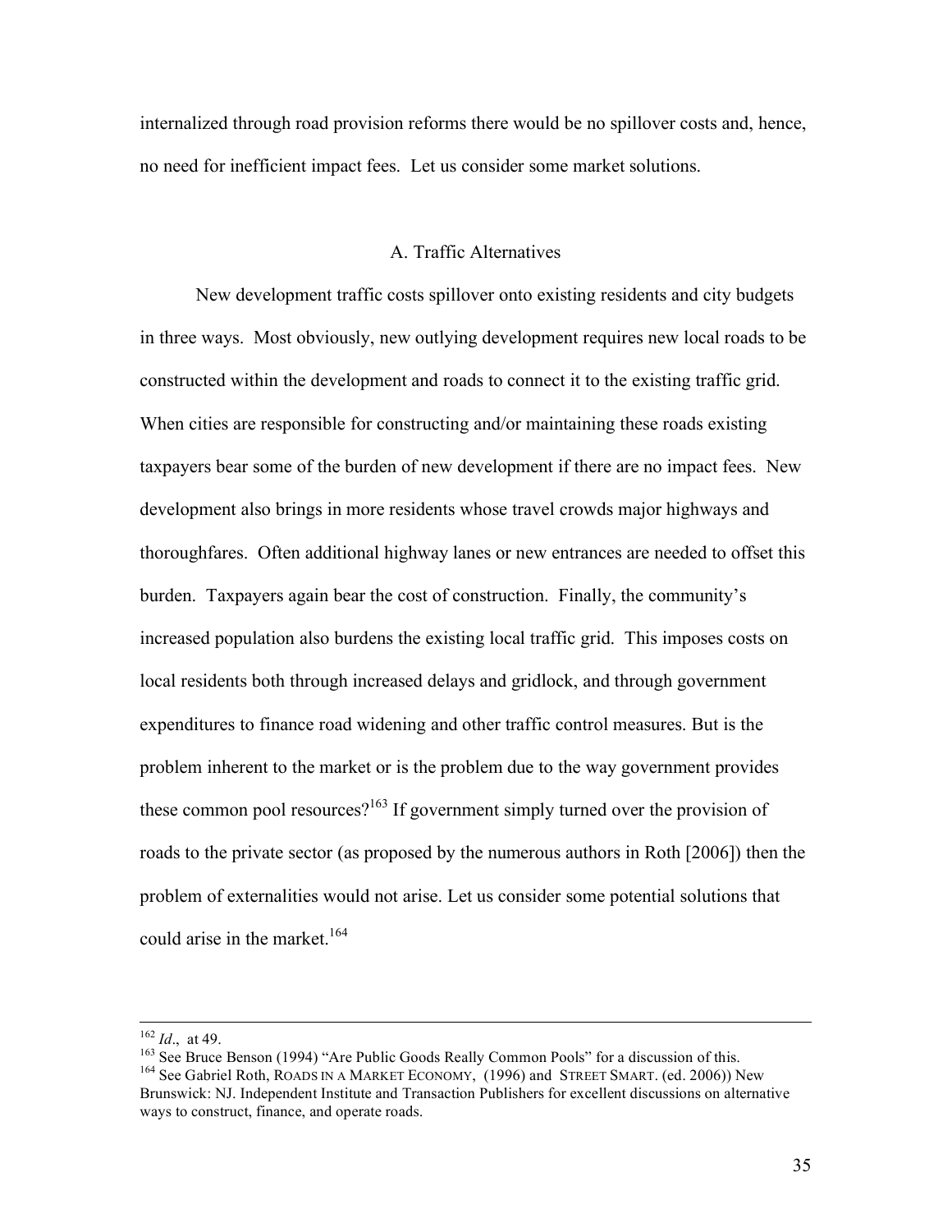internalized through road provision reforms there would be no spillover costs and, hence, no need for inefficient impact fees. Let us consider some market solutions.

## A. Traffic Alternatives

New development traffic costs spillover onto existing residents and city budgets in three ways. Most obviously, new outlying development requires new local roads to be constructed within the development and roads to connect it to the existing traffic grid. When cities are responsible for constructing and/or maintaining these roads existing taxpayers bear some of the burden of new development if there are no impact fees. New development also brings in more residents whose travel crowds major highways and thoroughfares. Often additional highway lanes or new entrances are needed to offset this burden. Taxpayers again bear the cost of construction. Finally, the community's increased population also burdens the existing local traffic grid. This imposes costs on local residents both through increased delays and gridlock, and through government expenditures to finance road widening and other traffic control measures. But is the problem inherent to the market or is the problem due to the way government provides these common pool resources?[163] If government simply turned over the provision of roads to the private sector (as proposed by the numerous authors in Roth [2006]) then the problem of externalities would not arise. Let us consider some potential solutions that could arise in the market.[164]

---

[162] *Id*., at 49.

[163] See Bruce Benson (1994) "Are Public Goods Really Common Pools" for a discussion of this.

[164] See Gabriel Roth, ROADS IN A MARKET ECONOMY, (1996) and STREET SMART. (ed. 2006)) New Brunswick: NJ. Independent Institute and Transaction Publishers for excellent discussions on alternative ways to construct, finance, and operate roads.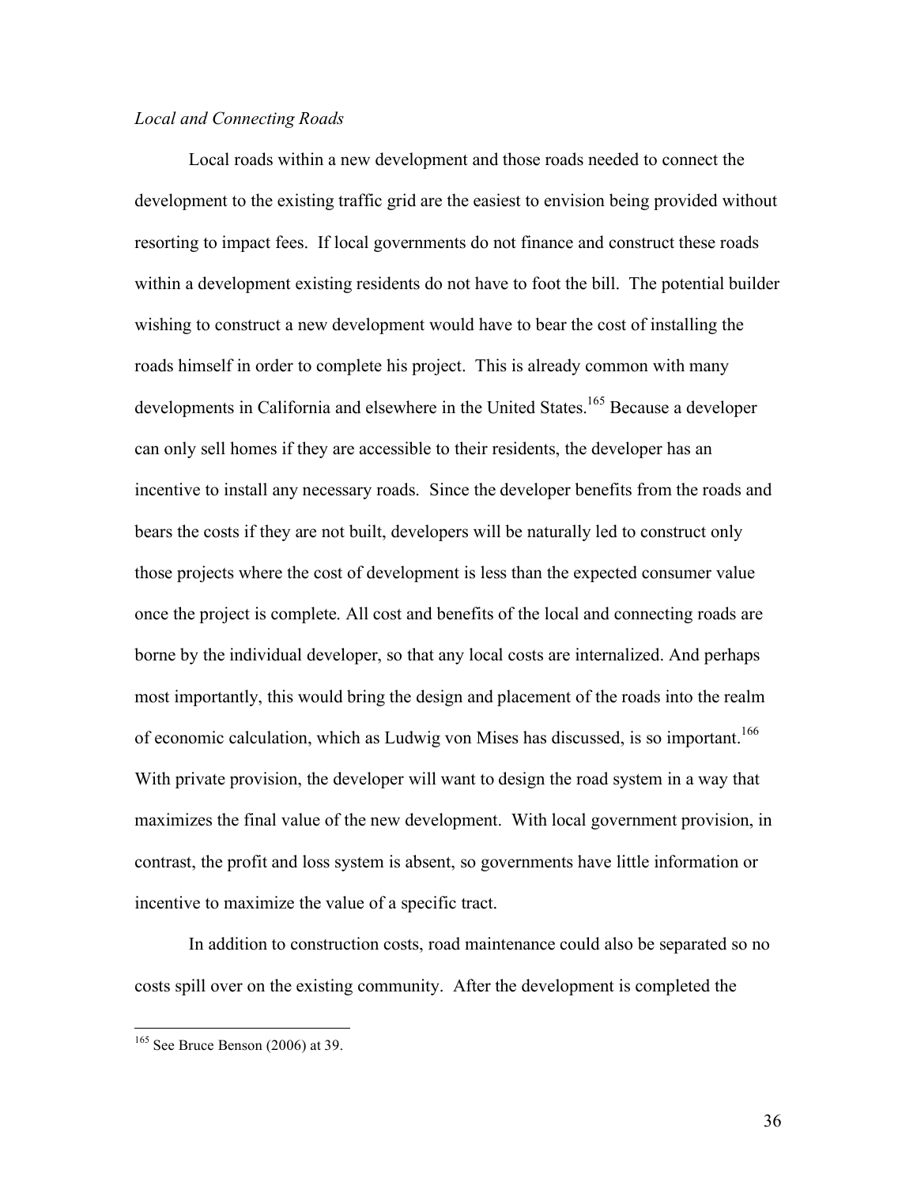*Local and Connecting Roads*

Local roads within a new development and those roads needed to connect the development to the existing traffic grid are the easiest to envision being provided without resorting to impact fees. If local governments do not finance and construct these roads within a development existing residents do not have to foot the bill. The potential builder wishing to construct a new development would have to bear the cost of installing the roads himself in order to complete his project. This is already common with many developments in California and elsewhere in the United States.[165] Because a developer can only sell homes if they are accessible to their residents, the developer has an incentive to install any necessary roads. Since the developer benefits from the roads and bears the costs if they are not built, developers will be naturally led to construct only those projects where the cost of development is less than the expected consumer value once the project is complete. All cost and benefits of the local and connecting roads are borne by the individual developer, so that any local costs are internalized. And perhaps most importantly, this would bring the design and placement of the roads into the realm of economic calculation, which as Ludwig von Mises has discussed, is so important.[166] With private provision, the developer will want to design the road system in a way that maximizes the final value of the new development. With local government provision, in contrast, the profit and loss system is absent, so governments have little information or incentive to maximize the value of a specific tract.

In addition to construction costs, road maintenance could also be separated so no costs spill over on the existing community. After the development is completed the

[165] See Bruce Benson (2006) at 39.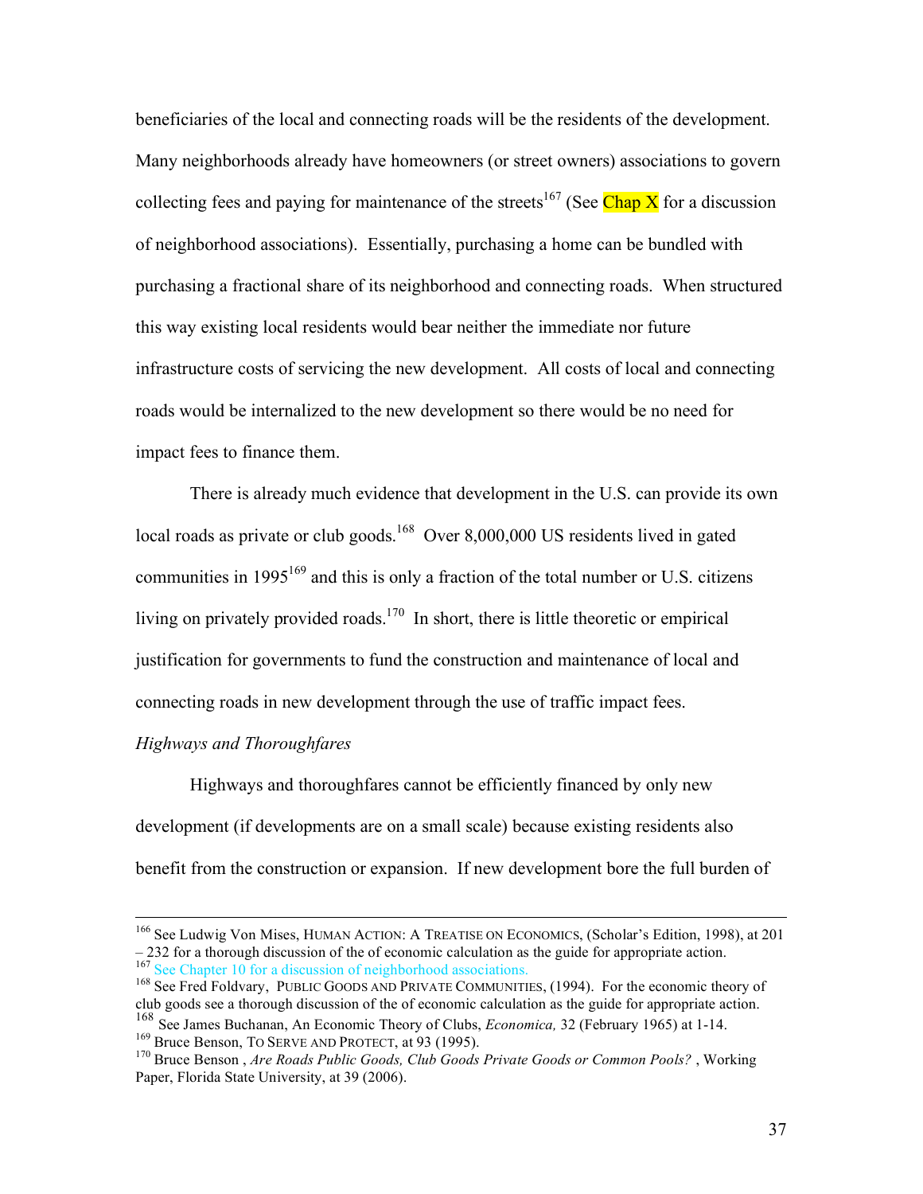beneficiaries of the local and connecting roads will be the residents of the development. Many neighborhoods already have homeowners (or street owners) associations to govern collecting fees and paying for maintenance of the streets[167] (See Chap X for a discussion of neighborhood associations). Essentially, purchasing a home can be bundled with purchasing a fractional share of its neighborhood and connecting roads. When structured this way existing local residents would bear neither the immediate nor future infrastructure costs of servicing the new development. All costs of local and connecting roads would be internalized to the new development so there would be no need for impact fees to finance them.

There is already much evidence that development in the U.S. can provide its own local roads as private or club goods.[168] Over 8,000,000 US residents lived in gated communities in 1995[169] and this is only a fraction of the total number or U.S. citizens living on privately provided roads.[170] In short, there is little theoretic or empirical justification for governments to fund the construction and maintenance of local and connecting roads in new development through the use of traffic impact fees.

*Highways and Thoroughfares*

Highways and thoroughfares cannot be efficiently financed by only new development (if developments are on a small scale) because existing residents also benefit from the construction or expansion. If new development bore the full burden of

---

[166] See Ludwig Von Mises, HUMAN ACTION: A TREATISE ON ECONOMICS, (Scholar's Edition, 1998), at 201 – 232 for a thorough discussion of the of economic calculation as the guide for appropriate action.

[167] See Chapter 10 for a discussion of neighborhood associations.

[168] See Fred Foldvary, PUBLIC GOODS AND PRIVATE COMMUNITIES, (1994). For the economic theory of club goods see a thorough discussion of the of economic calculation as the guide for appropriate action.

[168] See James Buchanan, An Economic Theory of Clubs, *Economica,* 32 (February 1965) at 1-14.

[169] Bruce Benson, TO SERVE AND PROTECT, at 93 (1995).

[170] Bruce Benson , *Are Roads Public Goods, Club Goods Private Goods or Common Pools?* , Working Paper, Florida State University, at 39 (2006).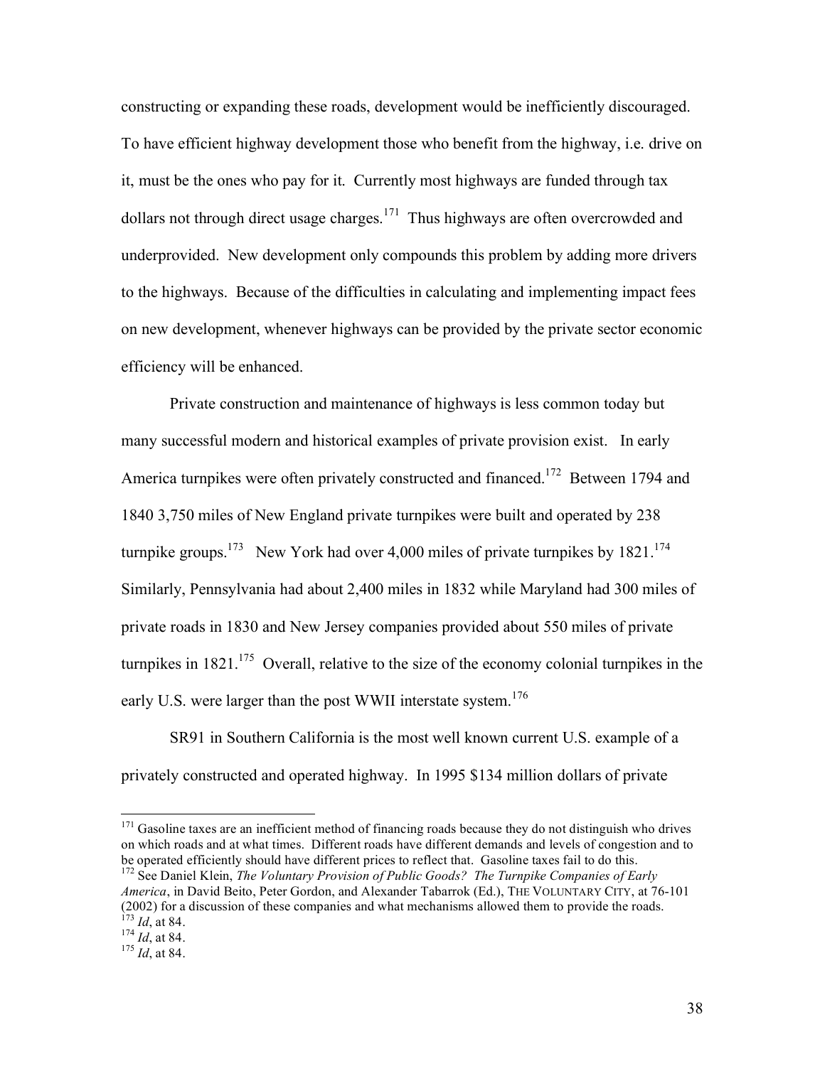constructing or expanding these roads, development would be inefficiently discouraged. To have efficient highway development those who benefit from the highway, i.e. drive on it, must be the ones who pay for it. Currently most highways are funded through tax dollars not through direct usage charges.[171] Thus highways are often overcrowded and underprovided. New development only compounds this problem by adding more drivers to the highways. Because of the difficulties in calculating and implementing impact fees on new development, whenever highways can be provided by the private sector economic efficiency will be enhanced.

Private construction and maintenance of highways is less common today but many successful modern and historical examples of private provision exist. In early America turnpikes were often privately constructed and financed.[172] Between 1794 and 1840 3,750 miles of New England private turnpikes were built and operated by 238 turnpike groups.[173] New York had over 4,000 miles of private turnpikes by 1821.[174] Similarly, Pennsylvania had about 2,400 miles in 1832 while Maryland had 300 miles of private roads in 1830 and New Jersey companies provided about 550 miles of private turnpikes in 1821.[175] Overall, relative to the size of the economy colonial turnpikes in the early U.S. were larger than the post WWII interstate system.[176]

SR91 in Southern California is the most well known current U.S. example of a privately constructed and operated highway. In 1995 $134 million dollars of private

---

[171] Gasoline taxes are an inefficient method of financing roads because they do not distinguish who drives on which roads and at what times. Different roads have different demands and levels of congestion and to be operated efficiently should have different prices to reflect that. Gasoline taxes fail to do this.

[172] See Daniel Klein, *The Voluntary Provision of Public Goods? The Turnpike Companies of Early America*, in David Beito, Peter Gordon, and Alexander Tabarrok (Ed.), THE VOLUNTARY CITY, at 76-101 (2002) for a discussion of these companies and what mechanisms allowed them to provide the roads.

[173] *Id*, at 84.

[174] *Id*, at 84.

[175] *Id*, at 84.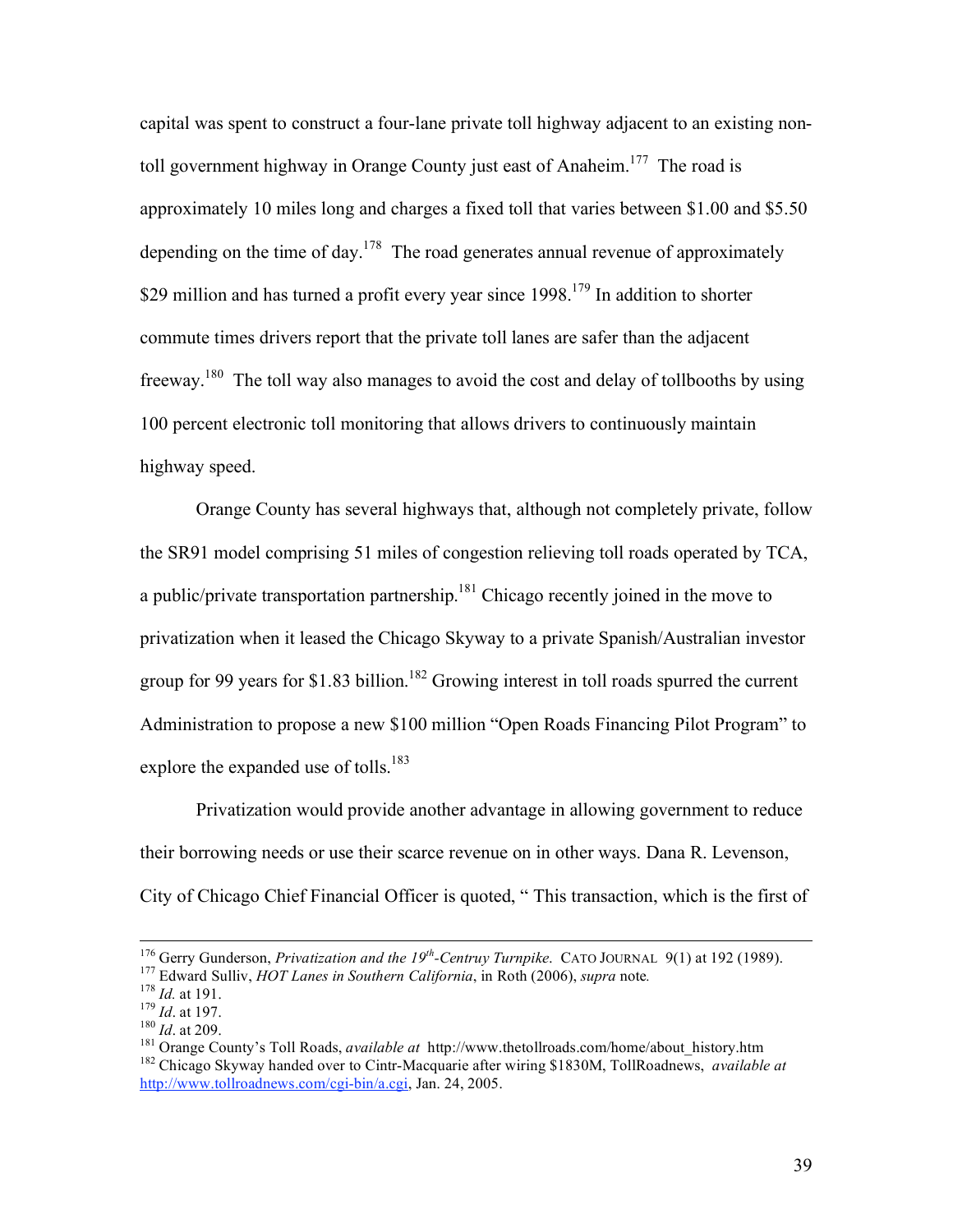capital was spent to construct a four-lane private toll highway adjacent to an existing non-toll government highway in Orange County just east of Anaheim.[177] The road is approximately 10 miles long and charges a fixed toll that varies between $1.00 and $5.50 depending on the time of day.[178] The road generates annual revenue of approximately $29 million and has turned a profit every year since 1998.[179] In addition to shorter commute times drivers report that the private toll lanes are safer than the adjacent freeway.[180] The toll way also manages to avoid the cost and delay of tollbooths by using 100 percent electronic toll monitoring that allows drivers to continuously maintain highway speed.

Orange County has several highways that, although not completely private, follow the SR91 model comprising 51 miles of congestion relieving toll roads operated by TCA, a public/private transportation partnership.[181] Chicago recently joined in the move to privatization when it leased the Chicago Skyway to a private Spanish/Australian investor group for 99 years for $1.83 billion.[182] Growing interest in toll roads spurred the current Administration to propose a new $100 million "Open Roads Financing Pilot Program" to explore the expanded use of tolls.[183]

Privatization would provide another advantage in allowing government to reduce their borrowing needs or use their scarce revenue on in other ways. Dana R. Levenson, City of Chicago Chief Financial Officer is quoted, " This transaction, which is the first of

---

[176] Gerry Gunderson, *Privatization and the 19th-Centruy Turnpike*. CATO JOURNAL 9(1) at 192 (1989).

[177] Edward Sulliv, *HOT Lanes in Southern California*, in Roth (2006), *supra* note.

[178] *Id.* at 191.

[179] *Id*. at 197.

[180] *Id*. at 209.

[181] Orange County's Toll Roads, *available at* http://www.thetollroads.com/home/about_history.htm

[182] Chicago Skyway handed over to Cintr-Macquarie after wiring $1830M, TollRoadnews, *available at* http://www.tollroadnews.com/cgi-bin/a.cgi, Jan. 24, 2005.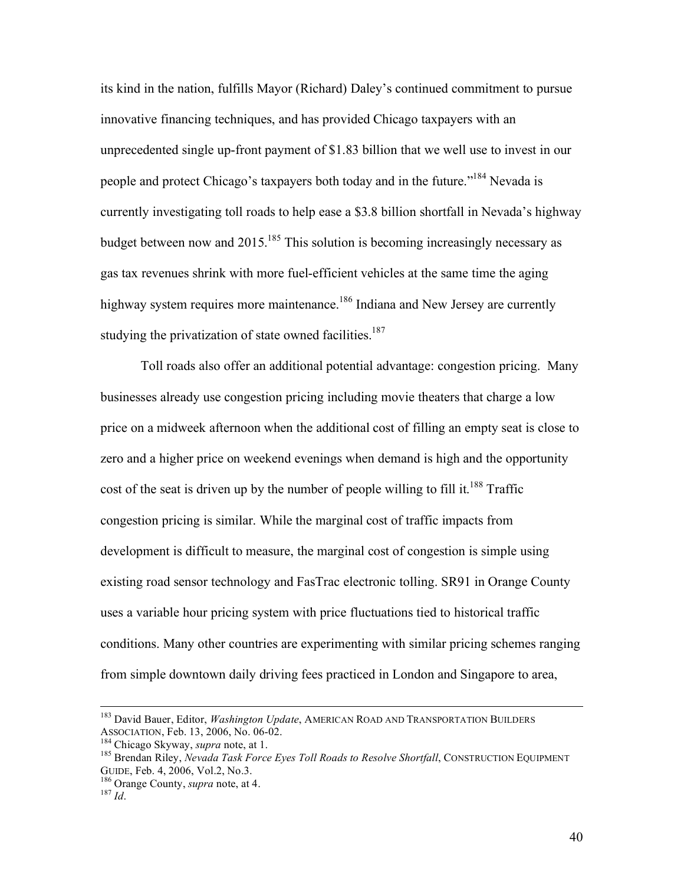its kind in the nation, fulfills Mayor (Richard) Daley's continued commitment to pursue innovative financing techniques, and has provided Chicago taxpayers with an unprecedented single up-front payment of $1.83 billion that we well use to invest in our people and protect Chicago's taxpayers both today and in the future."[184] Nevada is currently investigating toll roads to help ease a $3.8 billion shortfall in Nevada's highway budget between now and 2015.[185] This solution is becoming increasingly necessary as gas tax revenues shrink with more fuel-efficient vehicles at the same time the aging highway system requires more maintenance.[186] Indiana and New Jersey are currently studying the privatization of state owned facilities.[187]

Toll roads also offer an additional potential advantage: congestion pricing. Many businesses already use congestion pricing including movie theaters that charge a low price on a midweek afternoon when the additional cost of filling an empty seat is close to zero and a higher price on weekend evenings when demand is high and the opportunity cost of the seat is driven up by the number of people willing to fill it.[188] Traffic congestion pricing is similar. While the marginal cost of traffic impacts from development is difficult to measure, the marginal cost of congestion is simple using existing road sensor technology and FasTrac electronic tolling. SR91 in Orange County uses a variable hour pricing system with price fluctuations tied to historical traffic conditions. Many other countries are experimenting with similar pricing schemes ranging from simple downtown daily driving fees practiced in London and Singapore to area,

---

[183] David Bauer, Editor, *Washington Update*, AMERICAN ROAD AND TRANSPORTATION BUILDERS ASSOCIATION, Feb. 13, 2006, No. 06-02.

[184] Chicago Skyway, *supra* note, at 1.

[185] Brendan Riley, *Nevada Task Force Eyes Toll Roads to Resolve Shortfall*, CONSTRUCTION EQUIPMENT GUIDE, Feb. 4, 2006, Vol.2, No.3.

[186] Orange County, *supra* note, at 4.

[187] *Id*.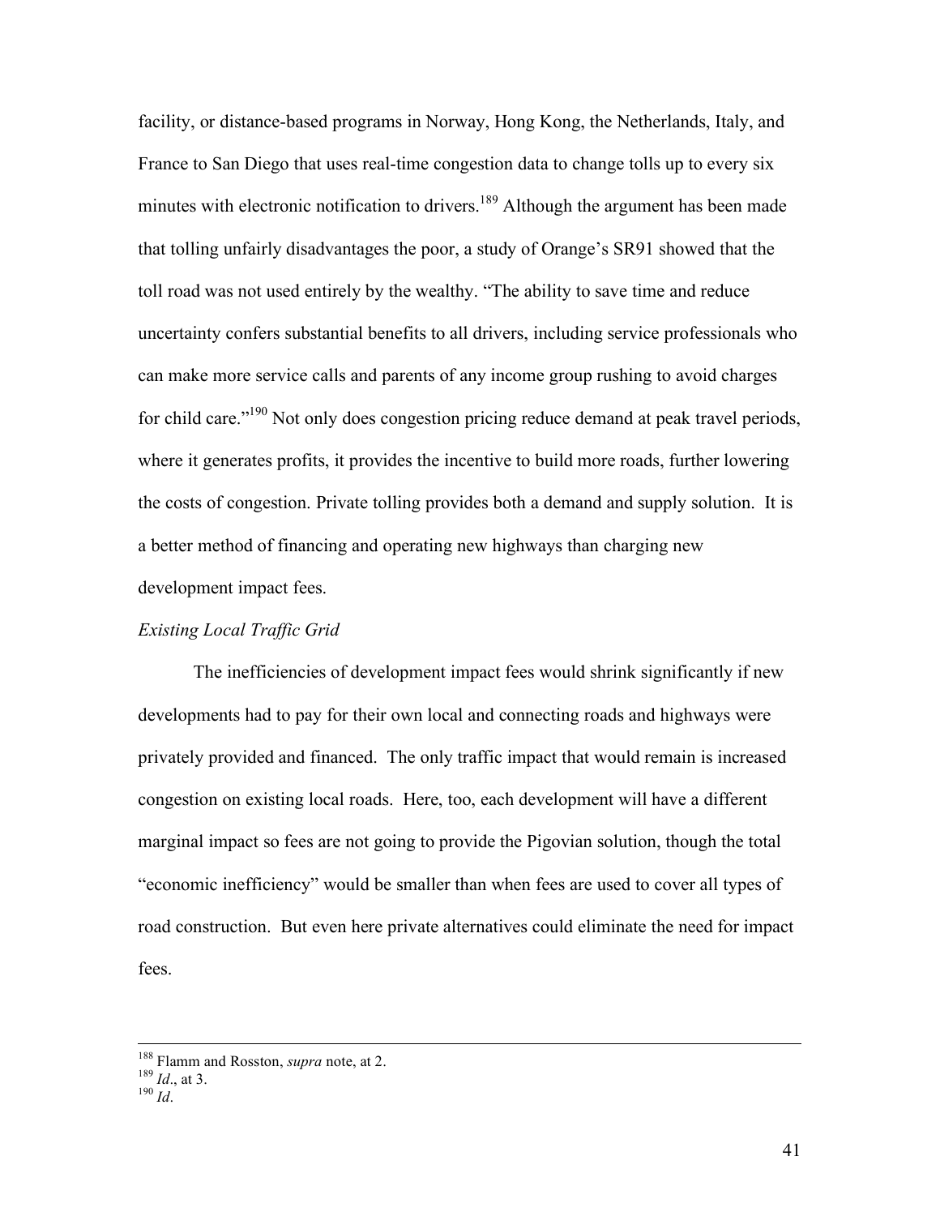facility, or distance-based programs in Norway, Hong Kong, the Netherlands, Italy, and France to San Diego that uses real-time congestion data to change tolls up to every six minutes with electronic notification to drivers.[189] Although the argument has been made that tolling unfairly disadvantages the poor, a study of Orange's SR91 showed that the toll road was not used entirely by the wealthy. "The ability to save time and reduce uncertainty confers substantial benefits to all drivers, including service professionals who can make more service calls and parents of any income group rushing to avoid charges for child care."[190] Not only does congestion pricing reduce demand at peak travel periods, where it generates profits, it provides the incentive to build more roads, further lowering the costs of congestion. Private tolling provides both a demand and supply solution. It is a better method of financing and operating new highways than charging new development impact fees.

*Existing Local Traffic Grid*

The inefficiencies of development impact fees would shrink significantly if new developments had to pay for their own local and connecting roads and highways were privately provided and financed. The only traffic impact that would remain is increased congestion on existing local roads. Here, too, each development will have a different marginal impact so fees are not going to provide the Pigovian solution, though the total "economic inefficiency" would be smaller than when fees are used to cover all types of road construction. But even here private alternatives could eliminate the need for impact fees.

---

[188] Flamm and Rosston, *supra* note, at 2.
[189] *Id*., at 3.
[190] *Id*.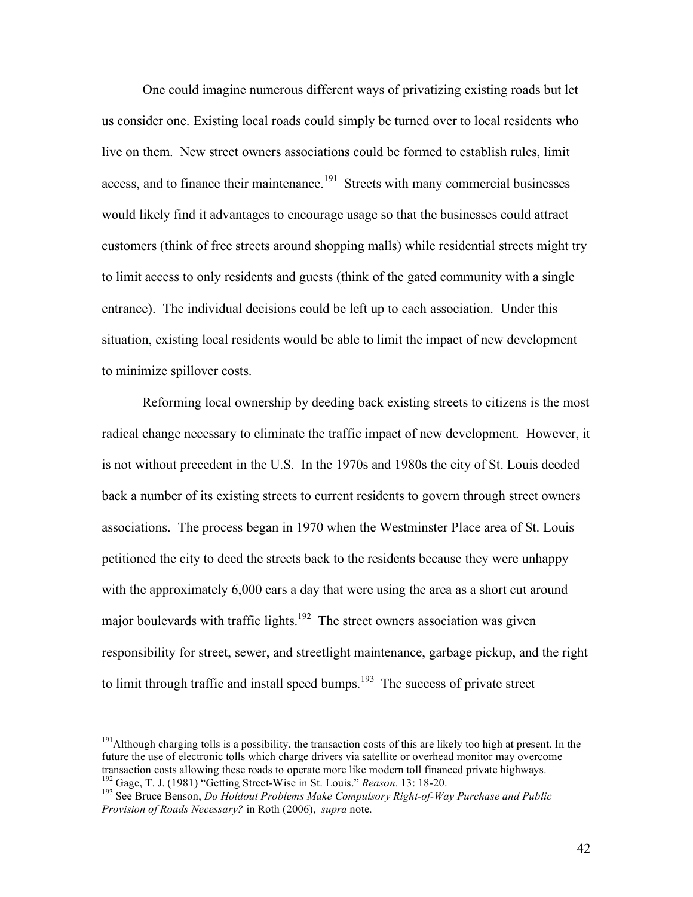One could imagine numerous different ways of privatizing existing roads but let us consider one. Existing local roads could simply be turned over to local residents who live on them. New street owners associations could be formed to establish rules, limit access, and to finance their maintenance.[191] Streets with many commercial businesses would likely find it advantages to encourage usage so that the businesses could attract customers (think of free streets around shopping malls) while residential streets might try to limit access to only residents and guests (think of the gated community with a single entrance). The individual decisions could be left up to each association. Under this situation, existing local residents would be able to limit the impact of new development to minimize spillover costs.

Reforming local ownership by deeding back existing streets to citizens is the most radical change necessary to eliminate the traffic impact of new development. However, it is not without precedent in the U.S. In the 1970s and 1980s the city of St. Louis deeded back a number of its existing streets to current residents to govern through street owners associations. The process began in 1970 when the Westminster Place area of St. Louis petitioned the city to deed the streets back to the residents because they were unhappy with the approximately 6,000 cars a day that were using the area as a short cut around major boulevards with traffic lights.[192] The street owners association was given responsibility for street, sewer, and streetlight maintenance, garbage pickup, and the right to limit through traffic and install speed bumps.[193] The success of private street

---

[191] Although charging tolls is a possibility, the transaction costs of this are likely too high at present. In the future the use of electronic tolls which charge drivers via satellite or overhead monitor may overcome transaction costs allowing these roads to operate more like modern toll financed private highways.

[192] Gage, T. J. (1981) "Getting Street-Wise in St. Louis." *Reason*. 13: 18-20.

[193] See Bruce Benson, *Do Holdout Problems Make Compulsory Right-of-Way Purchase and Public Provision of Roads Necessary?* in Roth (2006), *supra* note.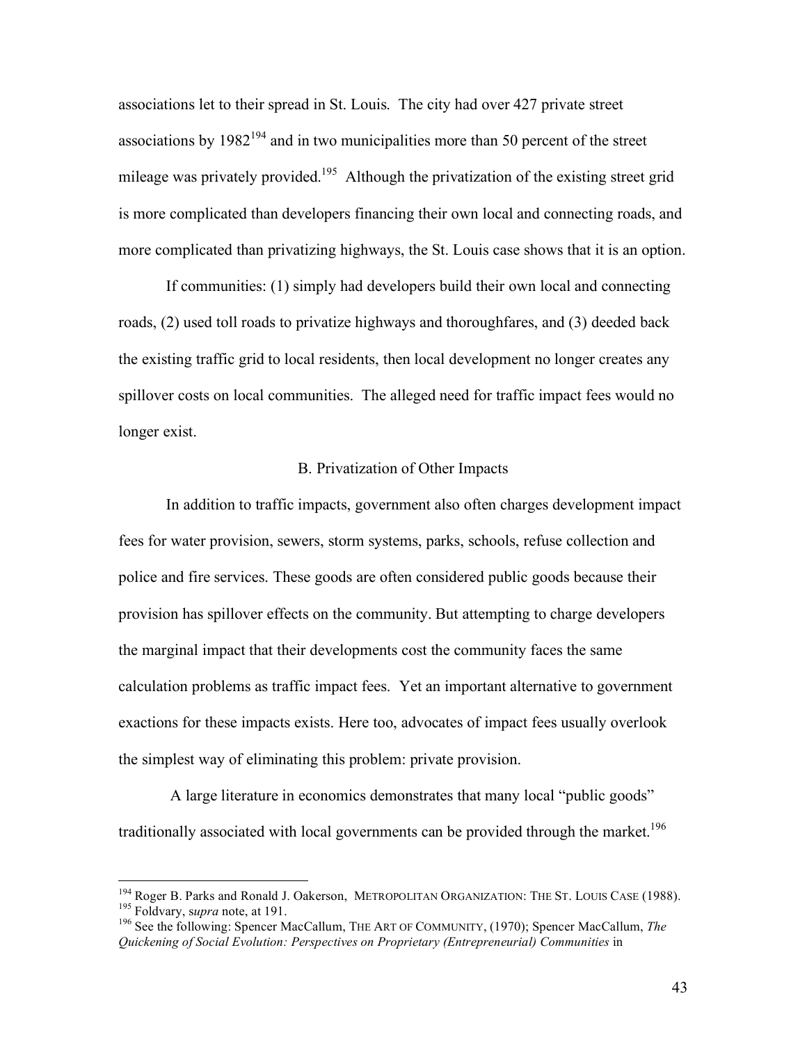associations let to their spread in St. Louis. The city had over 427 private street associations by 1982[194] and in two municipalities more than 50 percent of the street mileage was privately provided.[195] Although the privatization of the existing street grid is more complicated than developers financing their own local and connecting roads, and more complicated than privatizing highways, the St. Louis case shows that it is an option.

If communities: (1) simply had developers build their own local and connecting roads, (2) used toll roads to privatize highways and thoroughfares, and (3) deeded back the existing traffic grid to local residents, then local development no longer creates any spillover costs on local communities. The alleged need for traffic impact fees would no longer exist.

### B. Privatization of Other Impacts

In addition to traffic impacts, government also often charges development impact fees for water provision, sewers, storm systems, parks, schools, refuse collection and police and fire services. These goods are often considered public goods because their provision has spillover effects on the community. But attempting to charge developers the marginal impact that their developments cost the community faces the same calculation problems as traffic impact fees. Yet an important alternative to government exactions for these impacts exists. Here too, advocates of impact fees usually overlook the simplest way of eliminating this problem: private provision.

A large literature in economics demonstrates that many local "public goods" traditionally associated with local governments can be provided through the market.[196]

---

[194] Roger B. Parks and Ronald J. Oakerson, METROPOLITAN ORGANIZATION: THE ST. LOUIS CASE (1988).

[195] Foldvary, s*upra* note, at 191.

[196] See the following: Spencer MacCallum, THE ART OF COMMUNITY, (1970); Spencer MacCallum, *The Quickening of Social Evolution: Perspectives on Proprietary (Entrepreneurial) Communities* in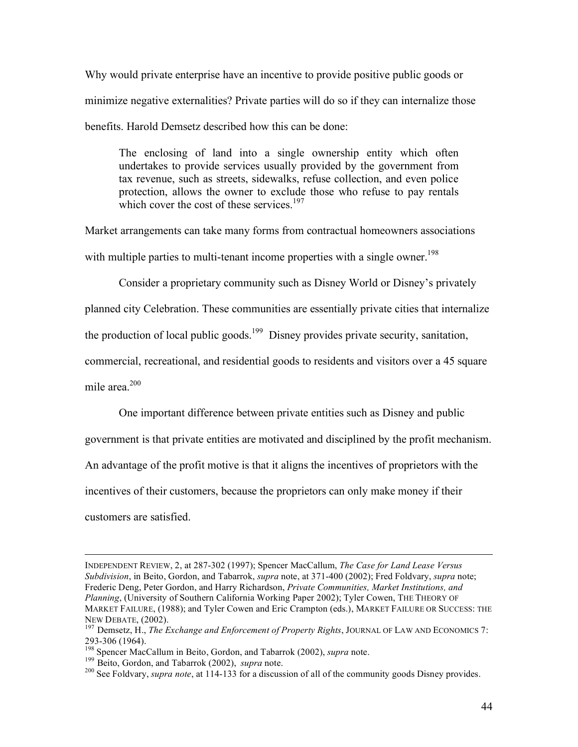Why would private enterprise have an incentive to provide positive public goods or minimize negative externalities? Private parties will do so if they can internalize those benefits. Harold Demsetz described how this can be done:

> The enclosing of land into a single ownership entity which often undertakes to provide services usually provided by the government from tax revenue, such as streets, sidewalks, refuse collection, and even police protection, allows the owner to exclude those who refuse to pay rentals which cover the cost of these services.[197]

Market arrangements can take many forms from contractual homeowners associations with multiple parties to multi-tenant income properties with a single owner.[198]

Consider a proprietary community such as Disney World or Disney's privately planned city Celebration. These communities are essentially private cities that internalize the production of local public goods.[199] Disney provides private security, sanitation, commercial, recreational, and residential goods to residents and visitors over a 45 square mile area.[200]

One important difference between private entities such as Disney and public government is that private entities are motivated and disciplined by the profit mechanism. An advantage of the profit motive is that it aligns the incentives of proprietors with the incentives of their customers, because the proprietors can only make money if their customers are satisfied.

---

INDEPENDENT REVIEW, 2, at 287-302 (1997); Spencer MacCallum, *The Case for Land Lease Versus Subdivision*, in Beito, Gordon, and Tabarrok, *supra* note, at 371-400 (2002); Fred Foldvary, *supra* note; Frederic Deng, Peter Gordon, and Harry Richardson, *Private Communities, Market Institutions, and Planning*, (University of Southern California Working Paper 2002); Tyler Cowen, THE THEORY OF MARKET FAILURE, (1988); and Tyler Cowen and Eric Crampton (eds.), MARKET FAILURE OR SUCCESS: THE NEW DEBATE, (2002).

[197] Demsetz, H., *The Exchange and Enforcement of Property Rights*, JOURNAL OF LAW AND ECONOMICS 7: 293-306 (1964).

[198] Spencer MacCallum in Beito, Gordon, and Tabarrok (2002), *supra* note.

[199] Beito, Gordon, and Tabarrok (2002), *supra* note.

[200] See Foldvary, *supra note*, at 114-133 for a discussion of all of the community goods Disney provides.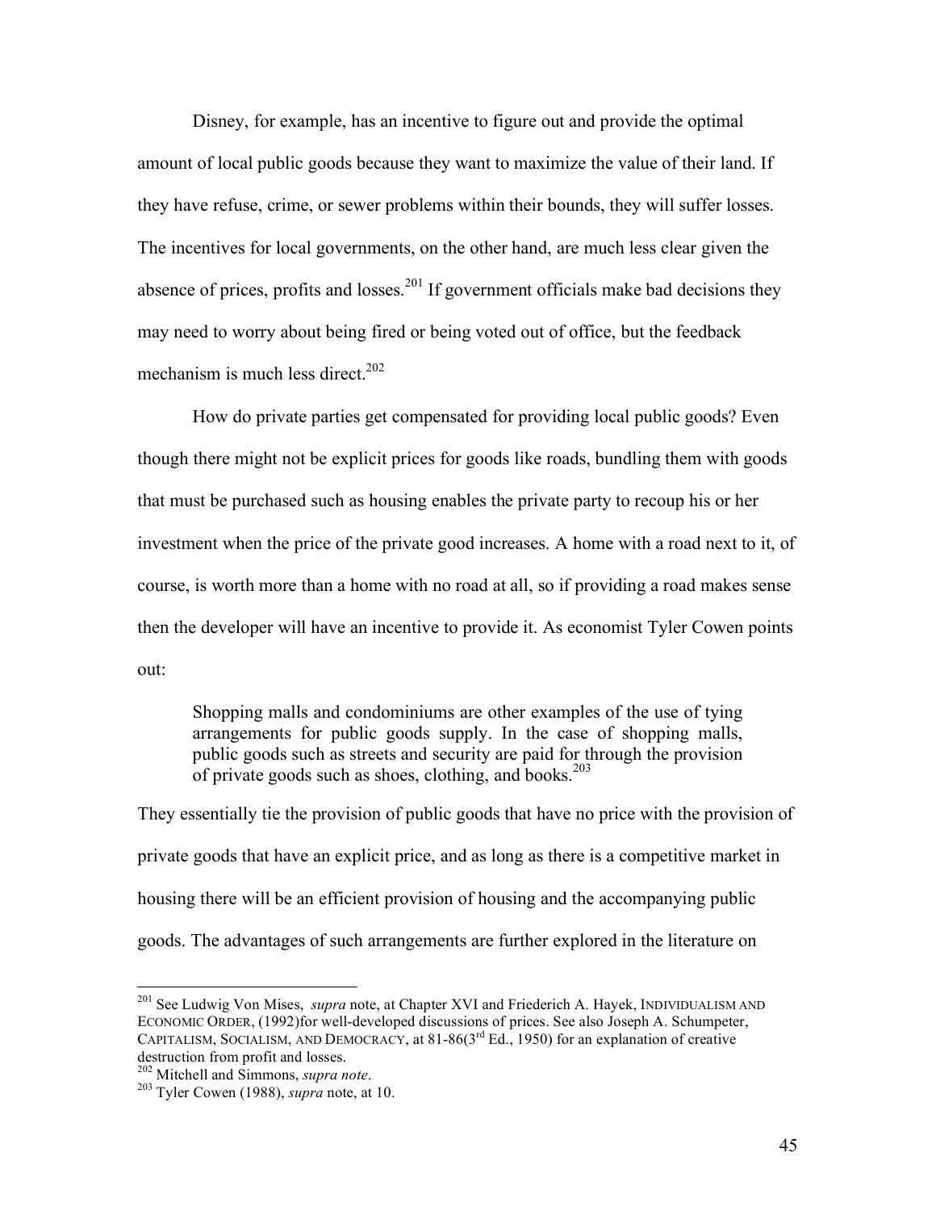Disney, for example, has an incentive to figure out and provide the optimal amount of local public goods because they want to maximize the value of their land. If they have refuse, crime, or sewer problems within their bounds, they will suffer losses. The incentives for local governments, on the other hand, are much less clear given the absence of prices, profits and losses.[201] If government officials make bad decisions they may need to worry about being fired or being voted out of office, but the feedback mechanism is much less direct.[202]

How do private parties get compensated for providing local public goods? Even though there might not be explicit prices for goods like roads, bundling them with goods that must be purchased such as housing enables the private party to recoup his or her investment when the price of the private good increases. A home with a road next to it, of course, is worth more than a home with no road at all, so if providing a road makes sense then the developer will have an incentive to provide it. As economist Tyler Cowen points out:

> Shopping malls and condominiums are other examples of the use of tying arrangements for public goods supply. In the case of shopping malls, public goods such as streets and security are paid for through the provision of private goods such as shoes, clothing, and books.[203]

They essentially tie the provision of public goods that have no price with the provision of private goods that have an explicit price, and as long as there is a competitive market in housing there will be an efficient provision of housing and the accompanying public goods. The advantages of such arrangements are further explored in the literature on

---

[201] See Ludwig Von Mises, *supra* note, at Chapter XVI and Friederich A. Hayek, INDIVIDUALISM AND ECONOMIC ORDER, (1992)for well-developed discussions of prices. See also Joseph A. Schumpeter, CAPITALISM, SOCIALISM, AND DEMOCRACY, at 81-86(3rd Ed., 1950) for an explanation of creative destruction from profit and losses.

[202] Mitchell and Simmons, *supra note*.

[203] Tyler Cowen (1988), *supra* note, at 10.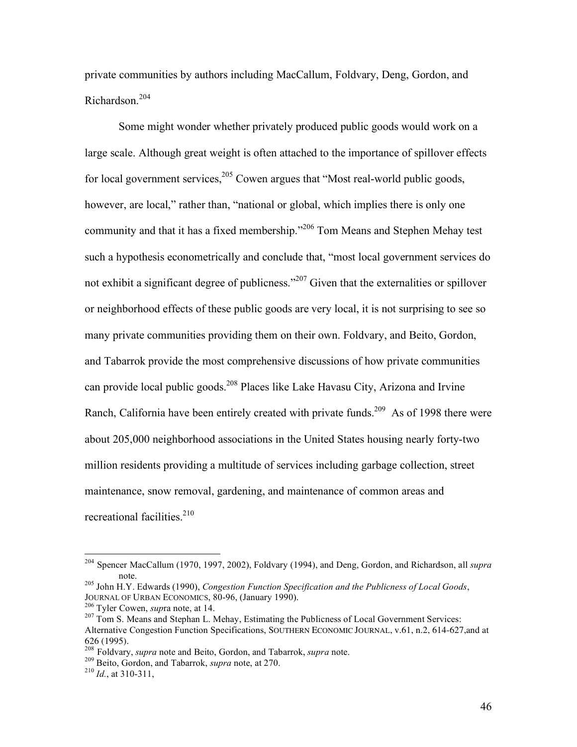private communities by authors including MacCallum, Foldvary, Deng, Gordon, and Richardson.[204]

Some might wonder whether privately produced public goods would work on a large scale. Although great weight is often attached to the importance of spillover effects for local government services,[205] Cowen argues that "Most real-world public goods, however, are local," rather than, "national or global, which implies there is only one community and that it has a fixed membership."[206] Tom Means and Stephen Mehay test such a hypothesis econometrically and conclude that, "most local government services do not exhibit a significant degree of publicness."[207] Given that the externalities or spillover or neighborhood effects of these public goods are very local, it is not surprising to see so many private communities providing them on their own. Foldvary, and Beito, Gordon, and Tabarrok provide the most comprehensive discussions of how private communities can provide local public goods.[208] Places like Lake Havasu City, Arizona and Irvine Ranch, California have been entirely created with private funds.[209] As of 1998 there were about 205,000 neighborhood associations in the United States housing nearly forty-two million residents providing a multitude of services including garbage collection, street maintenance, snow removal, gardening, and maintenance of common areas and recreational facilities.[210]

---

[204] Spencer MacCallum (1970, 1997, 2002), Foldvary (1994), and Deng, Gordon, and Richardson, all *supra* note.

[205] John H.Y. Edwards (1990), *Congestion Function Specification and the Publicness of Local Goods*, JOURNAL OF URBAN ECONOMICS, 80-96, (January 1990).

[206] Tyler Cowen, *supra* note, at 14.

[207] Tom S. Means and Stephan L. Mehay, Estimating the Publicness of Local Government Services: Alternative Congestion Function Specifications, SOUTHERN ECONOMIC JOURNAL, v.61, n.2, 614-627,and at 626 (1995).

[208] Foldvary, *supra* note and Beito, Gordon, and Tabarrok, *supra* note.

[209] Beito, Gordon, and Tabarrok, *supra* note, at 270.

[210] *Id.*, at 310-311,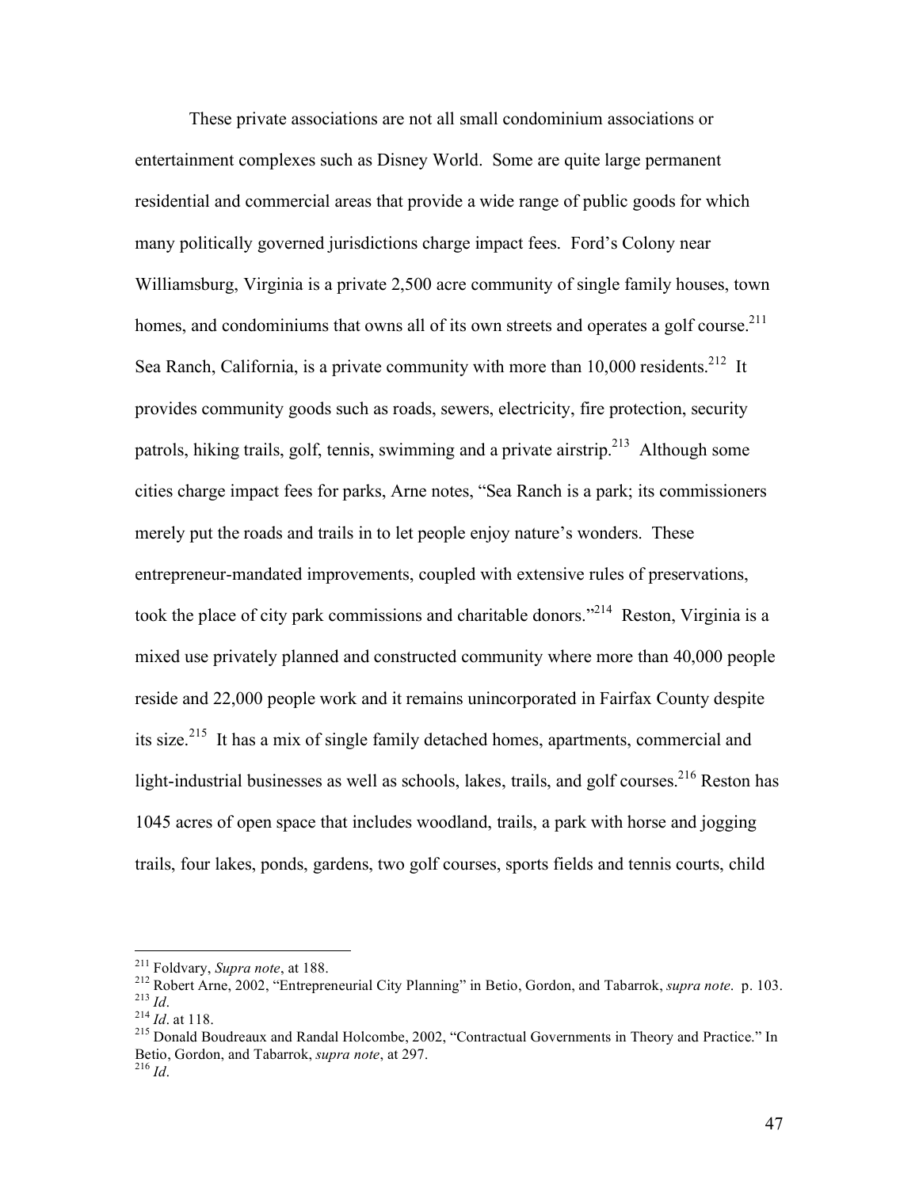These private associations are not all small condominium associations or entertainment complexes such as Disney World. Some are quite large permanent residential and commercial areas that provide a wide range of public goods for which many politically governed jurisdictions charge impact fees. Ford's Colony near Williamsburg, Virginia is a private 2,500 acre community of single family houses, town homes, and condominiums that owns all of its own streets and operates a golf course.[211] Sea Ranch, California, is a private community with more than 10,000 residents.[212] It provides community goods such as roads, sewers, electricity, fire protection, security patrols, hiking trails, golf, tennis, swimming and a private airstrip.[213] Although some cities charge impact fees for parks, Arne notes, "Sea Ranch is a park; its commissioners merely put the roads and trails in to let people enjoy nature's wonders. These entrepreneur-mandated improvements, coupled with extensive rules of preservations, took the place of city park commissions and charitable donors."[214] Reston, Virginia is a mixed use privately planned and constructed community where more than 40,000 people reside and 22,000 people work and it remains unincorporated in Fairfax County despite its size.[215] It has a mix of single family detached homes, apartments, commercial and light-industrial businesses as well as schools, lakes, trails, and golf courses.[216] Reston has 1045 acres of open space that includes woodland, trails, a park with horse and jogging trails, four lakes, ponds, gardens, two golf courses, sports fields and tennis courts, child

---

[211] Foldvary, *Supra note*, at 188.

[212] Robert Arne, 2002, "Entrepreneurial City Planning" in Betio, Gordon, and Tabarrok, *supra note*. p. 103.

[213] *Id*.

[214] *Id*. at 118.

[215] Donald Boudreaux and Randal Holcombe, 2002, "Contractual Governments in Theory and Practice." In Betio, Gordon, and Tabarrok, *supra note*, at 297.

[216] *Id*.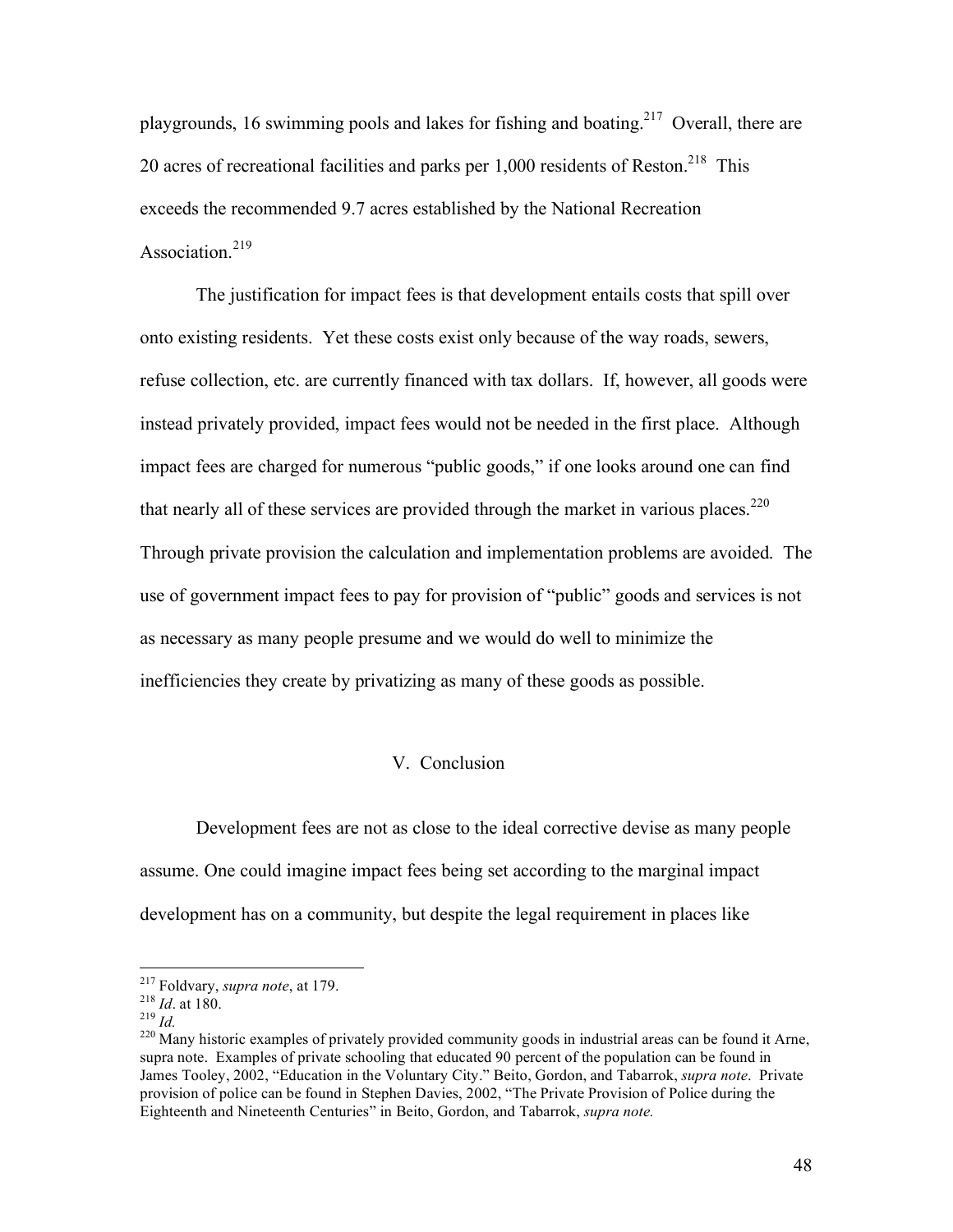playgrounds, 16 swimming pools and lakes for fishing and boating.[217] Overall, there are 20 acres of recreational facilities and parks per 1,000 residents of Reston.[218] This exceeds the recommended 9.7 acres established by the National Recreation Association.[219]

The justification for impact fees is that development entails costs that spill over onto existing residents. Yet these costs exist only because of the way roads, sewers, refuse collection, etc. are currently financed with tax dollars. If, however, all goods were instead privately provided, impact fees would not be needed in the first place. Although impact fees are charged for numerous "public goods," if one looks around one can find that nearly all of these services are provided through the market in various places.[220] Through private provision the calculation and implementation problems are avoided. The use of government impact fees to pay for provision of "public" goods and services is not as necessary as many people presume and we would do well to minimize the inefficiencies they create by privatizing as many of these goods as possible.

## V. Conclusion

Development fees are not as close to the ideal corrective devise as many people assume. One could imagine impact fees being set according to the marginal impact development has on a community, but despite the legal requirement in places like

---

[217] Foldvary, *supra note*, at 179.

[218] *Id*. at 180.

[219] *Id.*

[220] Many historic examples of privately provided community goods in industrial areas can be found it Arne, supra note. Examples of private schooling that educated 90 percent of the population can be found in James Tooley, 2002, "Education in the Voluntary City." Beito, Gordon, and Tabarrok, *supra note*. Private provision of police can be found in Stephen Davies, 2002, "The Private Provision of Police during the Eighteenth and Nineteenth Centuries" in Beito, Gordon, and Tabarrok, *supra note.*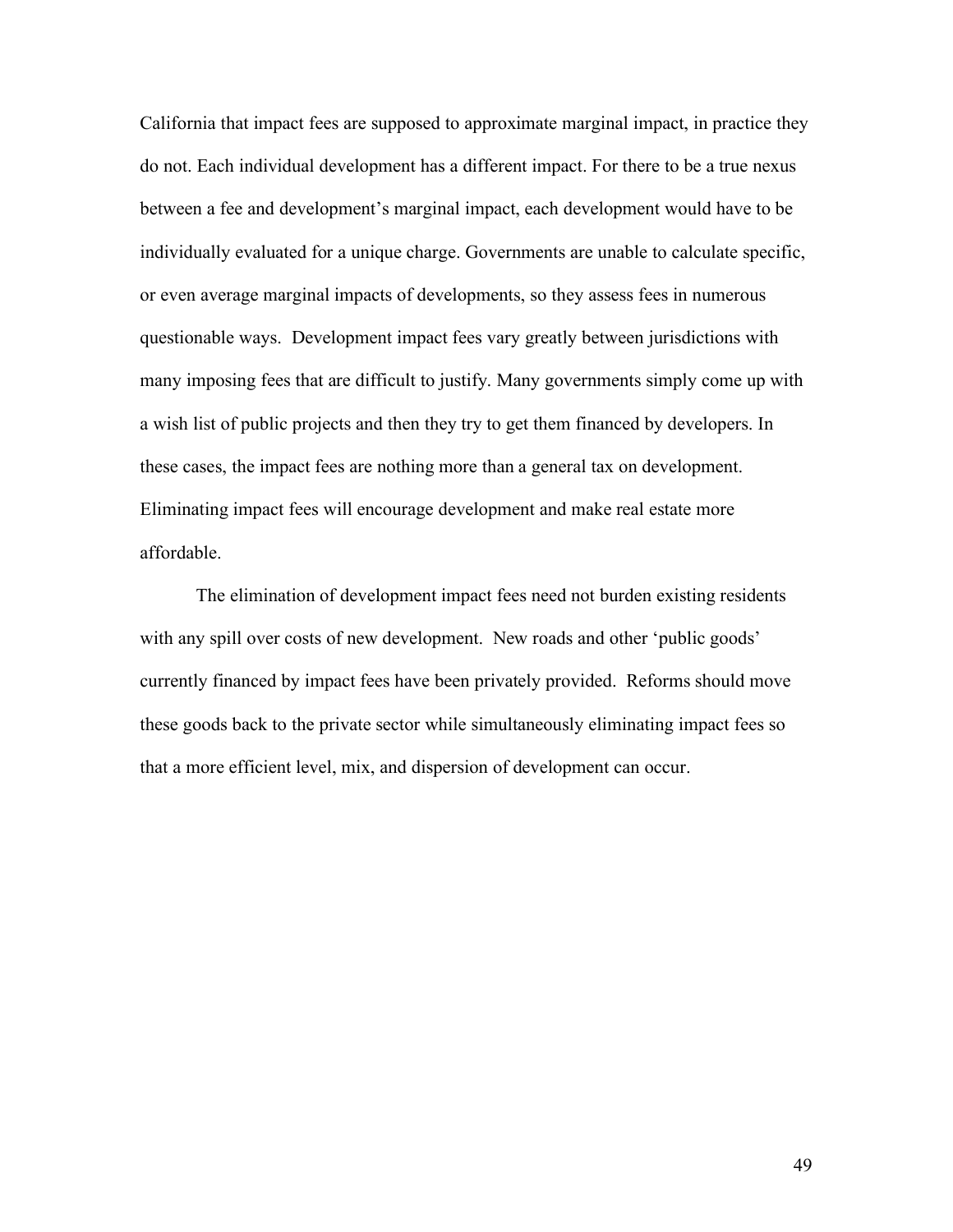California that impact fees are supposed to approximate marginal impact, in practice they do not. Each individual development has a different impact. For there to be a true nexus between a fee and development's marginal impact, each development would have to be individually evaluated for a unique charge. Governments are unable to calculate specific, or even average marginal impacts of developments, so they assess fees in numerous questionable ways. Development impact fees vary greatly between jurisdictions with many imposing fees that are difficult to justify. Many governments simply come up with a wish list of public projects and then they try to get them financed by developers. In these cases, the impact fees are nothing more than a general tax on development. Eliminating impact fees will encourage development and make real estate more affordable.

The elimination of development impact fees need not burden existing residents with any spill over costs of new development. New roads and other 'public goods' currently financed by impact fees have been privately provided. Reforms should move these goods back to the private sector while simultaneously eliminating impact fees so that a more efficient level, mix, and dispersion of development can occur.